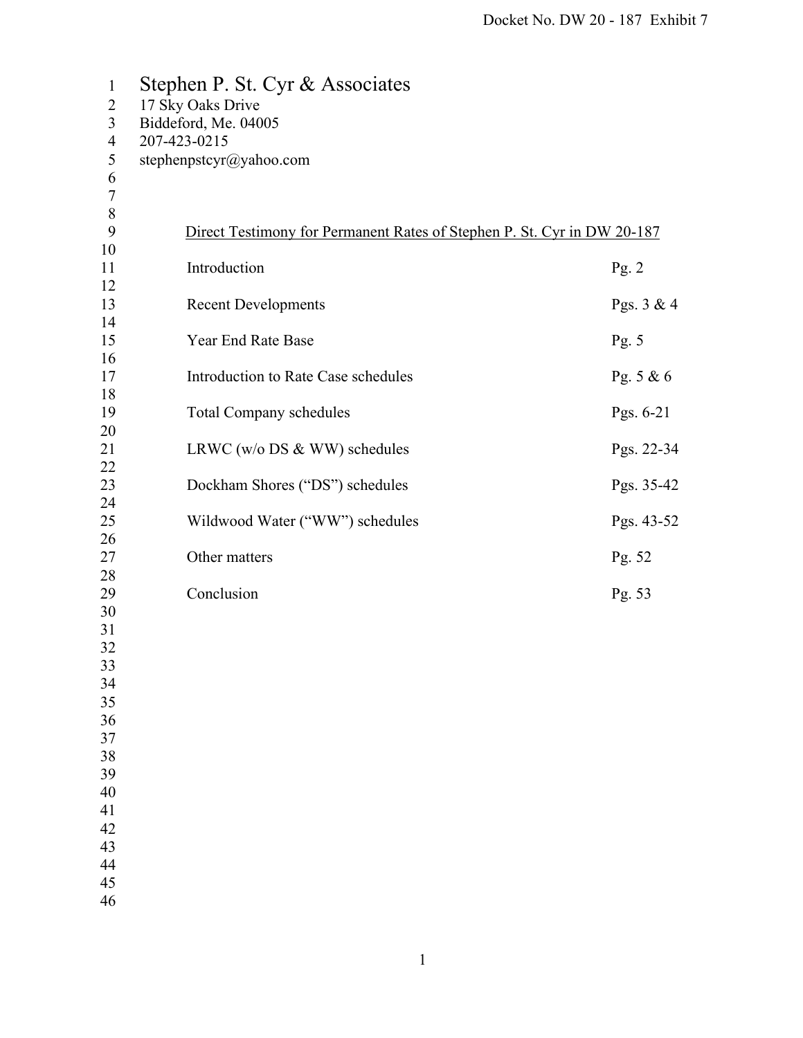# Stephen P. St. Cyr & Associates

17 Sky Oaks Drive
Biddeford, Me. 04005
207-423-0215
stephenpstcyr@yahoo.com

<u>Direct Testimony for Permanent Rates of Stephen P. St. Cyr in DW 20-187</u>

| | |
|---|---|
| Introduction | Pg. 2 |
| Recent Developments | Pgs. 3 & 4 |
| Year End Rate Base | Pg. 5 |
| Introduction to Rate Case schedules | Pg. 5 & 6 |
| Total Company schedules | Pgs. 6-21 |
| LRWC (w/o DS & WW) schedules | Pgs. 22-34 |
| Dockham Shores ("DS") schedules | Pgs. 35-42 |
| Wildwood Water ("WW") schedules | Pgs. 43-52 |
| Other matters | Pg. 52 |
| Conclusion | Pg. 53 |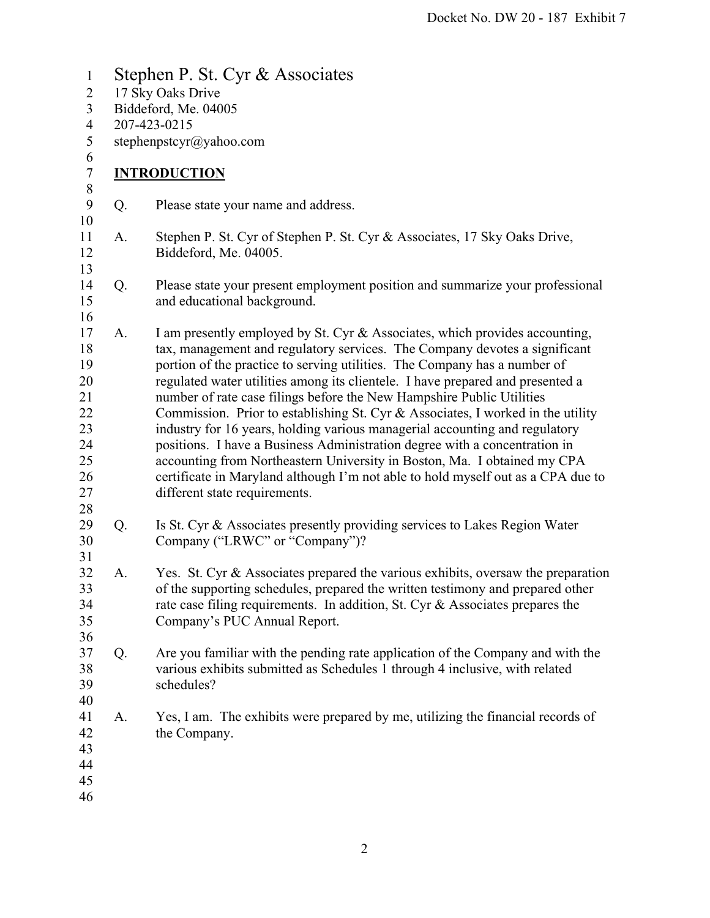Stephen P. St. Cyr & Associates
17 Sky Oaks Drive
Biddeford, Me. 04005
207-423-0215
stephenpstcyr@yahoo.com

## INTRODUCTION

Q. Please state your name and address.

A. Stephen P. St. Cyr of Stephen P. St. Cyr & Associates, 17 Sky Oaks Drive, Biddeford, Me. 04005.

Q. Please state your present employment position and summarize your professional and educational background.

A. I am presently employed by St. Cyr & Associates, which provides accounting, tax, management and regulatory services. The Company devotes a significant portion of the practice to serving utilities. The Company has a number of regulated water utilities among its clientele. I have prepared and presented a number of rate case filings before the New Hampshire Public Utilities Commission. Prior to establishing St. Cyr & Associates, I worked in the utility industry for 16 years, holding various managerial accounting and regulatory positions. I have a Business Administration degree with a concentration in accounting from Northeastern University in Boston, Ma. I obtained my CPA certificate in Maryland although I'm not able to hold myself out as a CPA due to different state requirements.

Q. Is St. Cyr & Associates presently providing services to Lakes Region Water Company ("LRWC" or "Company")?

A. Yes. St. Cyr & Associates prepared the various exhibits, oversaw the preparation of the supporting schedules, prepared the written testimony and prepared other rate case filing requirements. In addition, St. Cyr & Associates prepares the Company's PUC Annual Report.

Q. Are you familiar with the pending rate application of the Company and with the various exhibits submitted as Schedules 1 through 4 inclusive, with related schedules?

A. Yes, I am. The exhibits were prepared by me, utilizing the financial records of the Company.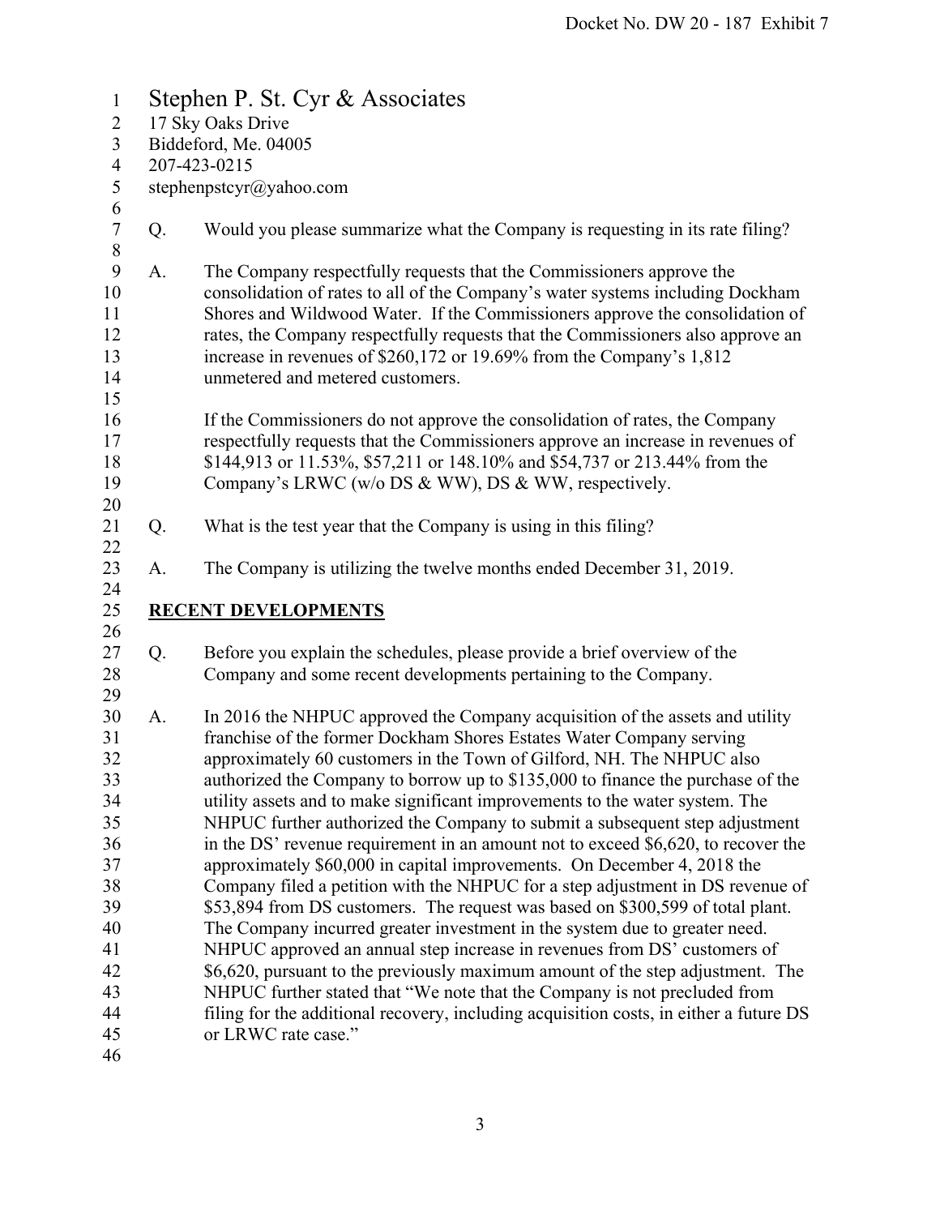Stephen P. St. Cyr & Associates
17 Sky Oaks Drive
Biddeford, Me. 04005
207-423-0215
stephenpstcyr@yahoo.com

Q. Would you please summarize what the Company is requesting in its rate filing?

A. The Company respectfully requests that the Commissioners approve the consolidation of rates to all of the Company's water systems including Dockham Shores and Wildwood Water. If the Commissioners approve the consolidation of rates, the Company respectfully requests that the Commissioners also approve an increase in revenues of $260,172 or 19.69% from the Company's 1,812 unmetered and metered customers.

If the Commissioners do not approve the consolidation of rates, the Company respectfully requests that the Commissioners approve an increase in revenues of $144,913 or 11.53%, $57,211 or 148.10% and $54,737 or 213.44% from the Company's LRWC (w/o DS & WW), DS & WW, respectively.

Q. What is the test year that the Company is using in this filing?

A. The Company is utilizing the twelve months ended December 31, 2019.

## RECENT DEVELOPMENTS

Q. Before you explain the schedules, please provide a brief overview of the Company and some recent developments pertaining to the Company.

A. In 2016 the NHPUC approved the Company acquisition of the assets and utility franchise of the former Dockham Shores Estates Water Company serving approximately 60 customers in the Town of Gilford, NH. The NHPUC also authorized the Company to borrow up to $135,000 to finance the purchase of the utility assets and to make significant improvements to the water system. The NHPUC further authorized the Company to submit a subsequent step adjustment in the DS' revenue requirement in an amount not to exceed $6,620, to recover the approximately $60,000 in capital improvements. On December 4, 2018 the Company filed a petition with the NHPUC for a step adjustment in DS revenue of $53,894 from DS customers. The request was based on $300,599 of total plant. The Company incurred greater investment in the system due to greater need. NHPUC approved an annual step increase in revenues from DS' customers of $6,620, pursuant to the previously maximum amount of the step adjustment. The NHPUC further stated that "We note that the Company is not precluded from filing for the additional recovery, including acquisition costs, in either a future DS or LRWC rate case."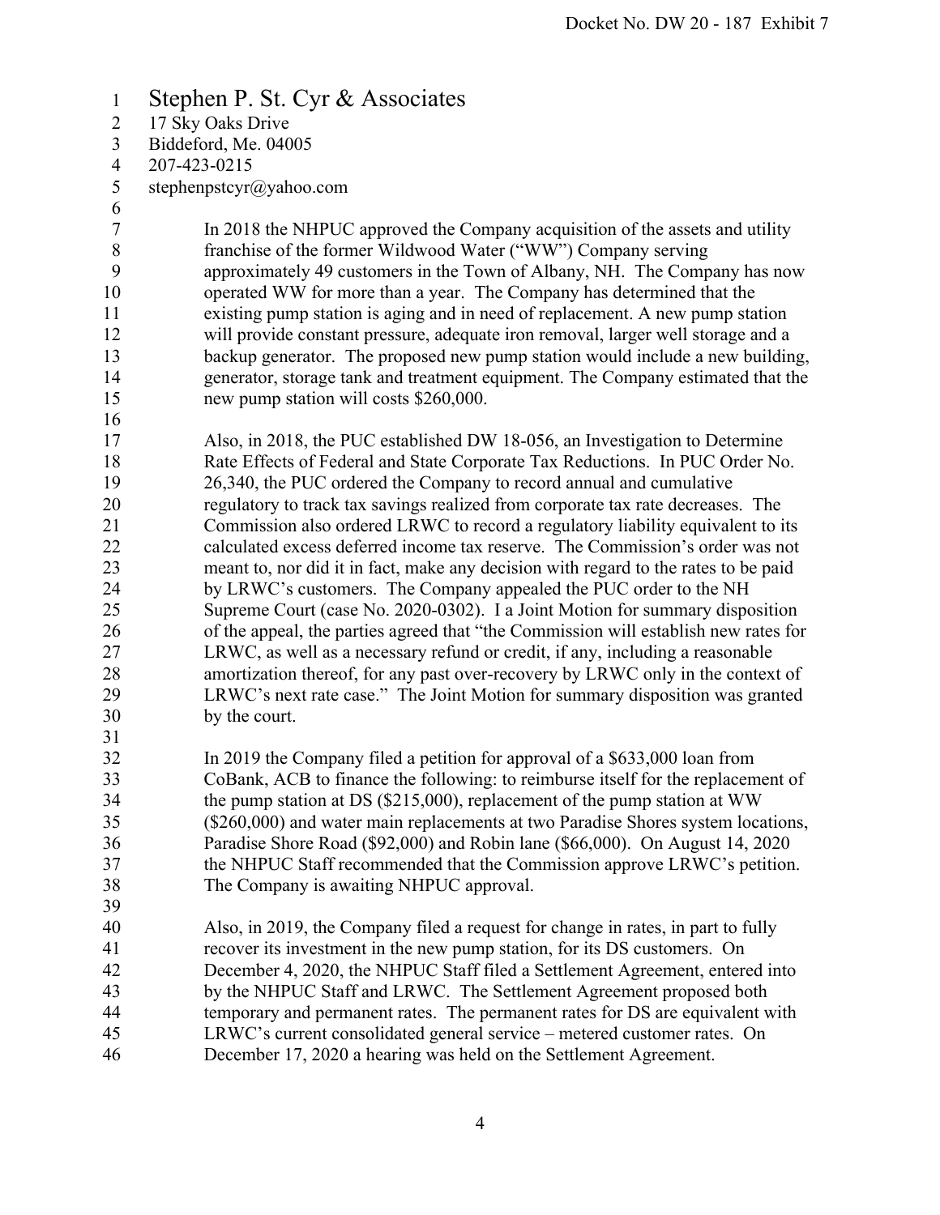Stephen P. St. Cyr & Associates
17 Sky Oaks Drive
Biddeford, Me. 04005
207-423-0215
stephenpstcyr@yahoo.com

In 2018 the NHPUC approved the Company acquisition of the assets and utility franchise of the former Wildwood Water ("WW") Company serving approximately 49 customers in the Town of Albany, NH. The Company has now operated WW for more than a year. The Company has determined that the existing pump station is aging and in need of replacement. A new pump station will provide constant pressure, adequate iron removal, larger well storage and a backup generator. The proposed new pump station would include a new building, generator, storage tank and treatment equipment. The Company estimated that the new pump station will costs $260,000.

Also, in 2018, the PUC established DW 18-056, an Investigation to Determine Rate Effects of Federal and State Corporate Tax Reductions. In PUC Order No. 26,340, the PUC ordered the Company to record annual and cumulative regulatory to track tax savings realized from corporate tax rate decreases. The Commission also ordered LRWC to record a regulatory liability equivalent to its calculated excess deferred income tax reserve. The Commission's order was not meant to, nor did it in fact, make any decision with regard to the rates to be paid by LRWC's customers. The Company appealed the PUC order to the NH Supreme Court (case No. 2020-0302). I a Joint Motion for summary disposition of the appeal, the parties agreed that "the Commission will establish new rates for LRWC, as well as a necessary refund or credit, if any, including a reasonable amortization thereof, for any past over-recovery by LRWC only in the context of LRWC's next rate case." The Joint Motion for summary disposition was granted by the court.

In 2019 the Company filed a petition for approval of a $633,000 loan from CoBank, ACB to finance the following: to reimburse itself for the replacement of the pump station at DS ($215,000), replacement of the pump station at WW ($260,000) and water main replacements at two Paradise Shores system locations, Paradise Shore Road ($92,000) and Robin lane ($66,000). On August 14, 2020 the NHPUC Staff recommended that the Commission approve LRWC's petition. The Company is awaiting NHPUC approval.

Also, in 2019, the Company filed a request for change in rates, in part to fully recover its investment in the new pump station, for its DS customers. On December 4, 2020, the NHPUC Staff filed a Settlement Agreement, entered into by the NHPUC Staff and LRWC. The Settlement Agreement proposed both temporary and permanent rates. The permanent rates for DS are equivalent with LRWC's current consolidated general service – metered customer rates. On December 17, 2020 a hearing was held on the Settlement Agreement.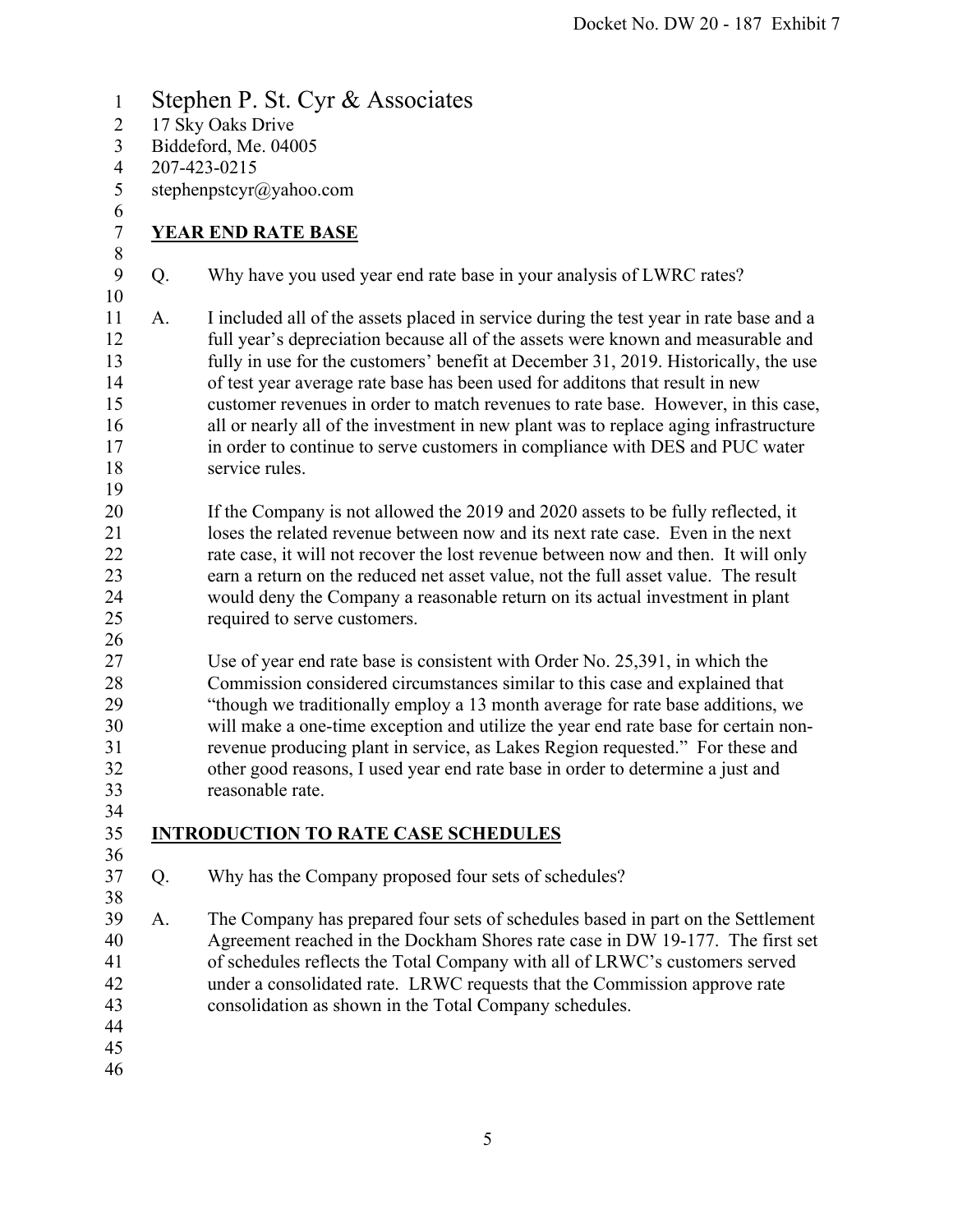Stephen P. St. Cyr & Associates
17 Sky Oaks Drive
Biddeford, Me. 04005
207-423-0215
stephenpstcyr@yahoo.com

## YEAR END RATE BASE

Q. Why have you used year end rate base in your analysis of LWRC rates?

A. I included all of the assets placed in service during the test year in rate base and a full year's depreciation because all of the assets were known and measurable and fully in use for the customers' benefit at December 31, 2019. Historically, the use of test year average rate base has been used for additons that result in new customer revenues in order to match revenues to rate base. However, in this case, all or nearly all of the investment in new plant was to replace aging infrastructure in order to continue to serve customers in compliance with DES and PUC water service rules.

If the Company is not allowed the 2019 and 2020 assets to be fully reflected, it loses the related revenue between now and its next rate case. Even in the next rate case, it will not recover the lost revenue between now and then. It will only earn a return on the reduced net asset value, not the full asset value. The result would deny the Company a reasonable return on its actual investment in plant required to serve customers.

Use of year end rate base is consistent with Order No. 25,391, in which the Commission considered circumstances similar to this case and explained that "though we traditionally employ a 13 month average for rate base additions, we will make a one-time exception and utilize the year end rate base for certain non-revenue producing plant in service, as Lakes Region requested." For these and other good reasons, I used year end rate base in order to determine a just and reasonable rate.

## INTRODUCTION TO RATE CASE SCHEDULES

Q. Why has the Company proposed four sets of schedules?

A. The Company has prepared four sets of schedules based in part on the Settlement Agreement reached in the Dockham Shores rate case in DW 19-177. The first set of schedules reflects the Total Company with all of LRWC's customers served under a consolidated rate. LRWC requests that the Commission approve rate consolidation as shown in the Total Company schedules.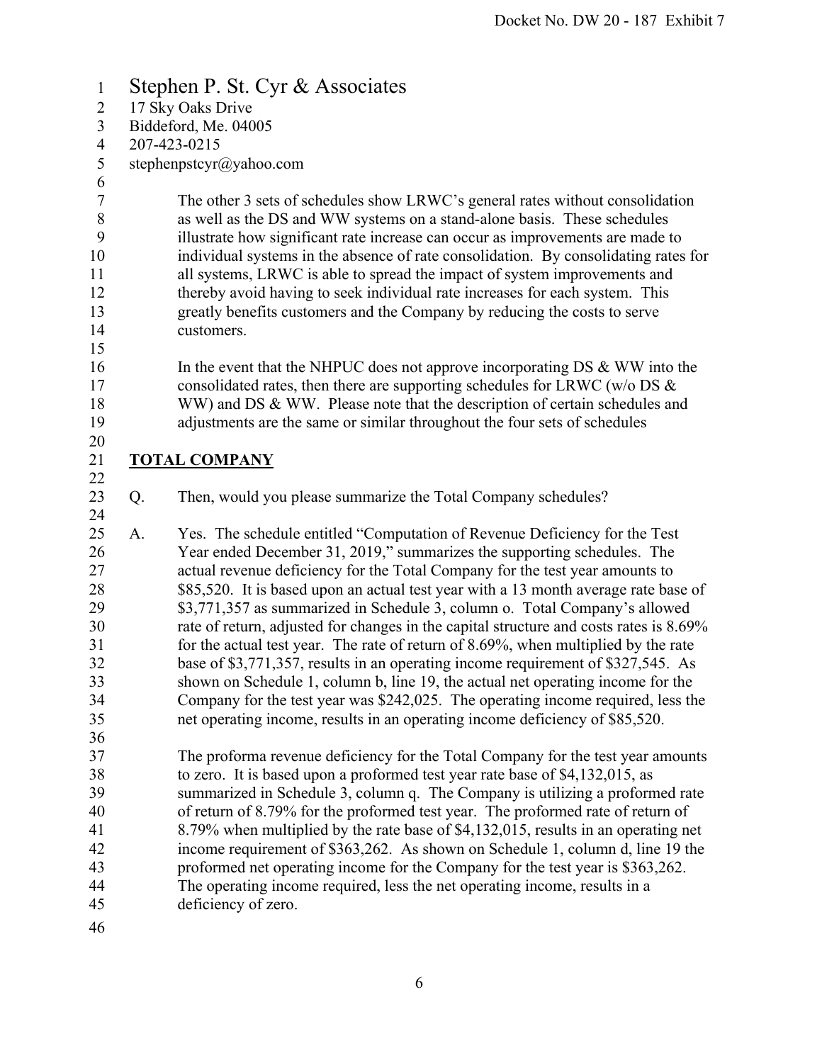Stephen P. St. Cyr & Associates
17 Sky Oaks Drive
Biddeford, Me. 04005
207-423-0215
stephenpstcyr@yahoo.com

The other 3 sets of schedules show LRWC's general rates without consolidation as well as the DS and WW systems on a stand-alone basis. These schedules illustrate how significant rate increase can occur as improvements are made to individual systems in the absence of rate consolidation. By consolidating rates for all systems, LRWC is able to spread the impact of system improvements and thereby avoid having to seek individual rate increases for each system. This greatly benefits customers and the Company by reducing the costs to serve customers.

In the event that the NHPUC does not approve incorporating DS & WW into the consolidated rates, then there are supporting schedules for LRWC (w/o DS & WW) and DS & WW. Please note that the description of certain schedules and adjustments are the same or similar throughout the four sets of schedules

## TOTAL COMPANY

Q. Then, would you please summarize the Total Company schedules?

A. Yes. The schedule entitled "Computation of Revenue Deficiency for the Test Year ended December 31, 2019," summarizes the supporting schedules. The actual revenue deficiency for the Total Company for the test year amounts to $85,520. It is based upon an actual test year with a 13 month average rate base of $3,771,357 as summarized in Schedule 3, column o. Total Company's allowed rate of return, adjusted for changes in the capital structure and costs rates is 8.69% for the actual test year. The rate of return of 8.69%, when multiplied by the rate base of $3,771,357, results in an operating income requirement of $327,545. As shown on Schedule 1, column b, line 19, the actual net operating income for the Company for the test year was $242,025. The operating income required, less the net operating income, results in an operating income deficiency of $85,520.

The proforma revenue deficiency for the Total Company for the test year amounts to zero. It is based upon a proformed test year rate base of $4,132,015, as summarized in Schedule 3, column q. The Company is utilizing a proformed rate of return of 8.79% for the proformed test year. The proformed rate of return of 8.79% when multiplied by the rate base of $4,132,015, results in an operating net income requirement of $363,262. As shown on Schedule 1, column d, line 19 the proformed net operating income for the Company for the test year is $363,262. The operating income required, less the net operating income, results in a deficiency of zero.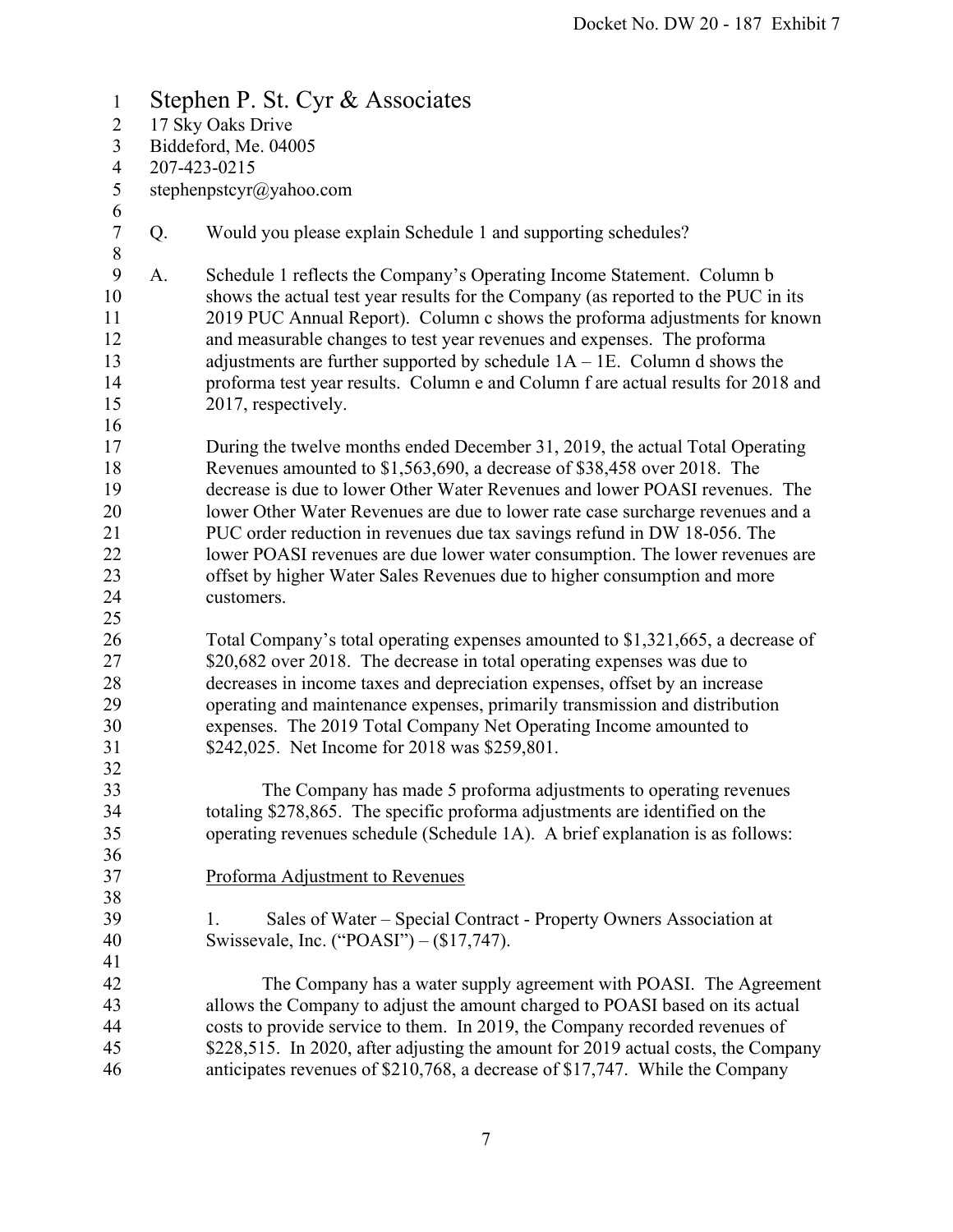Stephen P. St. Cyr & Associates
17 Sky Oaks Drive
Biddeford, Me. 04005
207-423-0215
stephenpstcyr@yahoo.com

Q. Would you please explain Schedule 1 and supporting schedules?

A. Schedule 1 reflects the Company's Operating Income Statement. Column b shows the actual test year results for the Company (as reported to the PUC in its 2019 PUC Annual Report). Column c shows the proforma adjustments for known and measurable changes to test year revenues and expenses. The proforma adjustments are further supported by schedule 1A – 1E. Column d shows the proforma test year results. Column e and Column f are actual results for 2018 and 2017, respectively.

During the twelve months ended December 31, 2019, the actual Total Operating Revenues amounted to $1,563,690, a decrease of $38,458 over 2018. The decrease is due to lower Other Water Revenues and lower POASI revenues. The lower Other Water Revenues are due to lower rate case surcharge revenues and a PUC order reduction in revenues due tax savings refund in DW 18-056. The lower POASI revenues are due lower water consumption. The lower revenues are offset by higher Water Sales Revenues due to higher consumption and more customers.

Total Company's total operating expenses amounted to $1,321,665, a decrease of $20,682 over 2018. The decrease in total operating expenses was due to decreases in income taxes and depreciation expenses, offset by an increase operating and maintenance expenses, primarily transmission and distribution expenses. The 2019 Total Company Net Operating Income amounted to $242,025. Net Income for 2018 was $259,801.

The Company has made 5 proforma adjustments to operating revenues totaling $278,865. The specific proforma adjustments are identified on the operating revenues schedule (Schedule 1A). A brief explanation is as follows:

Proforma Adjustment to Revenues

1. Sales of Water – Special Contract - Property Owners Association at Swissevale, Inc. ("POASI") – ($17,747).

The Company has a water supply agreement with POASI. The Agreement allows the Company to adjust the amount charged to POASI based on its actual costs to provide service to them. In 2019, the Company recorded revenues of $228,515. In 2020, after adjusting the amount for 2019 actual costs, the Company anticipates revenues of $210,768, a decrease of $17,747. While the Company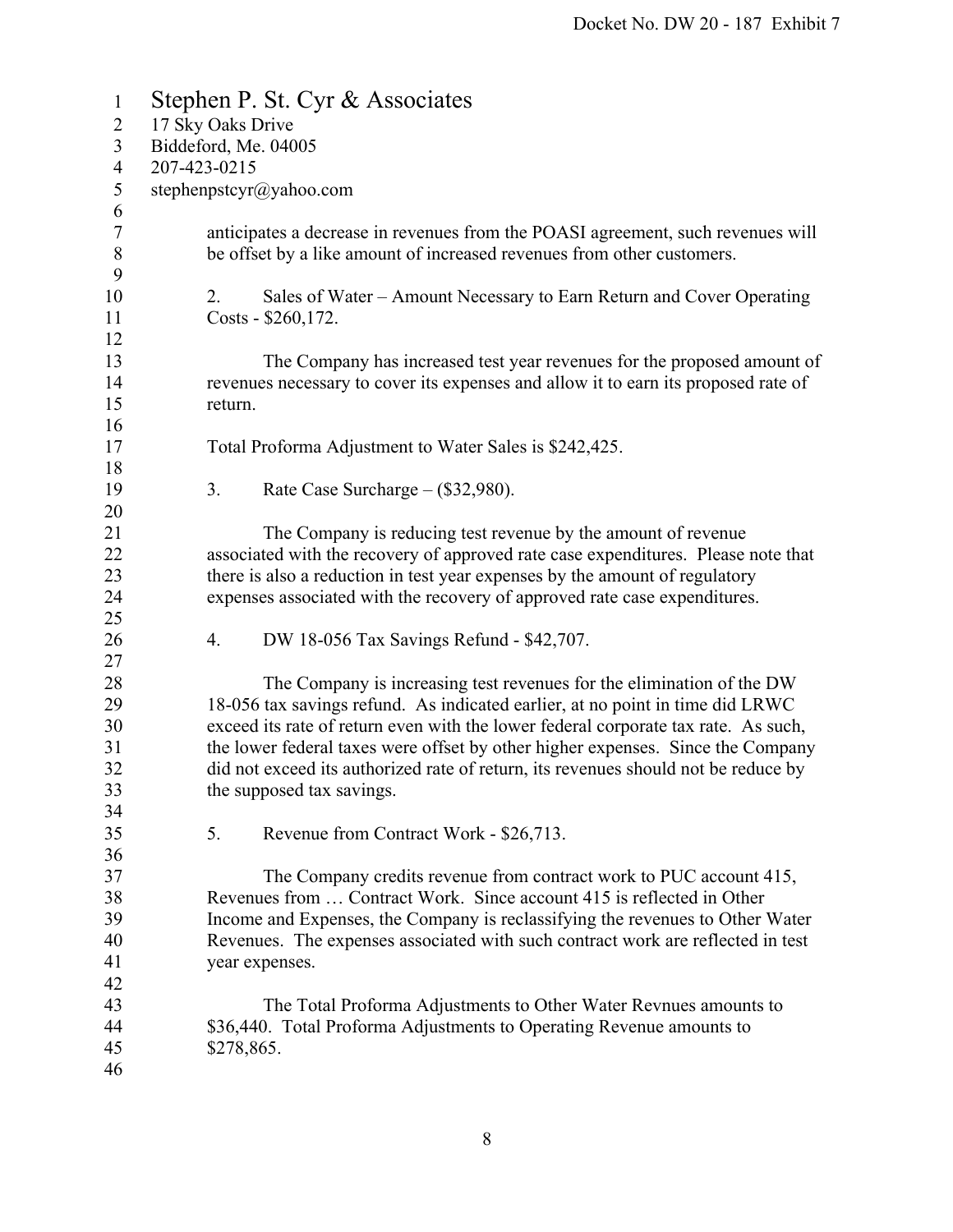Stephen P. St. Cyr & Associates
17 Sky Oaks Drive
Biddeford, Me. 04005
207-423-0215
stephenpstcyr@yahoo.com

anticipates a decrease in revenues from the POASI agreement, such revenues will be offset by a like amount of increased revenues from other customers.

2. Sales of Water – Amount Necessary to Earn Return and Cover Operating Costs - $260,172.

The Company has increased test year revenues for the proposed amount of revenues necessary to cover its expenses and allow it to earn its proposed rate of return.

Total Proforma Adjustment to Water Sales is $242,425.

3. Rate Case Surcharge – ($32,980).

The Company is reducing test revenue by the amount of revenue associated with the recovery of approved rate case expenditures. Please note that there is also a reduction in test year expenses by the amount of regulatory expenses associated with the recovery of approved rate case expenditures.

4. DW 18-056 Tax Savings Refund - $42,707.

The Company is increasing test revenues for the elimination of the DW 18-056 tax savings refund. As indicated earlier, at no point in time did LRWC exceed its rate of return even with the lower federal corporate tax rate. As such, the lower federal taxes were offset by other higher expenses. Since the Company did not exceed its authorized rate of return, its revenues should not be reduce by the supposed tax savings.

5. Revenue from Contract Work - $26,713.

The Company credits revenue from contract work to PUC account 415, Revenues from … Contract Work. Since account 415 is reflected in Other Income and Expenses, the Company is reclassifying the revenues to Other Water Revenues. The expenses associated with such contract work are reflected in test year expenses.

The Total Proforma Adjustments to Other Water Revnues amounts to $36,440. Total Proforma Adjustments to Operating Revenue amounts to $278,865.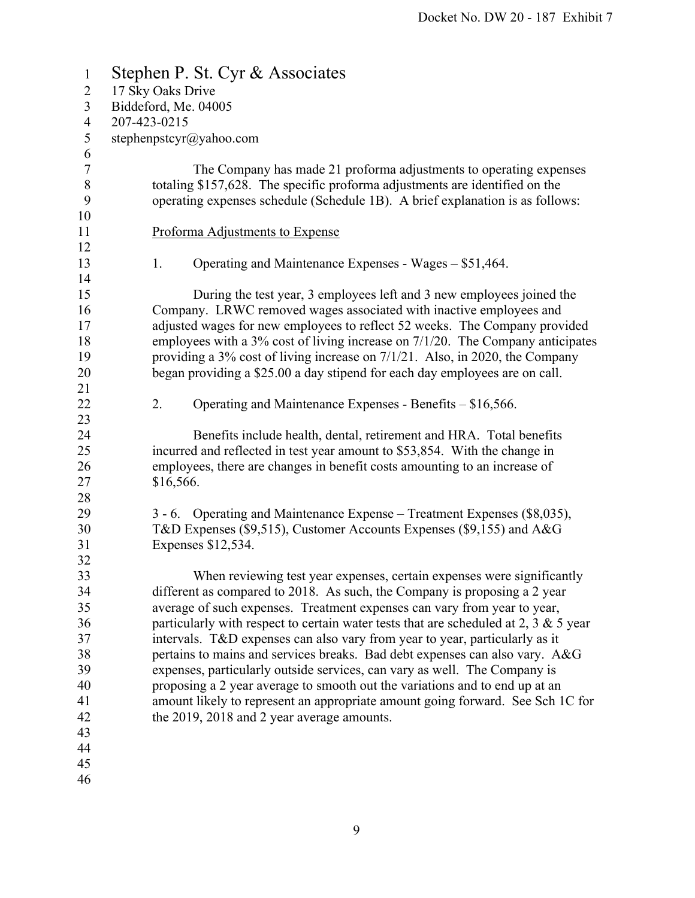Stephen P. St. Cyr & Associates
17 Sky Oaks Drive
Biddeford, Me. 04005
207-423-0215
stephenpstcyr@yahoo.com

The Company has made 21 proforma adjustments to operating expenses totaling $157,628. The specific proforma adjustments are identified on the operating expenses schedule (Schedule 1B). A brief explanation is as follows:

Proforma Adjustments to Expense

1. Operating and Maintenance Expenses - Wages – $51,464.

During the test year, 3 employees left and 3 new employees joined the Company. LRWC removed wages associated with inactive employees and adjusted wages for new employees to reflect 52 weeks. The Company provided employees with a 3% cost of living increase on 7/1/20. The Company anticipates providing a 3% cost of living increase on 7/1/21. Also, in 2020, the Company began providing a $25.00 a day stipend for each day employees are on call.

2. Operating and Maintenance Expenses - Benefits – $16,566.

Benefits include health, dental, retirement and HRA. Total benefits incurred and reflected in test year amount to $53,854. With the change in employees, there are changes in benefit costs amounting to an increase of $16,566.

3 - 6. Operating and Maintenance Expense – Treatment Expenses ($8,035), T&D Expenses ($9,515), Customer Accounts Expenses ($9,155) and A&G Expenses $12,534.

When reviewing test year expenses, certain expenses were significantly different as compared to 2018. As such, the Company is proposing a 2 year average of such expenses. Treatment expenses can vary from year to year, particularly with respect to certain water tests that are scheduled at 2, 3 & 5 year intervals. T&D expenses can also vary from year to year, particularly as it pertains to mains and services breaks. Bad debt expenses can also vary. A&G expenses, particularly outside services, can vary as well. The Company is proposing a 2 year average to smooth out the variations and to end up at an amount likely to represent an appropriate amount going forward. See Sch 1C for the 2019, 2018 and 2 year average amounts.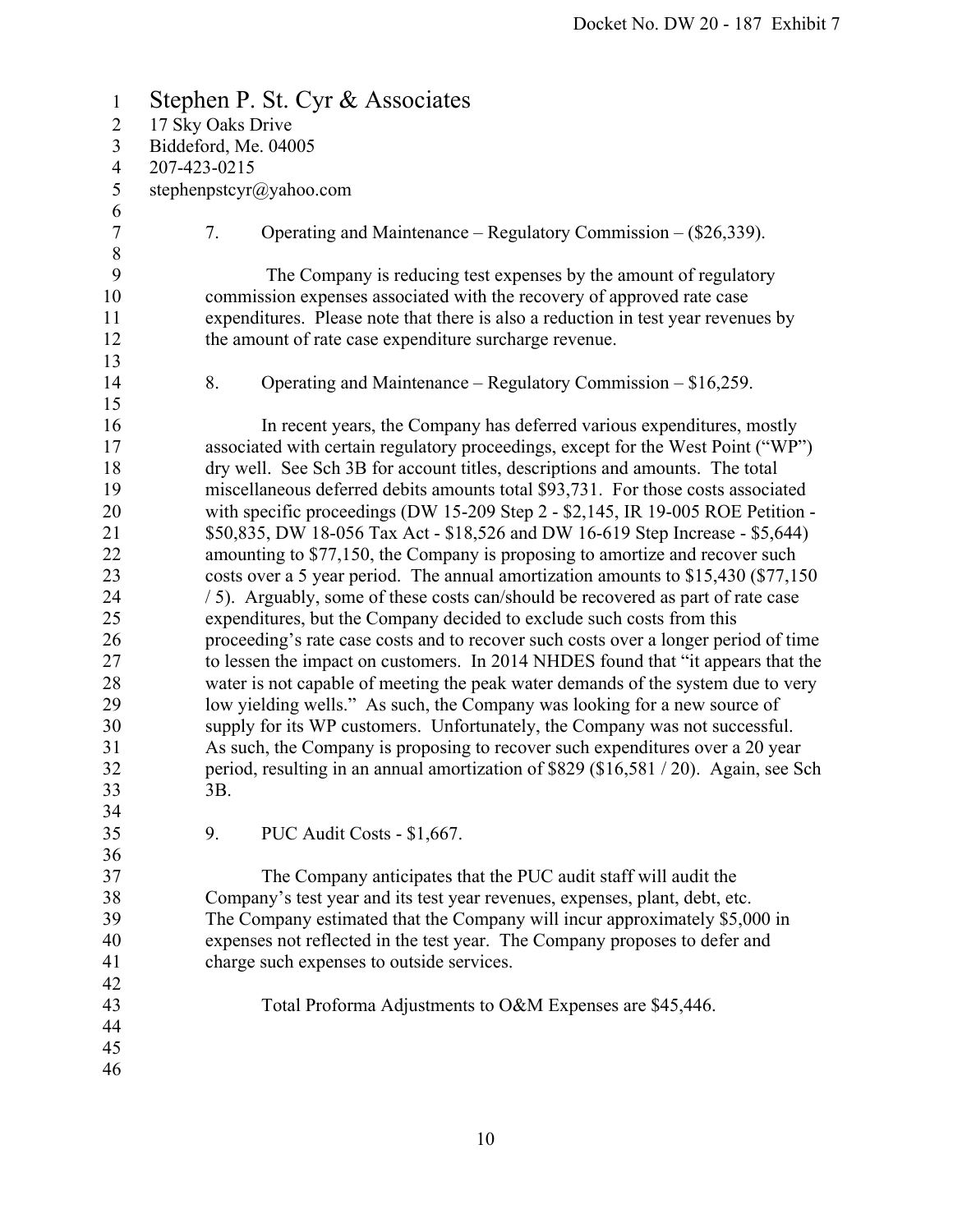Stephen P. St. Cyr & Associates
17 Sky Oaks Drive
Biddeford, Me. 04005
207-423-0215
stephenpstcyr@yahoo.com

7. Operating and Maintenance – Regulatory Commission – ($26,339).

The Company is reducing test expenses by the amount of regulatory commission expenses associated with the recovery of approved rate case expenditures. Please note that there is also a reduction in test year revenues by the amount of rate case expenditure surcharge revenue.

8. Operating and Maintenance – Regulatory Commission – $16,259.

In recent years, the Company has deferred various expenditures, mostly associated with certain regulatory proceedings, except for the West Point ("WP") dry well. See Sch 3B for account titles, descriptions and amounts. The total miscellaneous deferred debits amounts total $93,731. For those costs associated with specific proceedings (DW 15-209 Step 2 - $2,145, IR 19-005 ROE Petition - $50,835, DW 18-056 Tax Act - $18,526 and DW 16-619 Step Increase - $5,644) amounting to $77,150, the Company is proposing to amortize and recover such costs over a 5 year period. The annual amortization amounts to $15,430 ($77,150 / 5). Arguably, some of these costs can/should be recovered as part of rate case expenditures, but the Company decided to exclude such costs from this proceeding's rate case costs and to recover such costs over a longer period of time to lessen the impact on customers. In 2014 NHDES found that "it appears that the water is not capable of meeting the peak water demands of the system due to very low yielding wells." As such, the Company was looking for a new source of supply for its WP customers. Unfortunately, the Company was not successful. As such, the Company is proposing to recover such expenditures over a 20 year period, resulting in an annual amortization of $829 ($16,581 / 20). Again, see Sch 3B.

9. PUC Audit Costs - $1,667.

The Company anticipates that the PUC audit staff will audit the Company's test year and its test year revenues, expenses, plant, debt, etc. The Company estimated that the Company will incur approximately $5,000 in expenses not reflected in the test year. The Company proposes to defer and charge such expenses to outside services.

Total Proforma Adjustments to O&M Expenses are $45,446.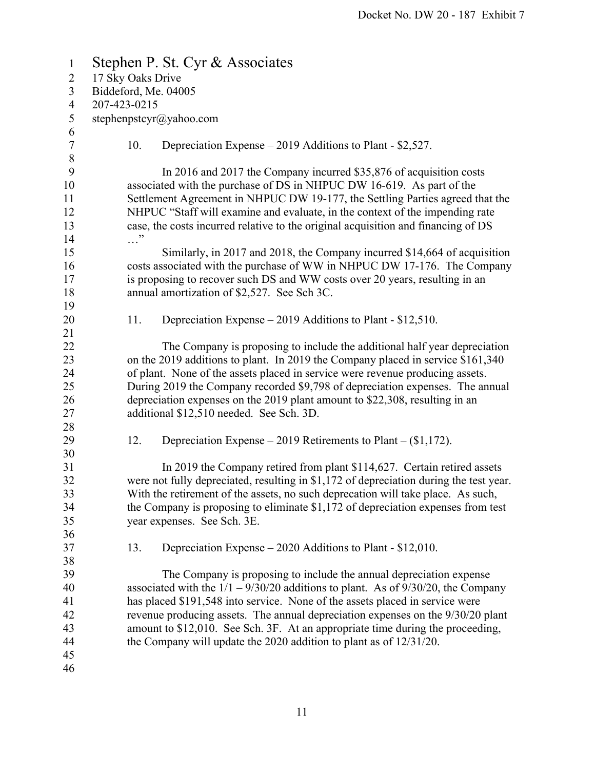Stephen P. St. Cyr & Associates
17 Sky Oaks Drive
Biddeford, Me. 04005
207-423-0215
stephenpstcyr@yahoo.com

10. Depreciation Expense – 2019 Additions to Plant - $2,527.

In 2016 and 2017 the Company incurred $35,876 of acquisition costs associated with the purchase of DS in NHPUC DW 16-619. As part of the Settlement Agreement in NHPUC DW 19-177, the Settling Parties agreed that the NHPUC "Staff will examine and evaluate, in the context of the impending rate case, the costs incurred relative to the original acquisition and financing of DS …"

Similarly, in 2017 and 2018, the Company incurred $14,664 of acquisition costs associated with the purchase of WW in NHPUC DW 17-176. The Company is proposing to recover such DS and WW costs over 20 years, resulting in an annual amortization of $2,527. See Sch 3C.

11. Depreciation Expense – 2019 Additions to Plant - $12,510.

The Company is proposing to include the additional half year depreciation on the 2019 additions to plant. In 2019 the Company placed in service $161,340 of plant. None of the assets placed in service were revenue producing assets. During 2019 the Company recorded $9,798 of depreciation expenses. The annual depreciation expenses on the 2019 plant amount to $22,308, resulting in an additional $12,510 needed. See Sch. 3D.

12. Depreciation Expense – 2019 Retirements to Plant – ($1,172).

In 2019 the Company retired from plant $114,627. Certain retired assets were not fully depreciated, resulting in $1,172 of depreciation during the test year. With the retirement of the assets, no such deprecation will take place. As such, the Company is proposing to eliminate $1,172 of depreciation expenses from test year expenses. See Sch. 3E.

13. Depreciation Expense – 2020 Additions to Plant - $12,010.

The Company is proposing to include the annual depreciation expense associated with the 1/1 – 9/30/20 additions to plant. As of 9/30/20, the Company has placed $191,548 into service. None of the assets placed in service were revenue producing assets. The annual depreciation expenses on the 9/30/20 plant amount to $12,010. See Sch. 3F. At an appropriate time during the proceeding, the Company will update the 2020 addition to plant as of 12/31/20.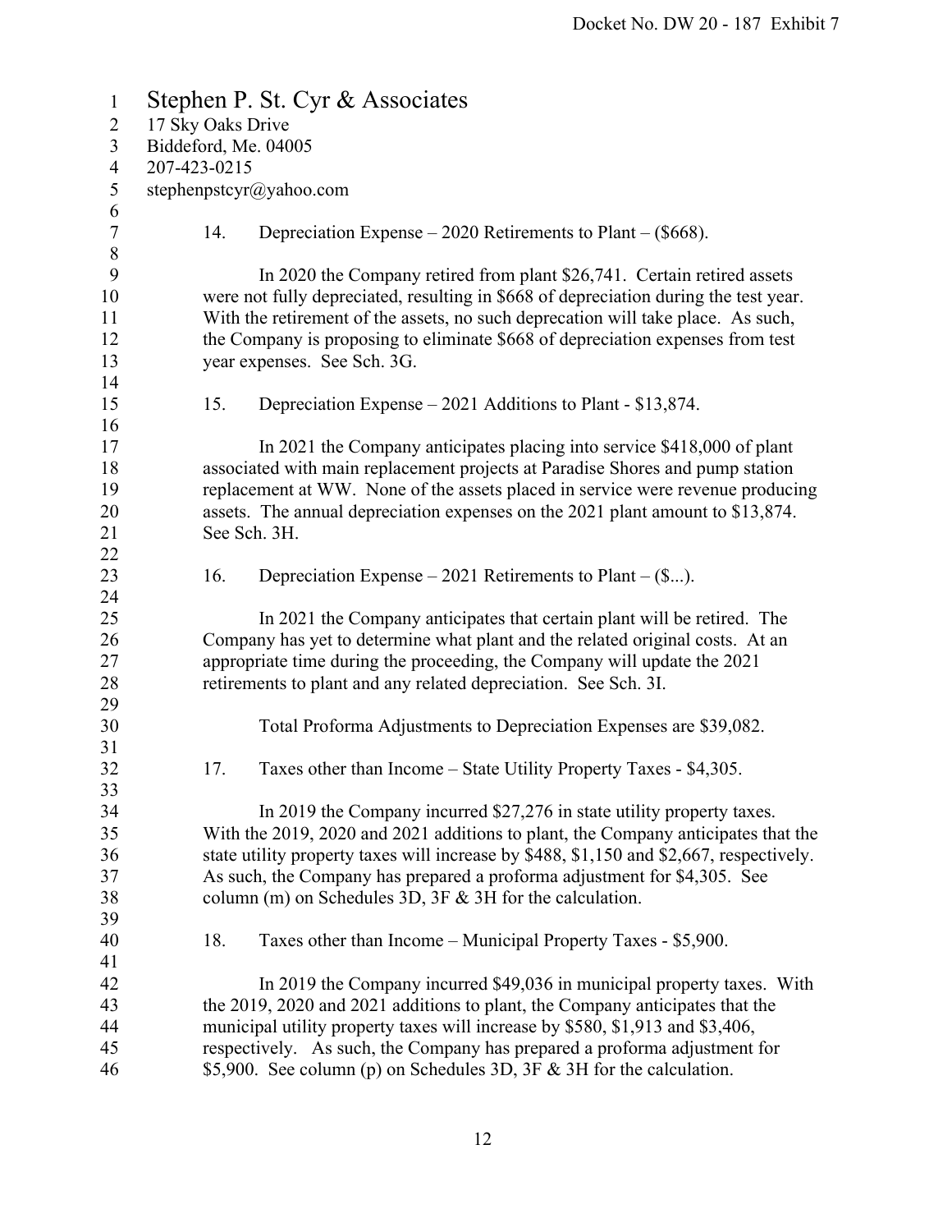Stephen P. St. Cyr & Associates
17 Sky Oaks Drive
Biddeford, Me. 04005
207-423-0215
stephenpstcyr@yahoo.com

14. Depreciation Expense – 2020 Retirements to Plant – ($668).

In 2020 the Company retired from plant $26,741. Certain retired assets were not fully depreciated, resulting in $668 of depreciation during the test year. With the retirement of the assets, no such deprecation will take place. As such, the Company is proposing to eliminate $668 of depreciation expenses from test year expenses. See Sch. 3G.

15. Depreciation Expense – 2021 Additions to Plant - $13,874.

In 2021 the Company anticipates placing into service $418,000 of plant associated with main replacement projects at Paradise Shores and pump station replacement at WW. None of the assets placed in service were revenue producing assets. The annual depreciation expenses on the 2021 plant amount to $13,874. See Sch. 3H.

16. Depreciation Expense – 2021 Retirements to Plant – ($...).

In 2021 the Company anticipates that certain plant will be retired. The Company has yet to determine what plant and the related original costs. At an appropriate time during the proceeding, the Company will update the 2021 retirements to plant and any related depreciation. See Sch. 3I.

Total Proforma Adjustments to Depreciation Expenses are $39,082.

17. Taxes other than Income – State Utility Property Taxes - $4,305.

In 2019 the Company incurred $27,276 in state utility property taxes. With the 2019, 2020 and 2021 additions to plant, the Company anticipates that the state utility property taxes will increase by $488, $1,150 and $2,667, respectively. As such, the Company has prepared a proforma adjustment for $4,305. See column (m) on Schedules 3D, 3F & 3H for the calculation.

18. Taxes other than Income – Municipal Property Taxes - $5,900.

In 2019 the Company incurred $49,036 in municipal property taxes. With the 2019, 2020 and 2021 additions to plant, the Company anticipates that the municipal utility property taxes will increase by $580, $1,913 and $3,406, respectively. As such, the Company has prepared a proforma adjustment for $5,900. See column (p) on Schedules 3D, 3F & 3H for the calculation.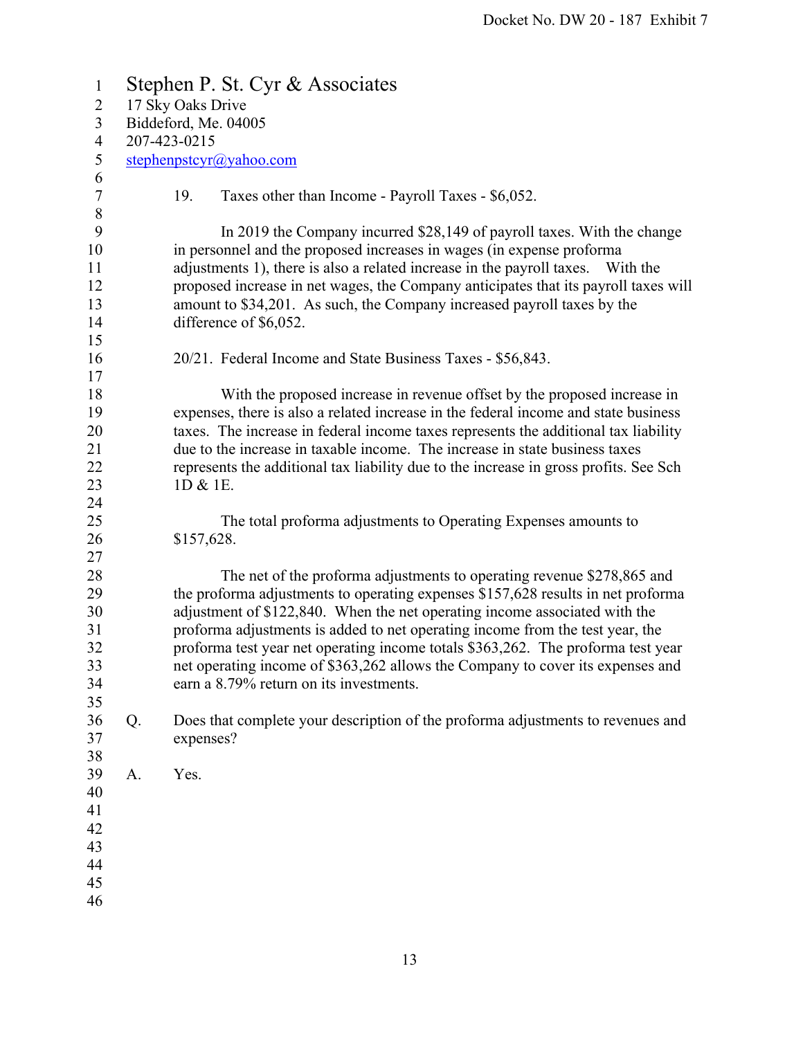Stephen P. St. Cyr & Associates
17 Sky Oaks Drive
Biddeford, Me. 04005
207-423-0215
stephenpstcyr@yahoo.com

19. Taxes other than Income - Payroll Taxes - $6,052.

In 2019 the Company incurred $28,149 of payroll taxes. With the change in personnel and the proposed increases in wages (in expense proforma adjustments 1), there is also a related increase in the payroll taxes. With the proposed increase in net wages, the Company anticipates that its payroll taxes will amount to $34,201. As such, the Company increased payroll taxes by the difference of $6,052.

20/21. Federal Income and State Business Taxes - $56,843.

With the proposed increase in revenue offset by the proposed increase in expenses, there is also a related increase in the federal income and state business taxes. The increase in federal income taxes represents the additional tax liability due to the increase in taxable income. The increase in state business taxes represents the additional tax liability due to the increase in gross profits. See Sch 1D & 1E.

The total proforma adjustments to Operating Expenses amounts to $157,628.

The net of the proforma adjustments to operating revenue $278,865 and the proforma adjustments to operating expenses $157,628 results in net proforma adjustment of $122,840. When the net operating income associated with the proforma adjustments is added to net operating income from the test year, the proforma test year net operating income totals $363,262. The proforma test year net operating income of $363,262 allows the Company to cover its expenses and earn a 8.79% return on its investments.

Q. Does that complete your description of the proforma adjustments to revenues and expenses?

A. Yes.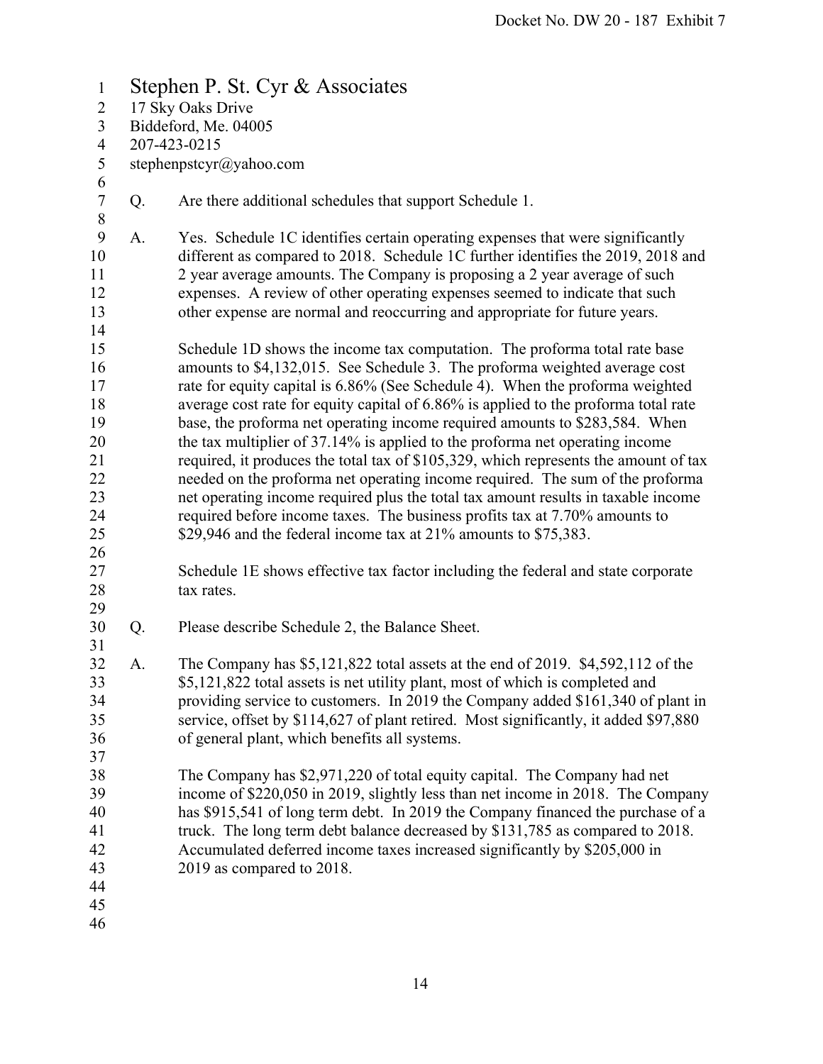Stephen P. St. Cyr & Associates
17 Sky Oaks Drive
Biddeford, Me. 04005
207-423-0215
stephenpstcyr@yahoo.com

Q. Are there additional schedules that support Schedule 1.

A. Yes. Schedule 1C identifies certain operating expenses that were significantly different as compared to 2018. Schedule 1C further identifies the 2019, 2018 and 2 year average amounts. The Company is proposing a 2 year average of such expenses. A review of other operating expenses seemed to indicate that such other expense are normal and reoccurring and appropriate for future years.

Schedule 1D shows the income tax computation. The proforma total rate base amounts to $4,132,015. See Schedule 3. The proforma weighted average cost rate for equity capital is 6.86% (See Schedule 4). When the proforma weighted average cost rate for equity capital of 6.86% is applied to the proforma total rate base, the proforma net operating income required amounts to $283,584. When the tax multiplier of 37.14% is applied to the proforma net operating income required, it produces the total tax of $105,329, which represents the amount of tax needed on the proforma net operating income required. The sum of the proforma net operating income required plus the total tax amount results in taxable income required before income taxes. The business profits tax at 7.70% amounts to $29,946 and the federal income tax at 21% amounts to $75,383.

Schedule 1E shows effective tax factor including the federal and state corporate tax rates.

Q. Please describe Schedule 2, the Balance Sheet.

A. The Company has $5,121,822 total assets at the end of 2019. $4,592,112 of the $5,121,822 total assets is net utility plant, most of which is completed and providing service to customers. In 2019 the Company added $161,340 of plant in service, offset by $114,627 of plant retired. Most significantly, it added $97,880 of general plant, which benefits all systems.

The Company has $2,971,220 of total equity capital. The Company had net income of $220,050 in 2019, slightly less than net income in 2018. The Company has $915,541 of long term debt. In 2019 the Company financed the purchase of a truck. The long term debt balance decreased by $131,785 as compared to 2018. Accumulated deferred income taxes increased significantly by $205,000 in 2019 as compared to 2018.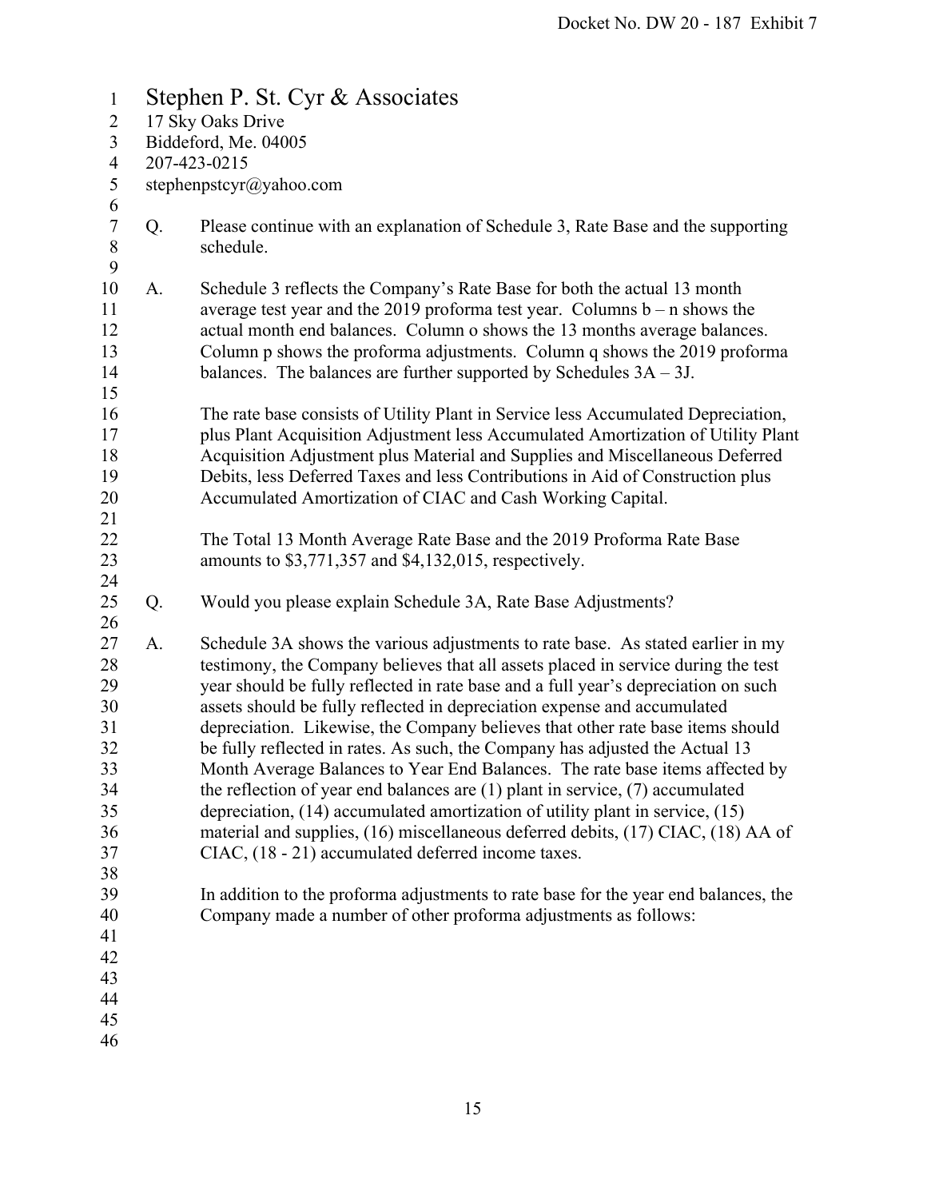Stephen P. St. Cyr & Associates
17 Sky Oaks Drive
Biddeford, Me. 04005
207-423-0215
stephenpstcyr@yahoo.com

Q. Please continue with an explanation of Schedule 3, Rate Base and the supporting schedule.

A. Schedule 3 reflects the Company's Rate Base for both the actual 13 month average test year and the 2019 proforma test year. Columns b – n shows the actual month end balances. Column o shows the 13 months average balances. Column p shows the proforma adjustments. Column q shows the 2019 proforma balances. The balances are further supported by Schedules 3A – 3J.

The rate base consists of Utility Plant in Service less Accumulated Depreciation, plus Plant Acquisition Adjustment less Accumulated Amortization of Utility Plant Acquisition Adjustment plus Material and Supplies and Miscellaneous Deferred Debits, less Deferred Taxes and less Contributions in Aid of Construction plus Accumulated Amortization of CIAC and Cash Working Capital.

The Total 13 Month Average Rate Base and the 2019 Proforma Rate Base amounts to $3,771,357 and $4,132,015, respectively.

Q. Would you please explain Schedule 3A, Rate Base Adjustments?

A. Schedule 3A shows the various adjustments to rate base. As stated earlier in my testimony, the Company believes that all assets placed in service during the test year should be fully reflected in rate base and a full year's depreciation on such assets should be fully reflected in depreciation expense and accumulated depreciation. Likewise, the Company believes that other rate base items should be fully reflected in rates. As such, the Company has adjusted the Actual 13 Month Average Balances to Year End Balances. The rate base items affected by the reflection of year end balances are (1) plant in service, (7) accumulated depreciation, (14) accumulated amortization of utility plant in service, (15) material and supplies, (16) miscellaneous deferred debits, (17) CIAC, (18) AA of CIAC, (18 - 21) accumulated deferred income taxes.

In addition to the proforma adjustments to rate base for the year end balances, the Company made a number of other proforma adjustments as follows: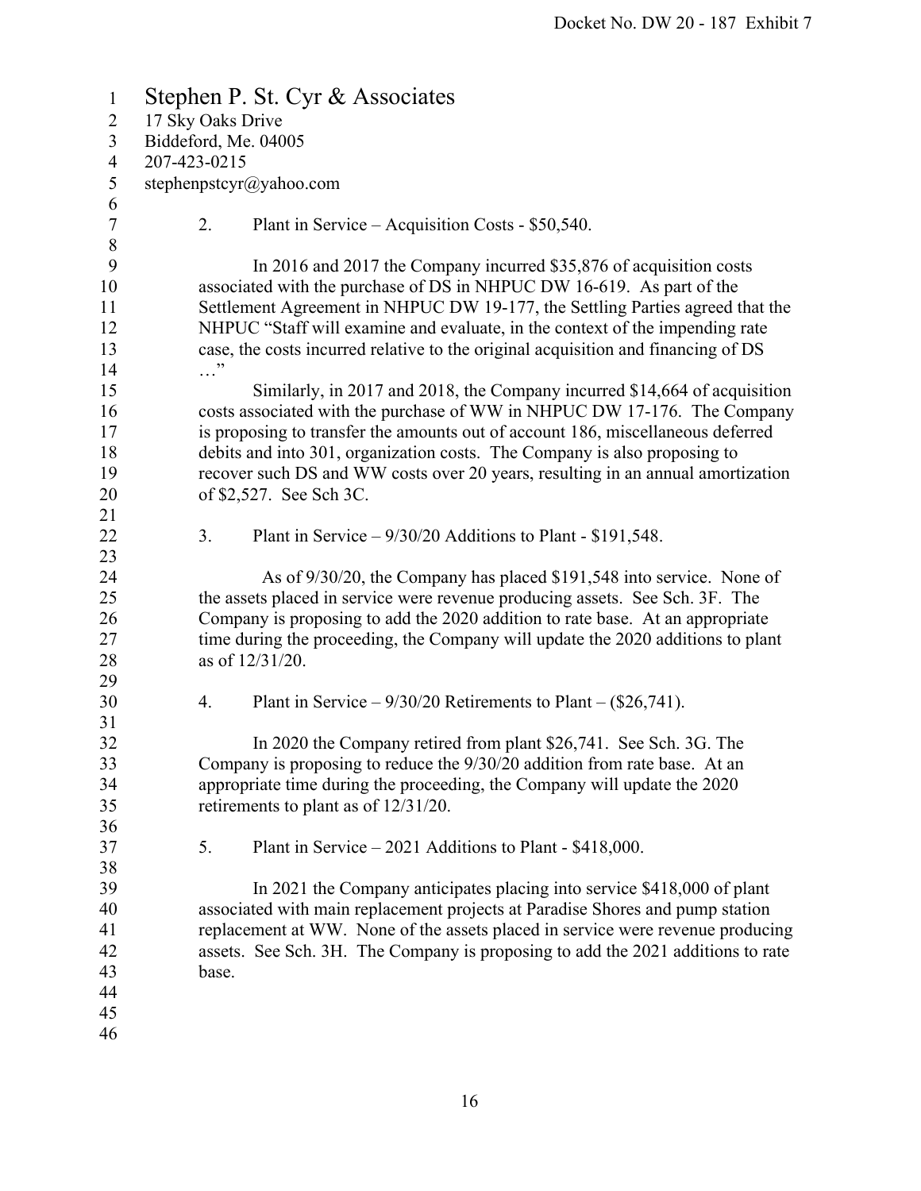Stephen P. St. Cyr & Associates
17 Sky Oaks Drive
Biddeford, Me. 04005
207-423-0215
stephenpstcyr@yahoo.com

2. Plant in Service – Acquisition Costs - $50,540.

In 2016 and 2017 the Company incurred $35,876 of acquisition costs associated with the purchase of DS in NHPUC DW 16-619. As part of the Settlement Agreement in NHPUC DW 19-177, the Settling Parties agreed that the NHPUC "Staff will examine and evaluate, in the context of the impending rate case, the costs incurred relative to the original acquisition and financing of DS …"

Similarly, in 2017 and 2018, the Company incurred $14,664 of acquisition costs associated with the purchase of WW in NHPUC DW 17-176. The Company is proposing to transfer the amounts out of account 186, miscellaneous deferred debits and into 301, organization costs. The Company is also proposing to recover such DS and WW costs over 20 years, resulting in an annual amortization of $2,527. See Sch 3C.

3. Plant in Service – 9/30/20 Additions to Plant - $191,548.

As of 9/30/20, the Company has placed $191,548 into service. None of the assets placed in service were revenue producing assets. See Sch. 3F. The Company is proposing to add the 2020 addition to rate base. At an appropriate time during the proceeding, the Company will update the 2020 additions to plant as of 12/31/20.

4. Plant in Service – 9/30/20 Retirements to Plant – ($26,741).

In 2020 the Company retired from plant $26,741. See Sch. 3G. The Company is proposing to reduce the 9/30/20 addition from rate base. At an appropriate time during the proceeding, the Company will update the 2020 retirements to plant as of 12/31/20.

5. Plant in Service – 2021 Additions to Plant - $418,000.

In 2021 the Company anticipates placing into service $418,000 of plant associated with main replacement projects at Paradise Shores and pump station replacement at WW. None of the assets placed in service were revenue producing assets. See Sch. 3H. The Company is proposing to add the 2021 additions to rate base.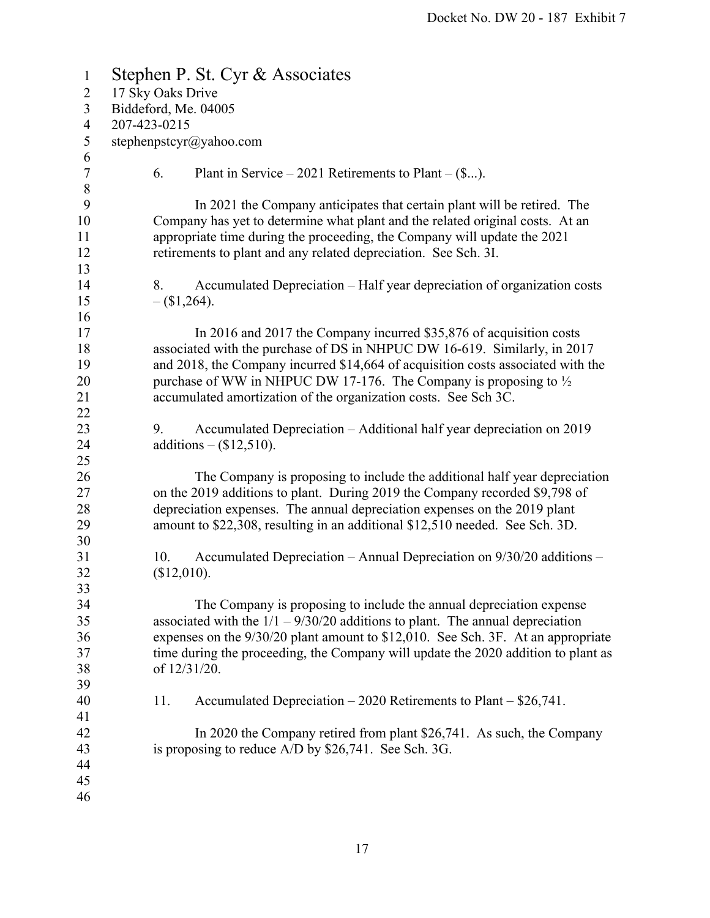Stephen P. St. Cyr & Associates
17 Sky Oaks Drive
Biddeford, Me. 04005
207-423-0215
stephenpstcyr@yahoo.com

6. Plant in Service – 2021 Retirements to Plant – ($...).

In 2021 the Company anticipates that certain plant will be retired. The Company has yet to determine what plant and the related original costs. At an appropriate time during the proceeding, the Company will update the 2021 retirements to plant and any related depreciation. See Sch. 3I.

8. Accumulated Depreciation – Half year depreciation of organization costs – ($1,264).

In 2016 and 2017 the Company incurred $35,876 of acquisition costs associated with the purchase of DS in NHPUC DW 16-619. Similarly, in 2017 and 2018, the Company incurred $14,664 of acquisition costs associated with the purchase of WW in NHPUC DW 17-176. The Company is proposing to ½ accumulated amortization of the organization costs. See Sch 3C.

9. Accumulated Depreciation – Additional half year depreciation on 2019 additions – ($12,510).

The Company is proposing to include the additional half year depreciation on the 2019 additions to plant. During 2019 the Company recorded $9,798 of depreciation expenses. The annual depreciation expenses on the 2019 plant amount to $22,308, resulting in an additional $12,510 needed. See Sch. 3D.

10. Accumulated Depreciation – Annual Depreciation on 9/30/20 additions – ($12,010).

The Company is proposing to include the annual depreciation expense associated with the 1/1 – 9/30/20 additions to plant. The annual depreciation expenses on the 9/30/20 plant amount to $12,010. See Sch. 3F. At an appropriate time during the proceeding, the Company will update the 2020 addition to plant as of 12/31/20.

11. Accumulated Depreciation – 2020 Retirements to Plant – $26,741.

In 2020 the Company retired from plant $26,741. As such, the Company is proposing to reduce A/D by $26,741. See Sch. 3G.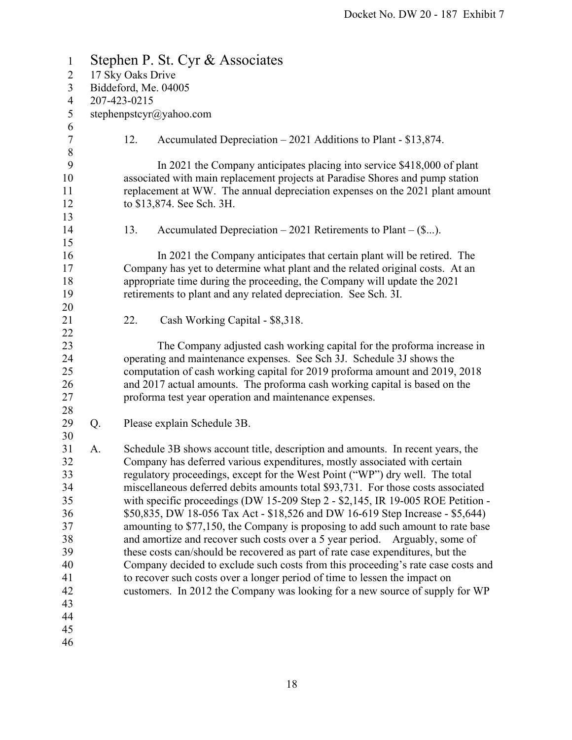Stephen P. St. Cyr & Associates
17 Sky Oaks Drive
Biddeford, Me. 04005
207-423-0215
stephenpstcyr@yahoo.com

12. Accumulated Depreciation – 2021 Additions to Plant - $13,874.

In 2021 the Company anticipates placing into service $418,000 of plant associated with main replacement projects at Paradise Shores and pump station replacement at WW. The annual depreciation expenses on the 2021 plant amount to $13,874. See Sch. 3H.

13. Accumulated Depreciation – 2021 Retirements to Plant – ($...).

In 2021 the Company anticipates that certain plant will be retired. The Company has yet to determine what plant and the related original costs. At an appropriate time during the proceeding, the Company will update the 2021 retirements to plant and any related depreciation. See Sch. 3I.

22. Cash Working Capital - $8,318.

The Company adjusted cash working capital for the proforma increase in operating and maintenance expenses. See Sch 3J. Schedule 3J shows the computation of cash working capital for 2019 proforma amount and 2019, 2018 and 2017 actual amounts. The proforma cash working capital is based on the proforma test year operation and maintenance expenses.

Q. Please explain Schedule 3B.

A. Schedule 3B shows account title, description and amounts. In recent years, the Company has deferred various expenditures, mostly associated with certain regulatory proceedings, except for the West Point ("WP") dry well. The total miscellaneous deferred debits amounts total $93,731. For those costs associated with specific proceedings (DW 15-209 Step 2 - $2,145, IR 19-005 ROE Petition - $50,835, DW 18-056 Tax Act - $18,526 and DW 16-619 Step Increase - $5,644) amounting to $77,150, the Company is proposing to add such amount to rate base and amortize and recover such costs over a 5 year period. Arguably, some of these costs can/should be recovered as part of rate case expenditures, but the Company decided to exclude such costs from this proceeding's rate case costs and to recover such costs over a longer period of time to lessen the impact on customers. In 2012 the Company was looking for a new source of supply for WP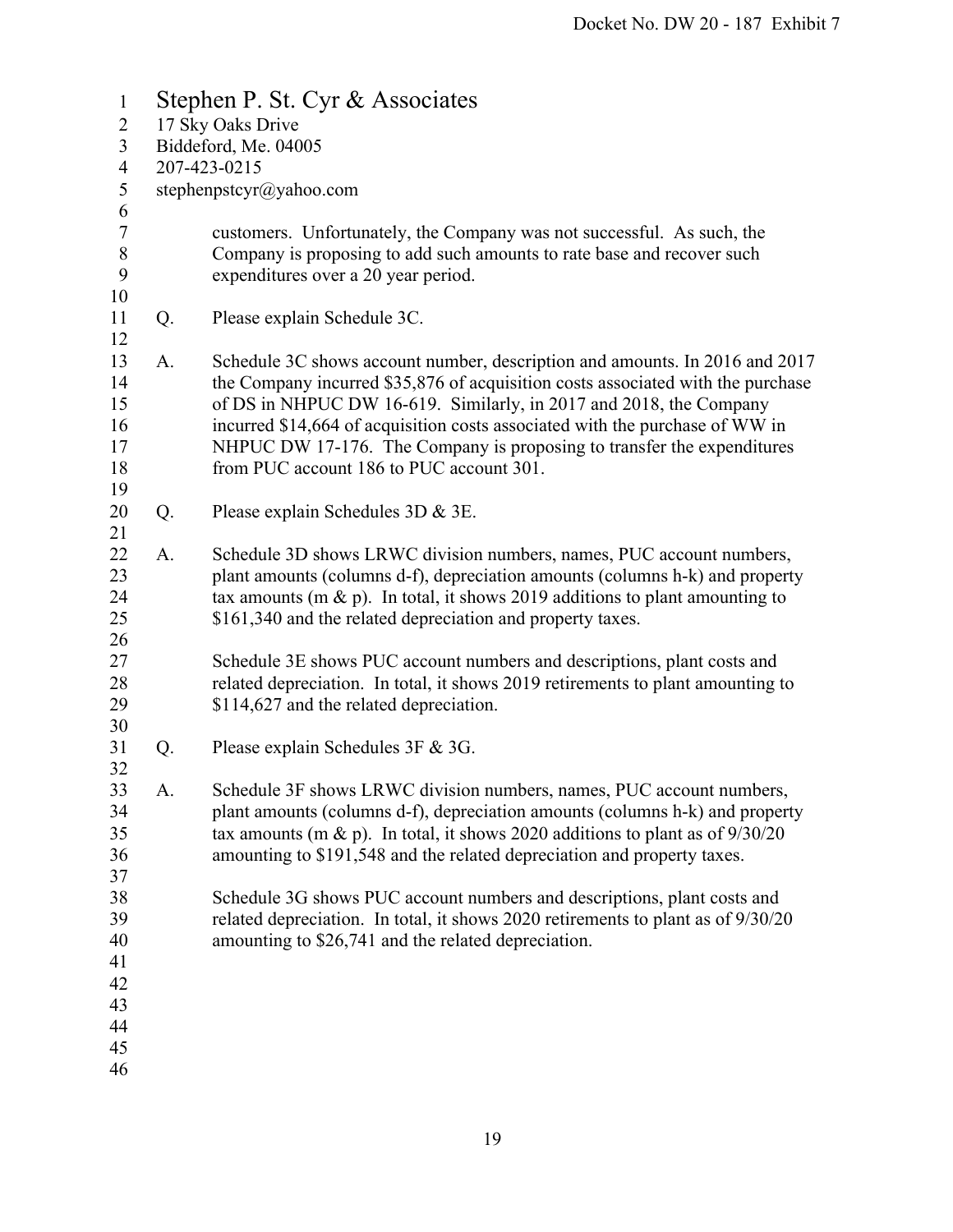Stephen P. St. Cyr & Associates
17 Sky Oaks Drive
Biddeford, Me. 04005
207-423-0215
stephenpstcyr@yahoo.com

customers. Unfortunately, the Company was not successful. As such, the Company is proposing to add such amounts to rate base and recover such expenditures over a 20 year period.

Q. Please explain Schedule 3C.

A. Schedule 3C shows account number, description and amounts. In 2016 and 2017 the Company incurred $35,876 of acquisition costs associated with the purchase of DS in NHPUC DW 16-619. Similarly, in 2017 and 2018, the Company incurred $14,664 of acquisition costs associated with the purchase of WW in NHPUC DW 17-176. The Company is proposing to transfer the expenditures from PUC account 186 to PUC account 301.

Q. Please explain Schedules 3D & 3E.

A. Schedule 3D shows LRWC division numbers, names, PUC account numbers, plant amounts (columns d-f), depreciation amounts (columns h-k) and property tax amounts (m & p). In total, it shows 2019 additions to plant amounting to $161,340 and the related depreciation and property taxes.

Schedule 3E shows PUC account numbers and descriptions, plant costs and related depreciation. In total, it shows 2019 retirements to plant amounting to $114,627 and the related depreciation.

Q. Please explain Schedules 3F & 3G.

A. Schedule 3F shows LRWC division numbers, names, PUC account numbers, plant amounts (columns d-f), depreciation amounts (columns h-k) and property tax amounts (m & p). In total, it shows 2020 additions to plant as of 9/30/20 amounting to $191,548 and the related depreciation and property taxes.

Schedule 3G shows PUC account numbers and descriptions, plant costs and related depreciation. In total, it shows 2020 retirements to plant as of 9/30/20 amounting to $26,741 and the related depreciation.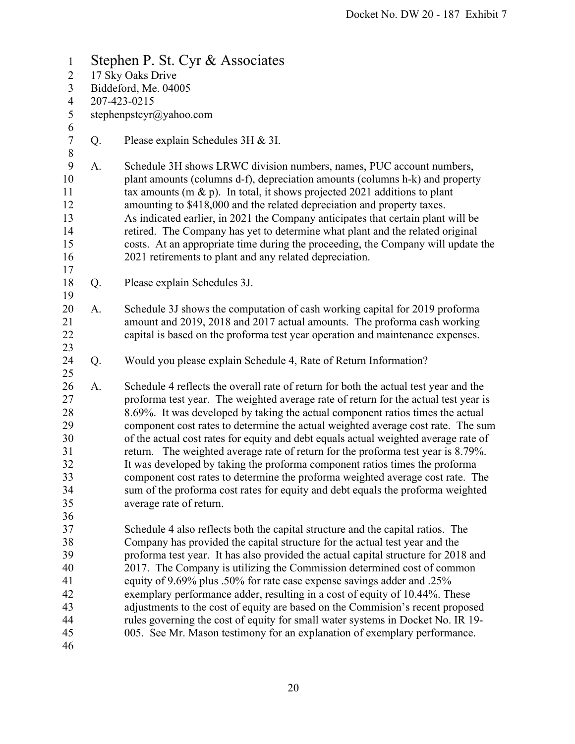Stephen P. St. Cyr & Associates
17 Sky Oaks Drive
Biddeford, Me. 04005
207-423-0215
stephenpstcyr@yahoo.com

Q. Please explain Schedules 3H & 3I.

A. Schedule 3H shows LRWC division numbers, names, PUC account numbers, plant amounts (columns d-f), depreciation amounts (columns h-k) and property tax amounts (m & p). In total, it shows projected 2021 additions to plant amounting to $418,000 and the related depreciation and property taxes. As indicated earlier, in 2021 the Company anticipates that certain plant will be retired. The Company has yet to determine what plant and the related original costs. At an appropriate time during the proceeding, the Company will update the 2021 retirements to plant and any related depreciation.

Q. Please explain Schedules 3J.

A. Schedule 3J shows the computation of cash working capital for 2019 proforma amount and 2019, 2018 and 2017 actual amounts. The proforma cash working capital is based on the proforma test year operation and maintenance expenses.

Q. Would you please explain Schedule 4, Rate of Return Information?

A. Schedule 4 reflects the overall rate of return for both the actual test year and the proforma test year. The weighted average rate of return for the actual test year is 8.69%. It was developed by taking the actual component ratios times the actual component cost rates to determine the actual weighted average cost rate. The sum of the actual cost rates for equity and debt equals actual weighted average rate of return. The weighted average rate of return for the proforma test year is 8.79%. It was developed by taking the proforma component ratios times the proforma component cost rates to determine the proforma weighted average cost rate. The sum of the proforma cost rates for equity and debt equals the proforma weighted average rate of return.

Schedule 4 also reflects both the capital structure and the capital ratios. The Company has provided the capital structure for the actual test year and the proforma test year. It has also provided the actual capital structure for 2018 and 2017. The Company is utilizing the Commission determined cost of common equity of 9.69% plus .50% for rate case expense savings adder and .25% exemplary performance adder, resulting in a cost of equity of 10.44%. These adjustments to the cost of equity are based on the Commision's recent proposed rules governing the cost of equity for small water systems in Docket No. IR 19-005. See Mr. Mason testimony for an explanation of exemplary performance.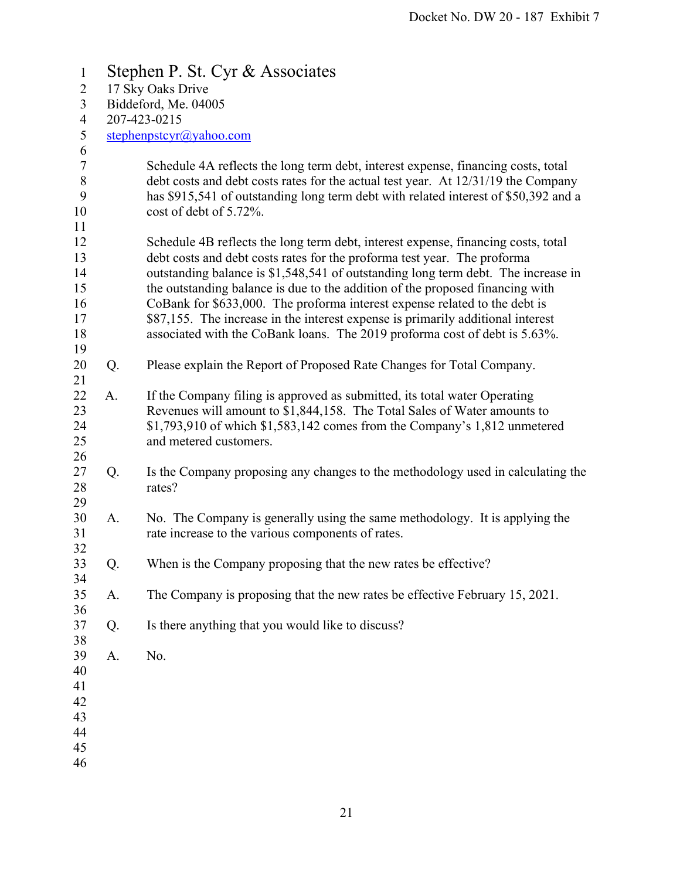Stephen P. St. Cyr & Associates
17 Sky Oaks Drive
Biddeford, Me. 04005
207-423-0215
stephenpstcyr@yahoo.com

Schedule 4A reflects the long term debt, interest expense, financing costs, total debt costs and debt costs rates for the actual test year. At 12/31/19 the Company has $915,541 of outstanding long term debt with related interest of $50,392 and a cost of debt of 5.72%.

Schedule 4B reflects the long term debt, interest expense, financing costs, total debt costs and debt costs rates for the proforma test year. The proforma outstanding balance is $1,548,541 of outstanding long term debt. The increase in the outstanding balance is due to the addition of the proposed financing with CoBank for $633,000. The proforma interest expense related to the debt is $87,155. The increase in the interest expense is primarily additional interest associated with the CoBank loans. The 2019 proforma cost of debt is 5.63%.

Q. Please explain the Report of Proposed Rate Changes for Total Company.

A. If the Company filing is approved as submitted, its total water Operating Revenues will amount to $1,844,158. The Total Sales of Water amounts to $1,793,910 of which $1,583,142 comes from the Company's 1,812 unmetered and metered customers.

Q. Is the Company proposing any changes to the methodology used in calculating the rates?

A. No. The Company is generally using the same methodology. It is applying the rate increase to the various components of rates.

Q. When is the Company proposing that the new rates be effective?

A. The Company is proposing that the new rates be effective February 15, 2021.

Q. Is there anything that you would like to discuss?

A. No.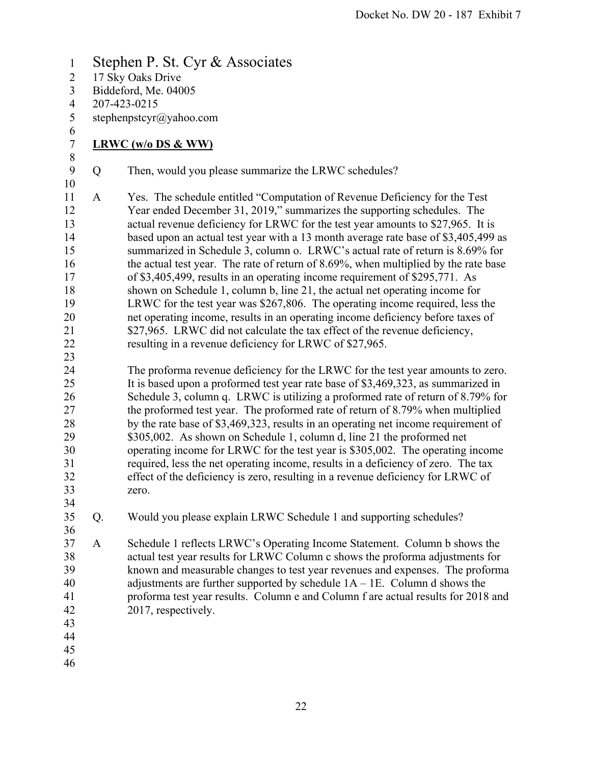Stephen P. St. Cyr & Associates
17 Sky Oaks Drive
Biddeford, Me. 04005
207-423-0215
stephenpstcyr@yahoo.com

**LRWC (w/o DS & WW)**

Q Then, would you please summarize the LRWC schedules?

A Yes. The schedule entitled "Computation of Revenue Deficiency for the Test Year ended December 31, 2019," summarizes the supporting schedules. The actual revenue deficiency for LRWC for the test year amounts to $27,965. It is based upon an actual test year with a 13 month average rate base of $3,405,499 as summarized in Schedule 3, column o. LRWC's actual rate of return is 8.69% for the actual test year. The rate of return of 8.69%, when multiplied by the rate base of $3,405,499, results in an operating income requirement of $295,771. As shown on Schedule 1, column b, line 21, the actual net operating income for LRWC for the test year was $267,806. The operating income required, less the net operating income, results in an operating income deficiency before taxes of $27,965. LRWC did not calculate the tax effect of the revenue deficiency, resulting in a revenue deficiency for LRWC of $27,965.

The proforma revenue deficiency for the LRWC for the test year amounts to zero. It is based upon a proformed test year rate base of $3,469,323, as summarized in Schedule 3, column q. LRWC is utilizing a proformed rate of return of 8.79% for the proformed test year. The proformed rate of return of 8.79% when multiplied by the rate base of $3,469,323, results in an operating net income requirement of $305,002. As shown on Schedule 1, column d, line 21 the proformed net operating income for LRWC for the test year is $305,002. The operating income required, less the net operating income, results in a deficiency of zero. The tax effect of the deficiency is zero, resulting in a revenue deficiency for LRWC of zero.

Q. Would you please explain LRWC Schedule 1 and supporting schedules?

A Schedule 1 reflects LRWC's Operating Income Statement. Column b shows the actual test year results for LRWC Column c shows the proforma adjustments for known and measurable changes to test year revenues and expenses. The proforma adjustments are further supported by schedule 1A – 1E. Column d shows the proforma test year results. Column e and Column f are actual results for 2018 and 2017, respectively.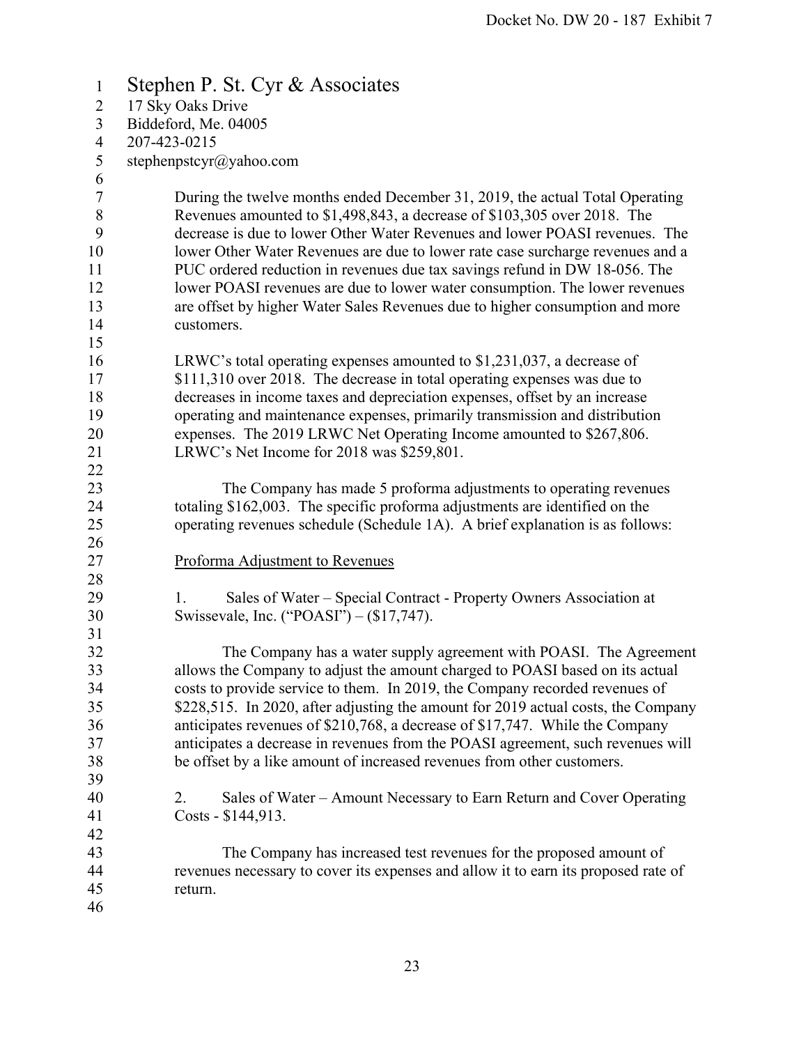Stephen P. St. Cyr & Associates
17 Sky Oaks Drive
Biddeford, Me. 04005
207-423-0215
stephenpstcyr@yahoo.com

During the twelve months ended December 31, 2019, the actual Total Operating Revenues amounted to $1,498,843, a decrease of $103,305 over 2018. The decrease is due to lower Other Water Revenues and lower POASI revenues. The lower Other Water Revenues are due to lower rate case surcharge revenues and a PUC ordered reduction in revenues due tax savings refund in DW 18-056. The lower POASI revenues are due to lower water consumption. The lower revenues are offset by higher Water Sales Revenues due to higher consumption and more customers.

LRWC's total operating expenses amounted to $1,231,037, a decrease of $111,310 over 2018. The decrease in total operating expenses was due to decreases in income taxes and depreciation expenses, offset by an increase operating and maintenance expenses, primarily transmission and distribution expenses. The 2019 LRWC Net Operating Income amounted to $267,806. LRWC's Net Income for 2018 was $259,801.

The Company has made 5 proforma adjustments to operating revenues totaling $162,003. The specific proforma adjustments are identified on the operating revenues schedule (Schedule 1A). A brief explanation is as follows:

<u>Proforma Adjustment to Revenues</u>

1. Sales of Water – Special Contract - Property Owners Association at Swissevale, Inc. ("POASI") – ($17,747).

The Company has a water supply agreement with POASI. The Agreement allows the Company to adjust the amount charged to POASI based on its actual costs to provide service to them. In 2019, the Company recorded revenues of $228,515. In 2020, after adjusting the amount for 2019 actual costs, the Company anticipates revenues of $210,768, a decrease of $17,747. While the Company anticipates a decrease in revenues from the POASI agreement, such revenues will be offset by a like amount of increased revenues from other customers.

2. Sales of Water – Amount Necessary to Earn Return and Cover Operating Costs - $144,913.

The Company has increased test revenues for the proposed amount of revenues necessary to cover its expenses and allow it to earn its proposed rate of return.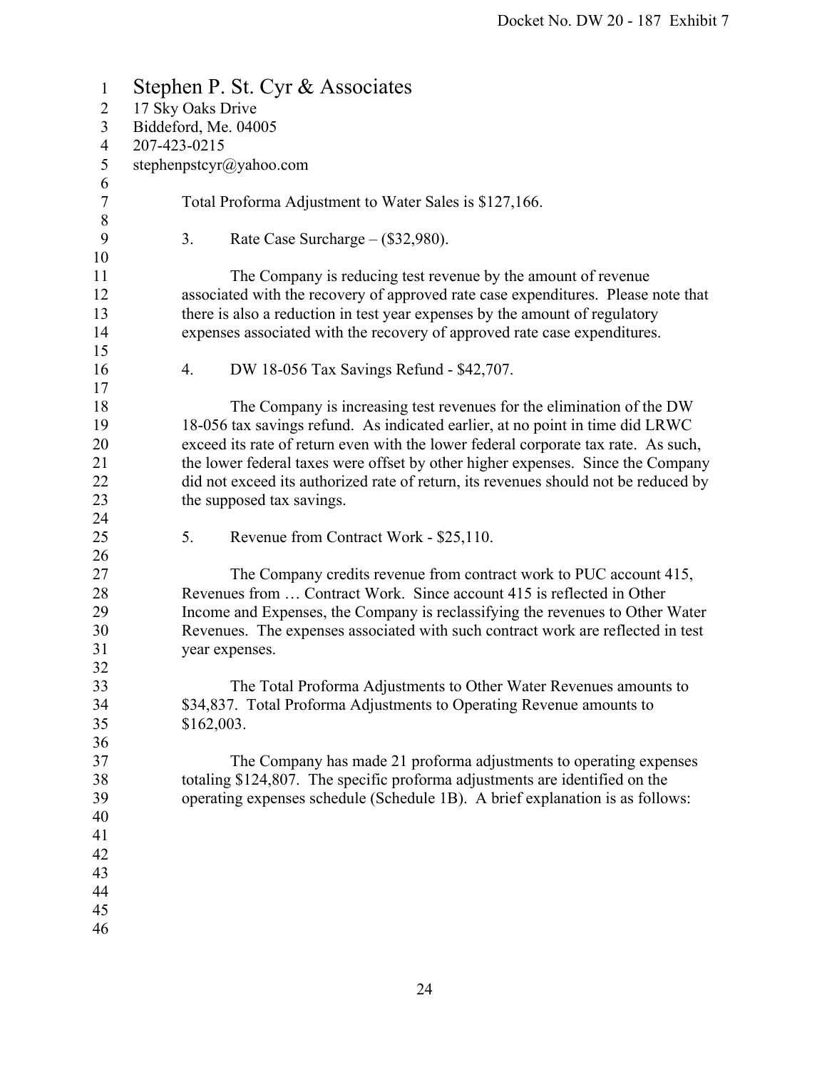Stephen P. St. Cyr & Associates
17 Sky Oaks Drive
Biddeford, Me. 04005
207-423-0215
stephenpstcyr@yahoo.com

Total Proforma Adjustment to Water Sales is $127,166.

3. Rate Case Surcharge – ($32,980).

The Company is reducing test revenue by the amount of revenue associated with the recovery of approved rate case expenditures. Please note that there is also a reduction in test year expenses by the amount of regulatory expenses associated with the recovery of approved rate case expenditures.

4. DW 18-056 Tax Savings Refund - $42,707.

The Company is increasing test revenues for the elimination of the DW 18-056 tax savings refund. As indicated earlier, at no point in time did LRWC exceed its rate of return even with the lower federal corporate tax rate. As such, the lower federal taxes were offset by other higher expenses. Since the Company did not exceed its authorized rate of return, its revenues should not be reduced by the supposed tax savings.

5. Revenue from Contract Work - $25,110.

The Company credits revenue from contract work to PUC account 415, Revenues from … Contract Work. Since account 415 is reflected in Other Income and Expenses, the Company is reclassifying the revenues to Other Water Revenues. The expenses associated with such contract work are reflected in test year expenses.

The Total Proforma Adjustments to Other Water Revenues amounts to $34,837. Total Proforma Adjustments to Operating Revenue amounts to $162,003.

The Company has made 21 proforma adjustments to operating expenses totaling $124,807. The specific proforma adjustments are identified on the operating expenses schedule (Schedule 1B). A brief explanation is as follows: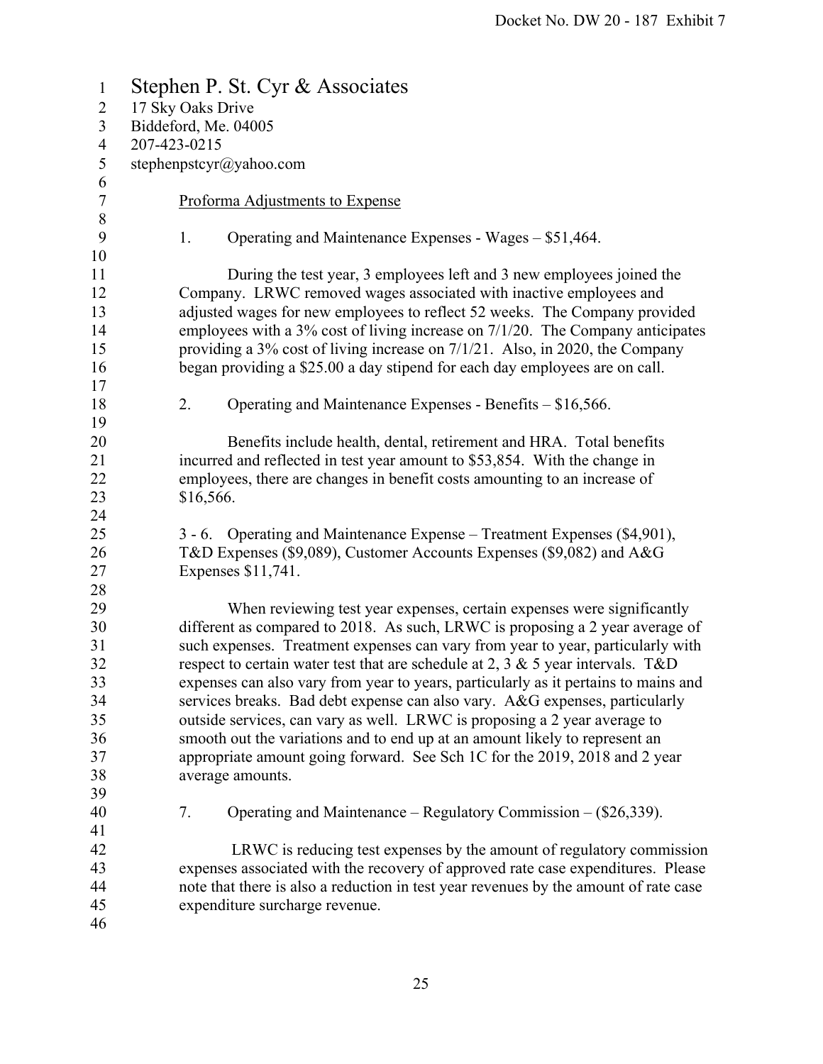Stephen P. St. Cyr & Associates
17 Sky Oaks Drive
Biddeford, Me. 04005
207-423-0215
stephenpstcyr@yahoo.com

Proforma Adjustments to Expense

1. Operating and Maintenance Expenses - Wages – $51,464.

During the test year, 3 employees left and 3 new employees joined the Company. LRWC removed wages associated with inactive employees and adjusted wages for new employees to reflect 52 weeks. The Company provided employees with a 3% cost of living increase on 7/1/20. The Company anticipates providing a 3% cost of living increase on 7/1/21. Also, in 2020, the Company began providing a $25.00 a day stipend for each day employees are on call.

2. Operating and Maintenance Expenses - Benefits – $16,566.

Benefits include health, dental, retirement and HRA. Total benefits incurred and reflected in test year amount to $53,854. With the change in employees, there are changes in benefit costs amounting to an increase of $16,566.

3 - 6. Operating and Maintenance Expense – Treatment Expenses ($4,901), T&D Expenses ($9,089), Customer Accounts Expenses ($9,082) and A&G Expenses $11,741.

When reviewing test year expenses, certain expenses were significantly different as compared to 2018. As such, LRWC is proposing a 2 year average of such expenses. Treatment expenses can vary from year to year, particularly with respect to certain water test that are schedule at 2, 3 & 5 year intervals. T&D expenses can also vary from year to years, particularly as it pertains to mains and services breaks. Bad debt expense can also vary. A&G expenses, particularly outside services, can vary as well. LRWC is proposing a 2 year average to smooth out the variations and to end up at an amount likely to represent an appropriate amount going forward. See Sch 1C for the 2019, 2018 and 2 year average amounts.

7. Operating and Maintenance – Regulatory Commission – ($26,339).

LRWC is reducing test expenses by the amount of regulatory commission expenses associated with the recovery of approved rate case expenditures. Please note that there is also a reduction in test year revenues by the amount of rate case expenditure surcharge revenue.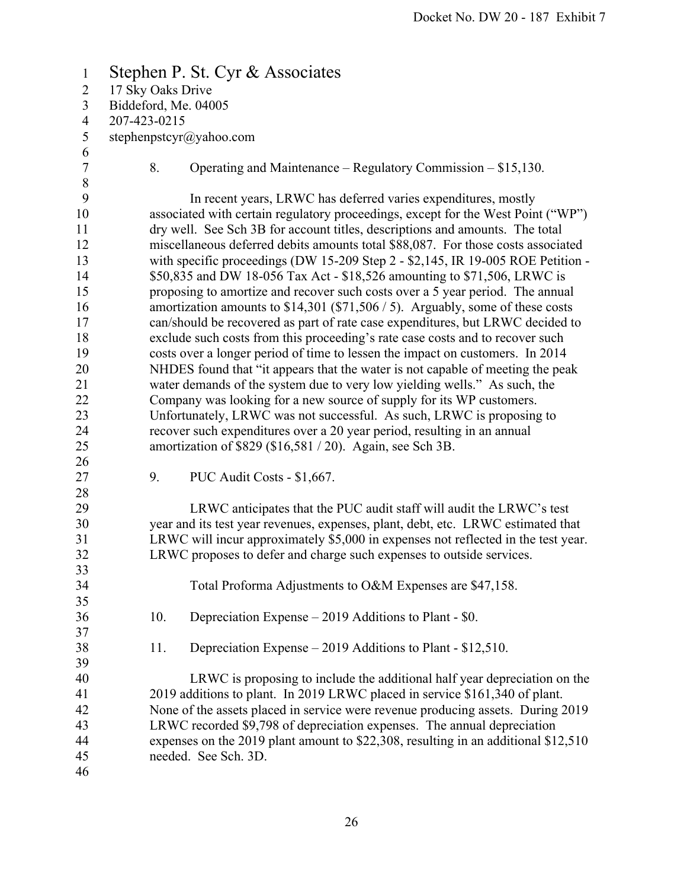Stephen P. St. Cyr & Associates
17 Sky Oaks Drive
Biddeford, Me. 04005
207-423-0215
stephenpstcyr@yahoo.com

8. Operating and Maintenance – Regulatory Commission – $15,130.

In recent years, LRWC has deferred varies expenditures, mostly associated with certain regulatory proceedings, except for the West Point ("WP") dry well. See Sch 3B for account titles, descriptions and amounts. The total miscellaneous deferred debits amounts total $88,087. For those costs associated with specific proceedings (DW 15-209 Step 2 - $2,145, IR 19-005 ROE Petition - $50,835 and DW 18-056 Tax Act - $18,526 amounting to $71,506, LRWC is proposing to amortize and recover such costs over a 5 year period. The annual amortization amounts to $14,301 ($71,506 / 5). Arguably, some of these costs can/should be recovered as part of rate case expenditures, but LRWC decided to exclude such costs from this proceeding's rate case costs and to recover such costs over a longer period of time to lessen the impact on customers. In 2014 NHDES found that "it appears that the water is not capable of meeting the peak water demands of the system due to very low yielding wells." As such, the Company was looking for a new source of supply for its WP customers. Unfortunately, LRWC was not successful. As such, LRWC is proposing to recover such expenditures over a 20 year period, resulting in an annual amortization of $829 ($16,581 / 20). Again, see Sch 3B.

9. PUC Audit Costs - $1,667.

LRWC anticipates that the PUC audit staff will audit the LRWC's test year and its test year revenues, expenses, plant, debt, etc. LRWC estimated that LRWC will incur approximately $5,000 in expenses not reflected in the test year. LRWC proposes to defer and charge such expenses to outside services.

Total Proforma Adjustments to O&M Expenses are $47,158.

10. Depreciation Expense – 2019 Additions to Plant - $0.

11. Depreciation Expense – 2019 Additions to Plant - $12,510.

LRWC is proposing to include the additional half year depreciation on the 2019 additions to plant. In 2019 LRWC placed in service $161,340 of plant. None of the assets placed in service were revenue producing assets. During 2019 LRWC recorded $9,798 of depreciation expenses. The annual depreciation expenses on the 2019 plant amount to $22,308, resulting in an additional $12,510 needed. See Sch. 3D.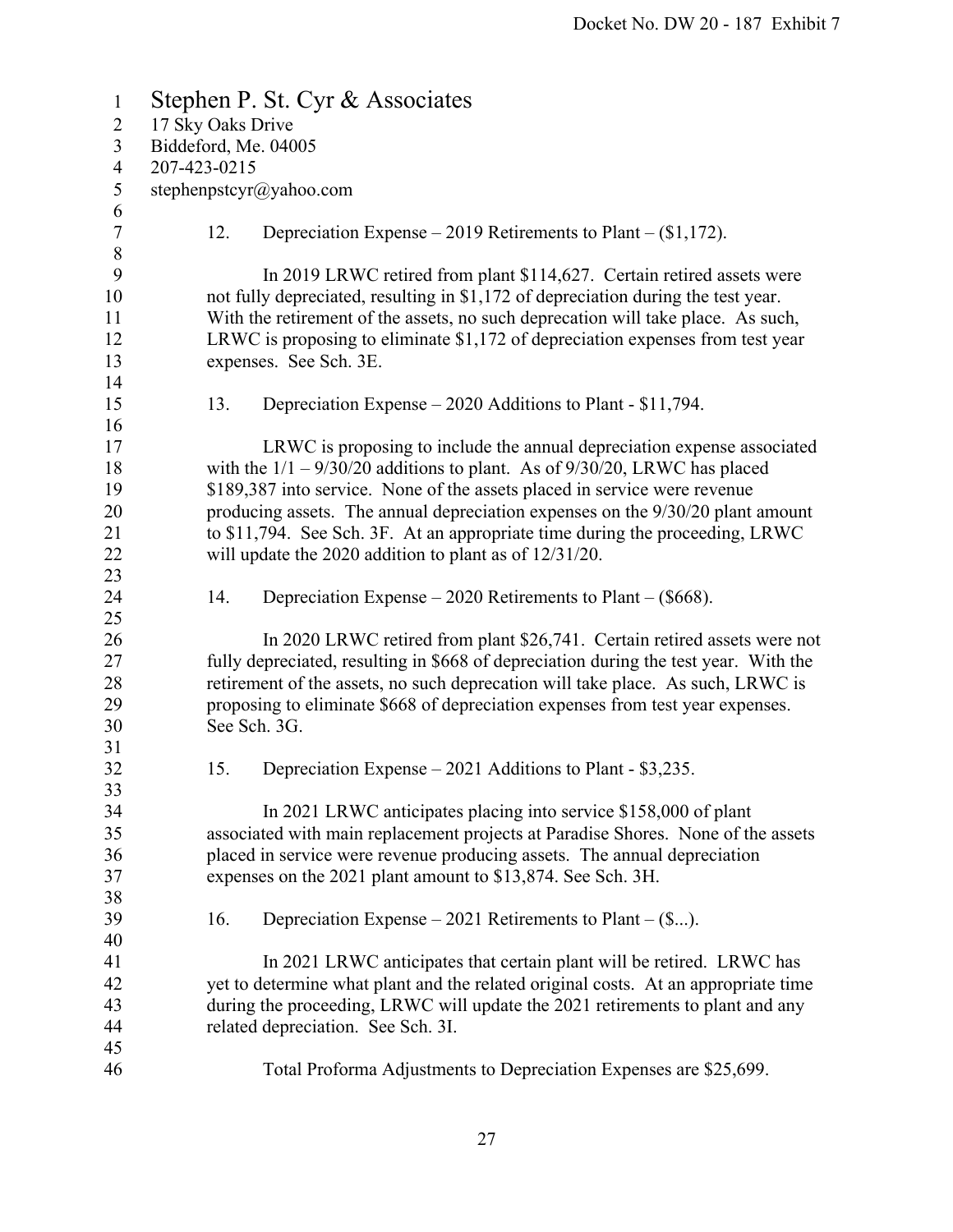Stephen P. St. Cyr & Associates
17 Sky Oaks Drive
Biddeford, Me. 04005
207-423-0215
stephenpstcyr@yahoo.com

12. Depreciation Expense – 2019 Retirements to Plant – ($1,172).

In 2019 LRWC retired from plant $114,627. Certain retired assets were not fully depreciated, resulting in $1,172 of depreciation during the test year. With the retirement of the assets, no such deprecation will take place. As such, LRWC is proposing to eliminate $1,172 of depreciation expenses from test year expenses. See Sch. 3E.

13. Depreciation Expense – 2020 Additions to Plant - $11,794.

LRWC is proposing to include the annual depreciation expense associated with the 1/1 – 9/30/20 additions to plant. As of 9/30/20, LRWC has placed $189,387 into service. None of the assets placed in service were revenue producing assets. The annual depreciation expenses on the 9/30/20 plant amount to $11,794. See Sch. 3F. At an appropriate time during the proceeding, LRWC will update the 2020 addition to plant as of 12/31/20.

14. Depreciation Expense – 2020 Retirements to Plant – ($668).

In 2020 LRWC retired from plant $26,741. Certain retired assets were not fully depreciated, resulting in $668 of depreciation during the test year. With the retirement of the assets, no such deprecation will take place. As such, LRWC is proposing to eliminate $668 of depreciation expenses from test year expenses. See Sch. 3G.

15. Depreciation Expense – 2021 Additions to Plant - $3,235.

In 2021 LRWC anticipates placing into service $158,000 of plant associated with main replacement projects at Paradise Shores. None of the assets placed in service were revenue producing assets. The annual depreciation expenses on the 2021 plant amount to $13,874. See Sch. 3H.

16. Depreciation Expense – 2021 Retirements to Plant – ($...).

In 2021 LRWC anticipates that certain plant will be retired. LRWC has yet to determine what plant and the related original costs. At an appropriate time during the proceeding, LRWC will update the 2021 retirements to plant and any related depreciation. See Sch. 3I.

Total Proforma Adjustments to Depreciation Expenses are $25,699.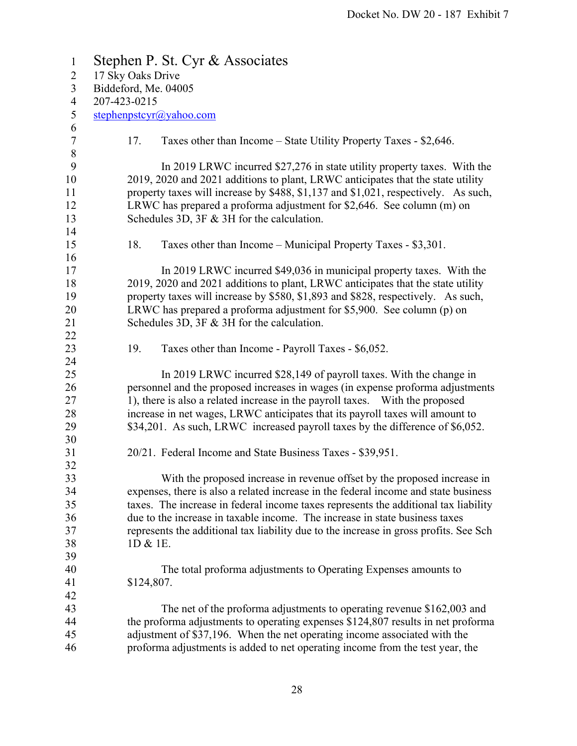Stephen P. St. Cyr & Associates
17 Sky Oaks Drive
Biddeford, Me. 04005
207-423-0215
stephenpstcyr@yahoo.com

17. Taxes other than Income – State Utility Property Taxes - $2,646.

In 2019 LRWC incurred $27,276 in state utility property taxes. With the 2019, 2020 and 2021 additions to plant, LRWC anticipates that the state utility property taxes will increase by $488, $1,137 and $1,021, respectively. As such, LRWC has prepared a proforma adjustment for $2,646. See column (m) on Schedules 3D, 3F & 3H for the calculation.

18. Taxes other than Income – Municipal Property Taxes - $3,301.

In 2019 LRWC incurred $49,036 in municipal property taxes. With the 2019, 2020 and 2021 additions to plant, LRWC anticipates that the state utility property taxes will increase by $580, $1,893 and $828, respectively. As such, LRWC has prepared a proforma adjustment for $5,900. See column (p) on Schedules 3D, 3F & 3H for the calculation.

19. Taxes other than Income - Payroll Taxes - $6,052.

In 2019 LRWC incurred $28,149 of payroll taxes. With the change in personnel and the proposed increases in wages (in expense proforma adjustments 1), there is also a related increase in the payroll taxes. With the proposed increase in net wages, LRWC anticipates that its payroll taxes will amount to $34,201. As such, LRWC increased payroll taxes by the difference of $6,052.

20/21. Federal Income and State Business Taxes - $39,951.

With the proposed increase in revenue offset by the proposed increase in expenses, there is also a related increase in the federal income and state business taxes. The increase in federal income taxes represents the additional tax liability due to the increase in taxable income. The increase in state business taxes represents the additional tax liability due to the increase in gross profits. See Sch 1D & 1E.

The total proforma adjustments to Operating Expenses amounts to $124,807.

The net of the proforma adjustments to operating revenue $162,003 and the proforma adjustments to operating expenses $124,807 results in net proforma adjustment of $37,196. When the net operating income associated with the proforma adjustments is added to net operating income from the test year, the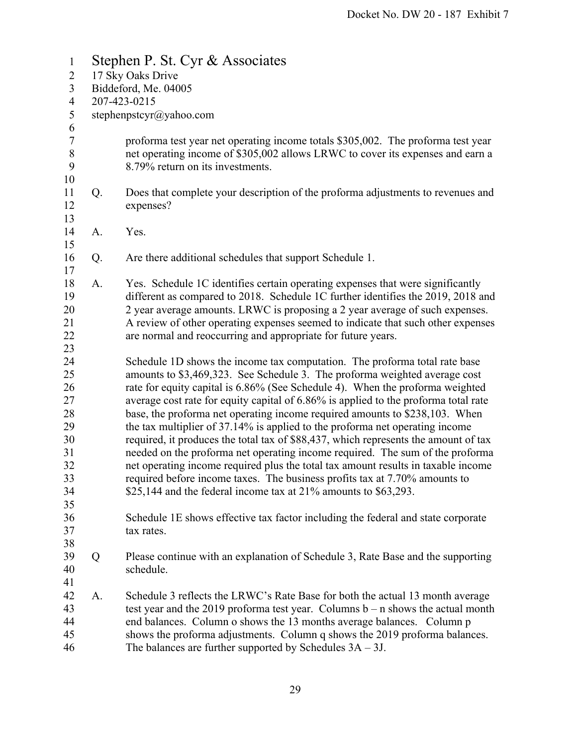Stephen P. St. Cyr & Associates
17 Sky Oaks Drive
Biddeford, Me. 04005
207-423-0215
stephenpstcyr@yahoo.com

proforma test year net operating income totals $305,002. The proforma test year net operating income of $305,002 allows LRWC to cover its expenses and earn a 8.79% return on its investments.

Q. Does that complete your description of the proforma adjustments to revenues and expenses?

A. Yes.

Q. Are there additional schedules that support Schedule 1.

A. Yes. Schedule 1C identifies certain operating expenses that were significantly different as compared to 2018. Schedule 1C further identifies the 2019, 2018 and 2 year average amounts. LRWC is proposing a 2 year average of such expenses. A review of other operating expenses seemed to indicate that such other expenses are normal and reoccurring and appropriate for future years.

Schedule 1D shows the income tax computation. The proforma total rate base amounts to $3,469,323. See Schedule 3. The proforma weighted average cost rate for equity capital is 6.86% (See Schedule 4). When the proforma weighted average cost rate for equity capital of 6.86% is applied to the proforma total rate base, the proforma net operating income required amounts to $238,103. When the tax multiplier of 37.14% is applied to the proforma net operating income required, it produces the total tax of $88,437, which represents the amount of tax needed on the proforma net operating income required. The sum of the proforma net operating income required plus the total tax amount results in taxable income required before income taxes. The business profits tax at 7.70% amounts to $25,144 and the federal income tax at 21% amounts to $63,293.

Schedule 1E shows effective tax factor including the federal and state corporate tax rates.

Q Please continue with an explanation of Schedule 3, Rate Base and the supporting schedule.

A. Schedule 3 reflects the LRWC's Rate Base for both the actual 13 month average test year and the 2019 proforma test year. Columns b – n shows the actual month end balances. Column o shows the 13 months average balances. Column p shows the proforma adjustments. Column q shows the 2019 proforma balances. The balances are further supported by Schedules 3A – 3J.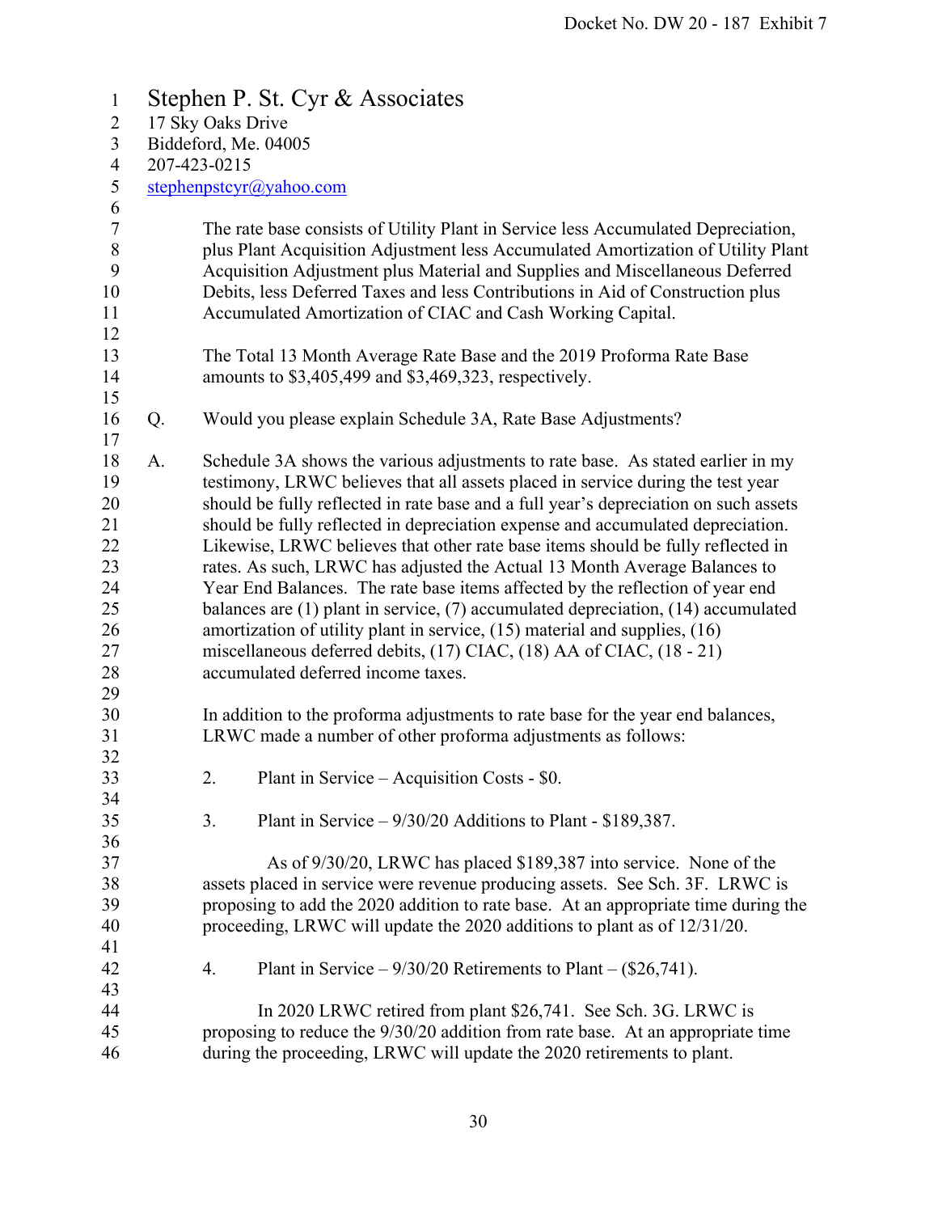Stephen P. St. Cyr & Associates
17 Sky Oaks Drive
Biddeford, Me. 04005
207-423-0215
stephenpstcyr@yahoo.com

The rate base consists of Utility Plant in Service less Accumulated Depreciation, plus Plant Acquisition Adjustment less Accumulated Amortization of Utility Plant Acquisition Adjustment plus Material and Supplies and Miscellaneous Deferred Debits, less Deferred Taxes and less Contributions in Aid of Construction plus Accumulated Amortization of CIAC and Cash Working Capital.

The Total 13 Month Average Rate Base and the 2019 Proforma Rate Base amounts to $3,405,499 and $3,469,323, respectively.

Q. Would you please explain Schedule 3A, Rate Base Adjustments?

A. Schedule 3A shows the various adjustments to rate base. As stated earlier in my testimony, LRWC believes that all assets placed in service during the test year should be fully reflected in rate base and a full year's depreciation on such assets should be fully reflected in depreciation expense and accumulated depreciation. Likewise, LRWC believes that other rate base items should be fully reflected in rates. As such, LRWC has adjusted the Actual 13 Month Average Balances to Year End Balances. The rate base items affected by the reflection of year end balances are (1) plant in service, (7) accumulated depreciation, (14) accumulated amortization of utility plant in service, (15) material and supplies, (16) miscellaneous deferred debits, (17) CIAC, (18) AA of CIAC, (18 - 21) accumulated deferred income taxes.

In addition to the proforma adjustments to rate base for the year end balances, LRWC made a number of other proforma adjustments as follows:

2. Plant in Service – Acquisition Costs - $0.

3. Plant in Service – 9/30/20 Additions to Plant - $189,387.

As of 9/30/20, LRWC has placed $189,387 into service. None of the assets placed in service were revenue producing assets. See Sch. 3F. LRWC is proposing to add the 2020 addition to rate base. At an appropriate time during the proceeding, LRWC will update the 2020 additions to plant as of 12/31/20.

4. Plant in Service – 9/30/20 Retirements to Plant – ($26,741).

In 2020 LRWC retired from plant $26,741. See Sch. 3G. LRWC is proposing to reduce the 9/30/20 addition from rate base. At an appropriate time during the proceeding, LRWC will update the 2020 retirements to plant.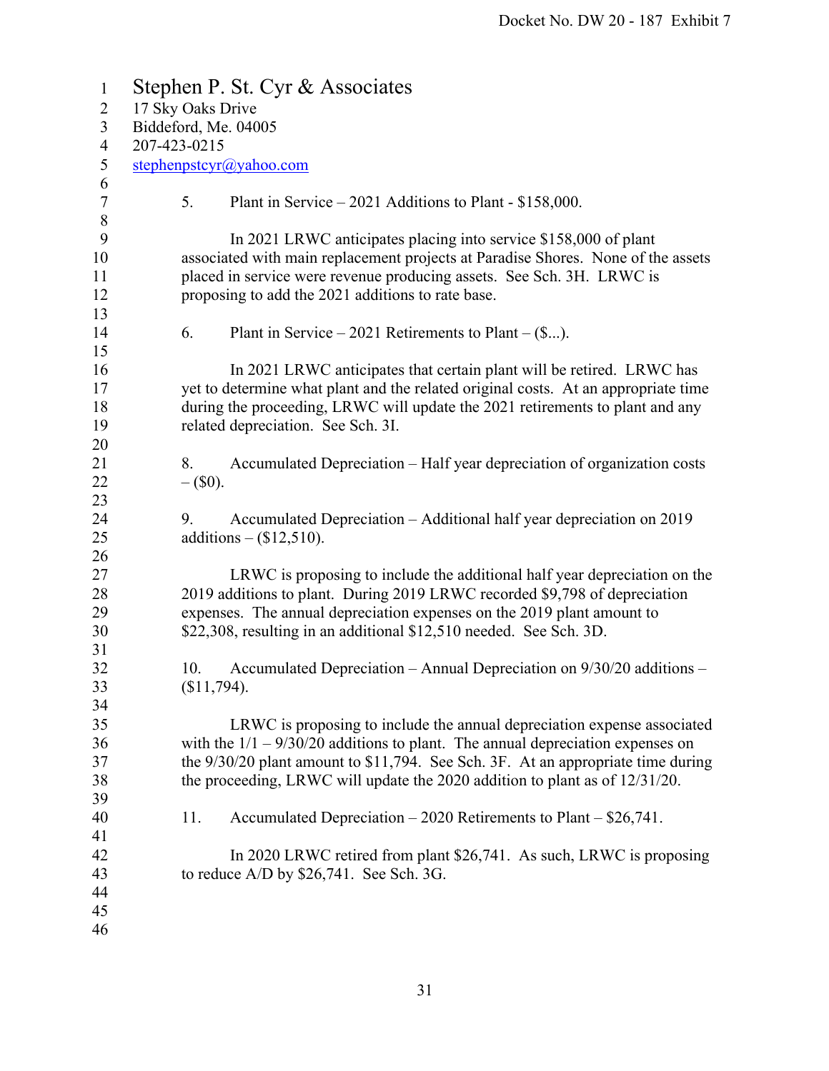Stephen P. St. Cyr & Associates
17 Sky Oaks Drive
Biddeford, Me. 04005
207-423-0215
stephenpstcyr@yahoo.com

5. Plant in Service – 2021 Additions to Plant - $158,000.

In 2021 LRWC anticipates placing into service $158,000 of plant associated with main replacement projects at Paradise Shores. None of the assets placed in service were revenue producing assets. See Sch. 3H. LRWC is proposing to add the 2021 additions to rate base.

6. Plant in Service – 2021 Retirements to Plant – ($...).

In 2021 LRWC anticipates that certain plant will be retired. LRWC has yet to determine what plant and the related original costs. At an appropriate time during the proceeding, LRWC will update the 2021 retirements to plant and any related depreciation. See Sch. 3I.

8. Accumulated Depreciation – Half year depreciation of organization costs – ($0).

9. Accumulated Depreciation – Additional half year depreciation on 2019 additions – ($12,510).

LRWC is proposing to include the additional half year depreciation on the 2019 additions to plant. During 2019 LRWC recorded $9,798 of depreciation expenses. The annual depreciation expenses on the 2019 plant amount to $22,308, resulting in an additional $12,510 needed. See Sch. 3D.

10. Accumulated Depreciation – Annual Depreciation on 9/30/20 additions – ($11,794).

LRWC is proposing to include the annual depreciation expense associated with the 1/1 – 9/30/20 additions to plant. The annual depreciation expenses on the 9/30/20 plant amount to $11,794. See Sch. 3F. At an appropriate time during the proceeding, LRWC will update the 2020 addition to plant as of 12/31/20.

11. Accumulated Depreciation – 2020 Retirements to Plant – $26,741.

In 2020 LRWC retired from plant $26,741. As such, LRWC is proposing to reduce A/D by $26,741. See Sch. 3G.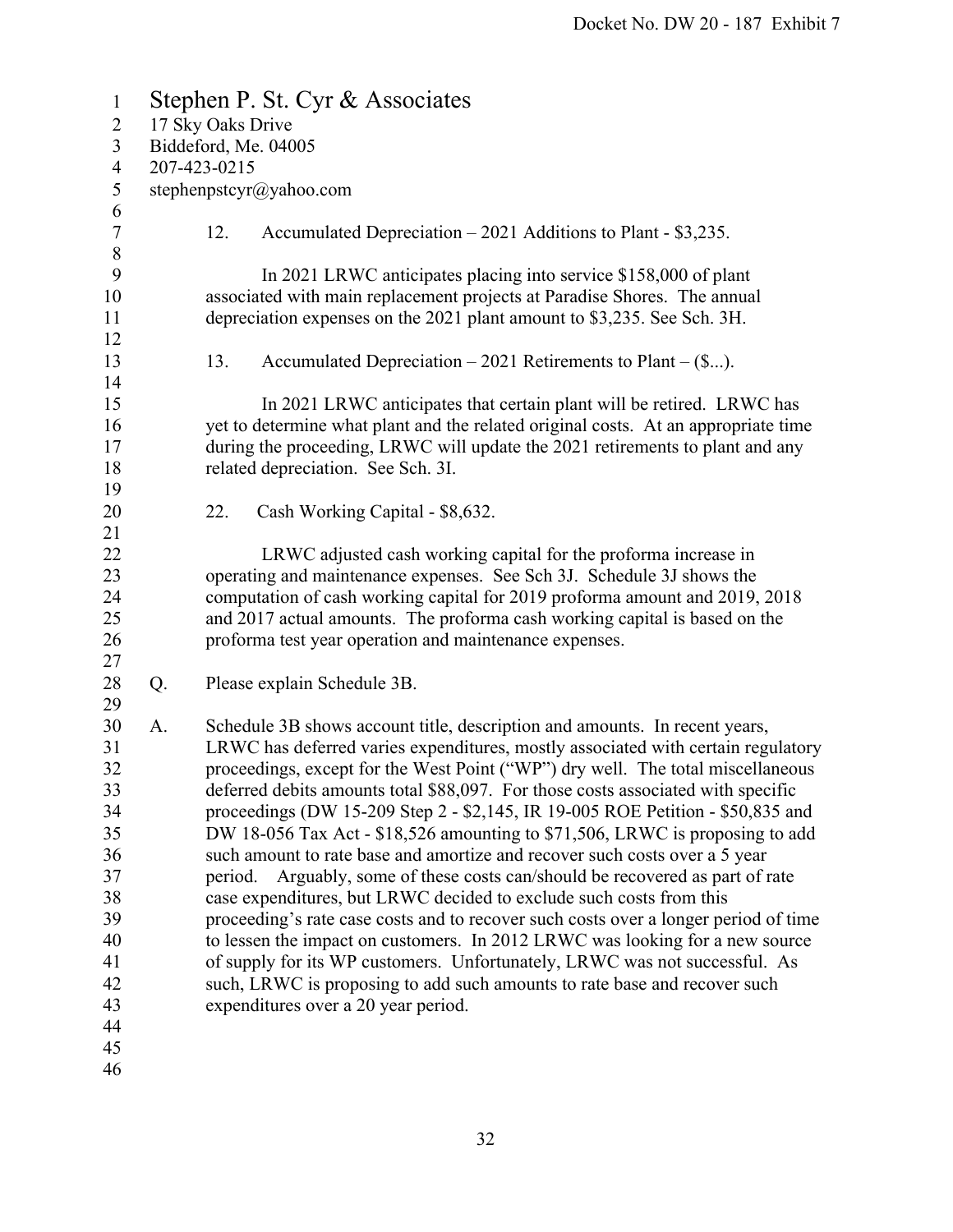Stephen P. St. Cyr & Associates
17 Sky Oaks Drive
Biddeford, Me. 04005
207-423-0215
stephenpstcyr@yahoo.com

12. Accumulated Depreciation – 2021 Additions to Plant - $3,235.

In 2021 LRWC anticipates placing into service $158,000 of plant associated with main replacement projects at Paradise Shores. The annual depreciation expenses on the 2021 plant amount to $3,235. See Sch. 3H.

13. Accumulated Depreciation – 2021 Retirements to Plant – ($...).

In 2021 LRWC anticipates that certain plant will be retired. LRWC has yet to determine what plant and the related original costs. At an appropriate time during the proceeding, LRWC will update the 2021 retirements to plant and any related depreciation. See Sch. 3I.

22. Cash Working Capital - $8,632.

LRWC adjusted cash working capital for the proforma increase in operating and maintenance expenses. See Sch 3J. Schedule 3J shows the computation of cash working capital for 2019 proforma amount and 2019, 2018 and 2017 actual amounts. The proforma cash working capital is based on the proforma test year operation and maintenance expenses.

Q. Please explain Schedule 3B.

A. Schedule 3B shows account title, description and amounts. In recent years, LRWC has deferred varies expenditures, mostly associated with certain regulatory proceedings, except for the West Point ("WP") dry well. The total miscellaneous deferred debits amounts total $88,097. For those costs associated with specific proceedings (DW 15-209 Step 2 - $2,145, IR 19-005 ROE Petition - $50,835 and DW 18-056 Tax Act - $18,526 amounting to $71,506, LRWC is proposing to add such amount to rate base and amortize and recover such costs over a 5 year period. Arguably, some of these costs can/should be recovered as part of rate case expenditures, but LRWC decided to exclude such costs from this proceeding's rate case costs and to recover such costs over a longer period of time to lessen the impact on customers. In 2012 LRWC was looking for a new source of supply for its WP customers. Unfortunately, LRWC was not successful. As such, LRWC is proposing to add such amounts to rate base and recover such expenditures over a 20 year period.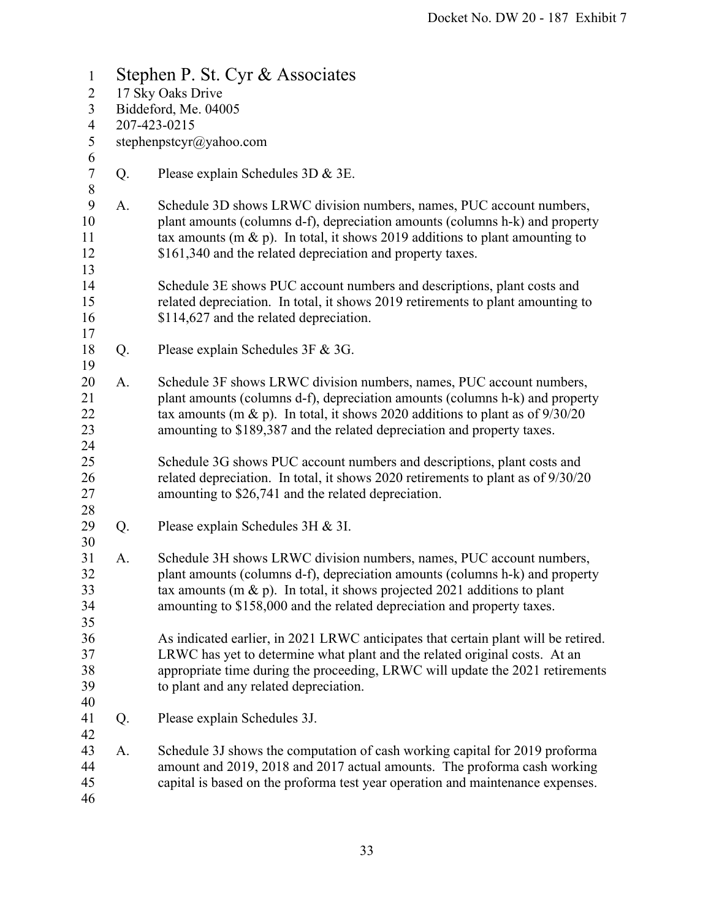Stephen P. St. Cyr & Associates
17 Sky Oaks Drive
Biddeford, Me. 04005
207-423-0215
stephenpstcyr@yahoo.com

Q. Please explain Schedules 3D & 3E.

A. Schedule 3D shows LRWC division numbers, names, PUC account numbers, plant amounts (columns d-f), depreciation amounts (columns h-k) and property tax amounts (m & p). In total, it shows 2019 additions to plant amounting to \$161,340 and the related depreciation and property taxes.

Schedule 3E shows PUC account numbers and descriptions, plant costs and related depreciation. In total, it shows 2019 retirements to plant amounting to \$114,627 and the related depreciation.

Q. Please explain Schedules 3F & 3G.

A. Schedule 3F shows LRWC division numbers, names, PUC account numbers, plant amounts (columns d-f), depreciation amounts (columns h-k) and property tax amounts (m & p). In total, it shows 2020 additions to plant as of 9/30/20 amounting to \$189,387 and the related depreciation and property taxes.

Schedule 3G shows PUC account numbers and descriptions, plant costs and related depreciation. In total, it shows 2020 retirements to plant as of 9/30/20 amounting to \$26,741 and the related depreciation.

Q. Please explain Schedules 3H & 3I.

A. Schedule 3H shows LRWC division numbers, names, PUC account numbers, plant amounts (columns d-f), depreciation amounts (columns h-k) and property tax amounts (m & p). In total, it shows projected 2021 additions to plant amounting to \$158,000 and the related depreciation and property taxes.

As indicated earlier, in 2021 LRWC anticipates that certain plant will be retired. LRWC has yet to determine what plant and the related original costs. At an appropriate time during the proceeding, LRWC will update the 2021 retirements to plant and any related depreciation.

Q. Please explain Schedules 3J.

A. Schedule 3J shows the computation of cash working capital for 2019 proforma amount and 2019, 2018 and 2017 actual amounts. The proforma cash working capital is based on the proforma test year operation and maintenance expenses.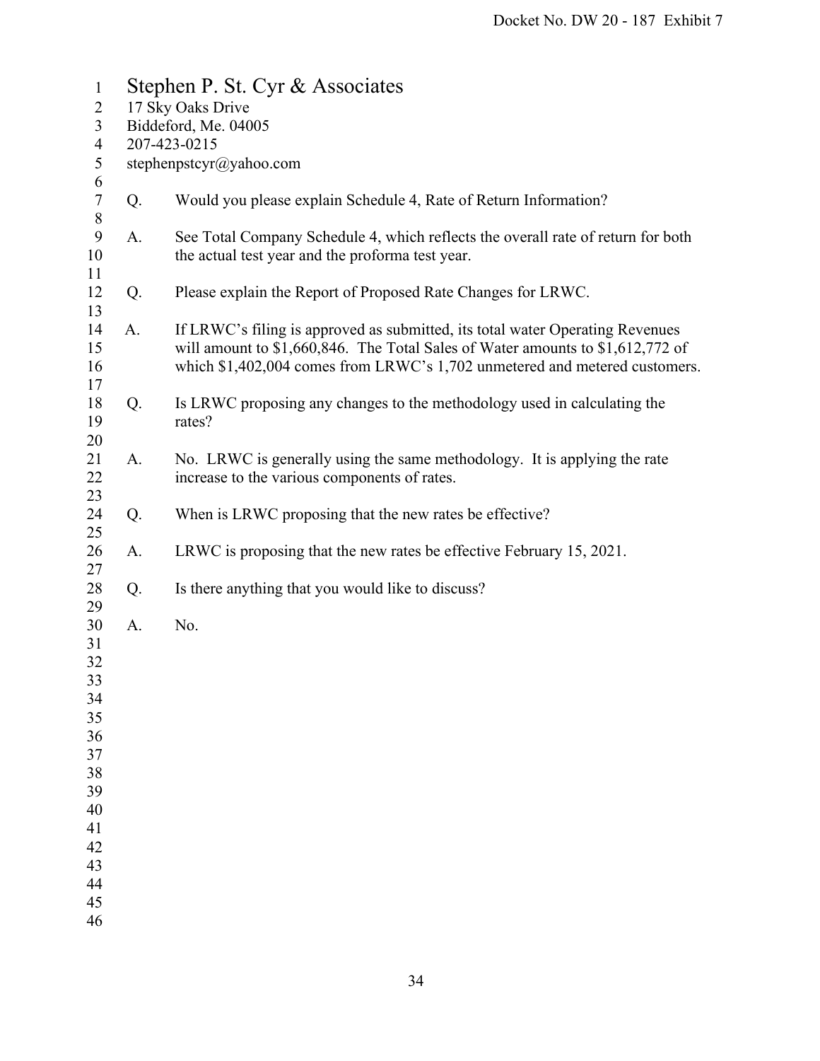Stephen P. St. Cyr & Associates
17 Sky Oaks Drive
Biddeford, Me. 04005
207-423-0215
stephenpstcyr@yahoo.com

Q. Would you please explain Schedule 4, Rate of Return Information?

A. See Total Company Schedule 4, which reflects the overall rate of return for both the actual test year and the proforma test year.

Q. Please explain the Report of Proposed Rate Changes for LRWC.

A. If LRWC's filing is approved as submitted, its total water Operating Revenues will amount to $1,660,846. The Total Sales of Water amounts to $1,612,772 of which $1,402,004 comes from LRWC's 1,702 unmetered and metered customers.

Q. Is LRWC proposing any changes to the methodology used in calculating the rates?

A. No. LRWC is generally using the same methodology. It is applying the rate increase to the various components of rates.

Q. When is LRWC proposing that the new rates be effective?

A. LRWC is proposing that the new rates be effective February 15, 2021.

Q. Is there anything that you would like to discuss?

A. No.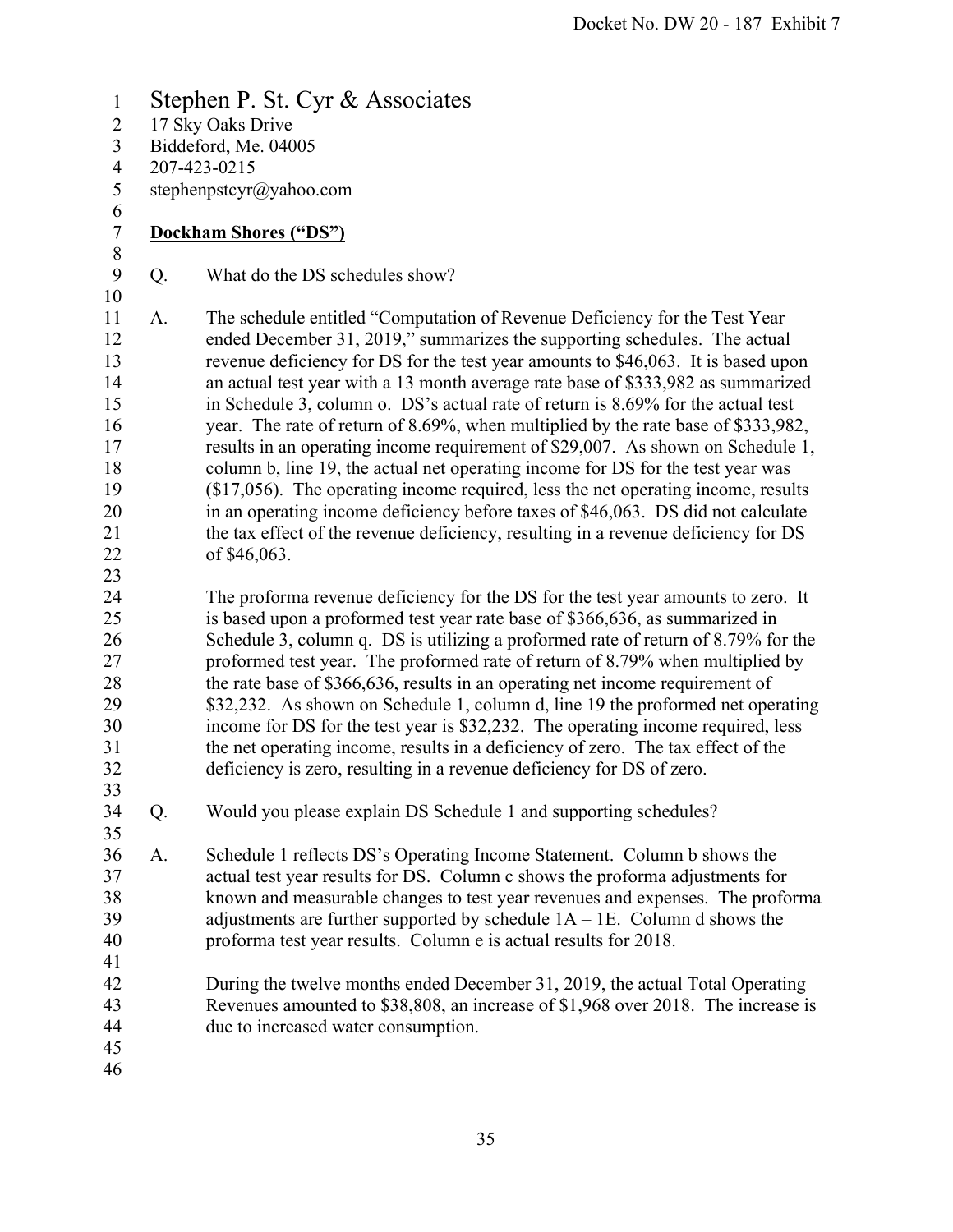Stephen P. St. Cyr & Associates
17 Sky Oaks Drive
Biddeford, Me. 04005
207-423-0215
stephenpstcyr@yahoo.com

**Dockham Shores ("DS")**

Q. What do the DS schedules show?

A. The schedule entitled "Computation of Revenue Deficiency for the Test Year ended December 31, 2019," summarizes the supporting schedules. The actual revenue deficiency for DS for the test year amounts to $46,063. It is based upon an actual test year with a 13 month average rate base of $333,982 as summarized in Schedule 3, column o. DS's actual rate of return is 8.69% for the actual test year. The rate of return of 8.69%, when multiplied by the rate base of $333,982, results in an operating income requirement of $29,007. As shown on Schedule 1, column b, line 19, the actual net operating income for DS for the test year was ($17,056). The operating income required, less the net operating income, results in an operating income deficiency before taxes of $46,063. DS did not calculate the tax effect of the revenue deficiency, resulting in a revenue deficiency for DS of $46,063.

The proforma revenue deficiency for the DS for the test year amounts to zero. It is based upon a proformed test year rate base of $366,636, as summarized in Schedule 3, column q. DS is utilizing a proformed rate of return of 8.79% for the proformed test year. The proformed rate of return of 8.79% when multiplied by the rate base of $366,636, results in an operating net income requirement of $32,232. As shown on Schedule 1, column d, line 19 the proformed net operating income for DS for the test year is $32,232. The operating income required, less the net operating income, results in a deficiency of zero. The tax effect of the deficiency is zero, resulting in a revenue deficiency for DS of zero.

Q. Would you please explain DS Schedule 1 and supporting schedules?

A. Schedule 1 reflects DS's Operating Income Statement. Column b shows the actual test year results for DS. Column c shows the proforma adjustments for known and measurable changes to test year revenues and expenses. The proforma adjustments are further supported by schedule 1A – 1E. Column d shows the proforma test year results. Column e is actual results for 2018.

During the twelve months ended December 31, 2019, the actual Total Operating Revenues amounted to $38,808, an increase of $1,968 over 2018. The increase is due to increased water consumption.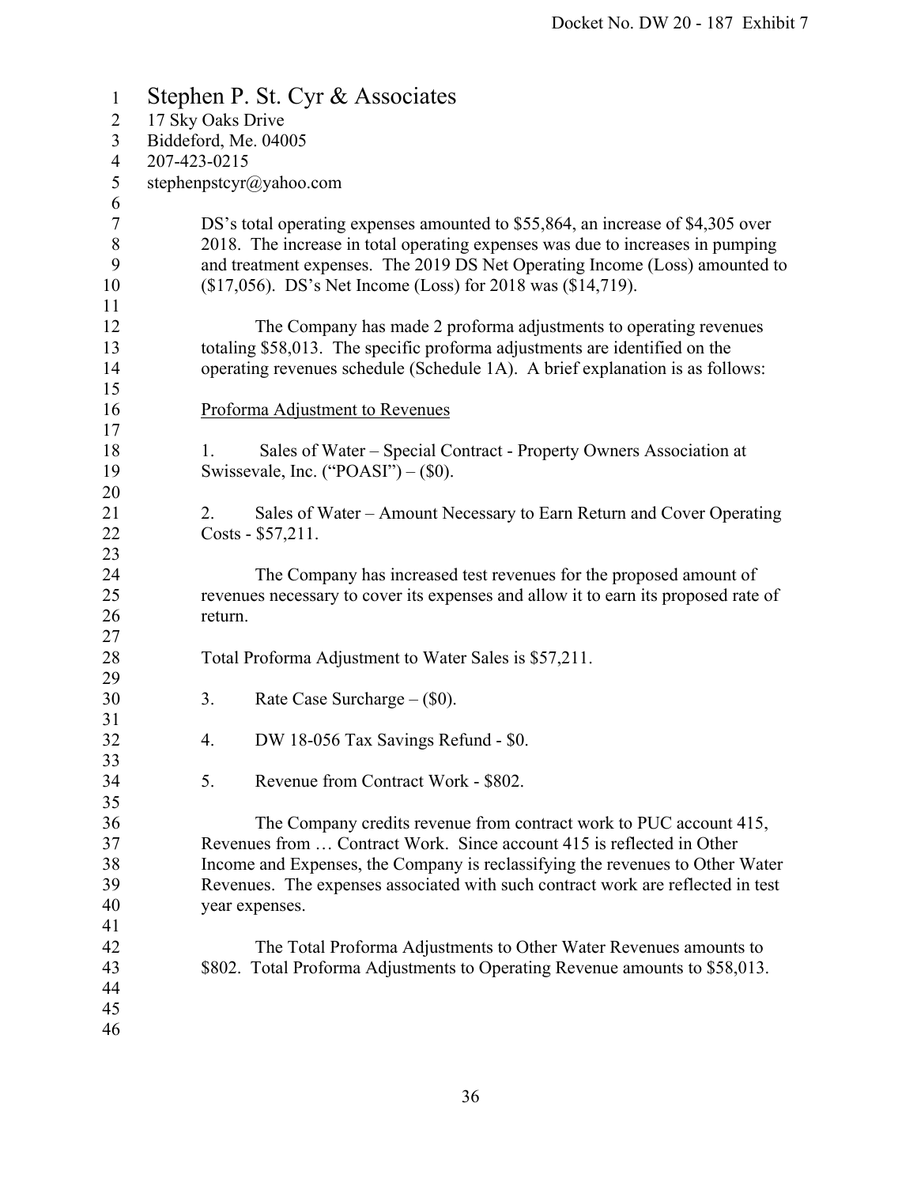Stephen P. St. Cyr & Associates
17 Sky Oaks Drive
Biddeford, Me. 04005
207-423-0215
stephenpstcyr@yahoo.com

DS's total operating expenses amounted to $55,864, an increase of $4,305 over 2018. The increase in total operating expenses was due to increases in pumping and treatment expenses. The 2019 DS Net Operating Income (Loss) amounted to ($17,056). DS's Net Income (Loss) for 2018 was ($14,719).

The Company has made 2 proforma adjustments to operating revenues totaling $58,013. The specific proforma adjustments are identified on the operating revenues schedule (Schedule 1A). A brief explanation is as follows:

<u>Proforma Adjustment to Revenues</u>

1. Sales of Water – Special Contract - Property Owners Association at Swissevale, Inc. ("POASI") – ($0).

2. Sales of Water – Amount Necessary to Earn Return and Cover Operating Costs - $57,211.

The Company has increased test revenues for the proposed amount of revenues necessary to cover its expenses and allow it to earn its proposed rate of return.

Total Proforma Adjustment to Water Sales is $57,211.

3. Rate Case Surcharge – ($0).

4. DW 18-056 Tax Savings Refund - $0.

5. Revenue from Contract Work - $802.

The Company credits revenue from contract work to PUC account 415, Revenues from … Contract Work. Since account 415 is reflected in Other Income and Expenses, the Company is reclassifying the revenues to Other Water Revenues. The expenses associated with such contract work are reflected in test year expenses.

The Total Proforma Adjustments to Other Water Revenues amounts to $802. Total Proforma Adjustments to Operating Revenue amounts to $58,013.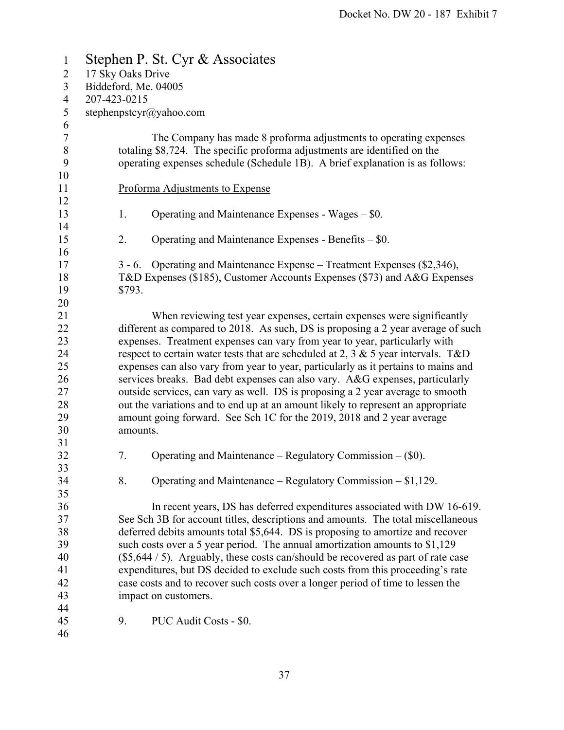Stephen P. St. Cyr & Associates
17 Sky Oaks Drive
Biddeford, Me. 04005
207-423-0215
stephenpstcyr@yahoo.com

The Company has made 8 proforma adjustments to operating expenses totaling $8,724. The specific proforma adjustments are identified on the operating expenses schedule (Schedule 1B). A brief explanation is as follows:

Proforma Adjustments to Expense

1. Operating and Maintenance Expenses - Wages – $0.

2. Operating and Maintenance Expenses - Benefits – $0.

3 - 6. Operating and Maintenance Expense – Treatment Expenses ($2,346), T&D Expenses ($185), Customer Accounts Expenses ($73) and A&G Expenses $793.

When reviewing test year expenses, certain expenses were significantly different as compared to 2018. As such, DS is proposing a 2 year average of such expenses. Treatment expenses can vary from year to year, particularly with respect to certain water tests that are scheduled at 2, 3 & 5 year intervals. T&D expenses can also vary from year to year, particularly as it pertains to mains and services breaks. Bad debt expenses can also vary. A&G expenses, particularly outside services, can vary as well. DS is proposing a 2 year average to smooth out the variations and to end up at an amount likely to represent an appropriate amount going forward. See Sch 1C for the 2019, 2018 and 2 year average amounts.

7. Operating and Maintenance – Regulatory Commission – ($0).

8. Operating and Maintenance – Regulatory Commission – $1,129.

In recent years, DS has deferred expenditures associated with DW 16-619. See Sch 3B for account titles, descriptions and amounts. The total miscellaneous deferred debits amounts total $5,644. DS is proposing to amortize and recover such costs over a 5 year period. The annual amortization amounts to $1,129 ($5,644 / 5). Arguably, these costs can/should be recovered as part of rate case expenditures, but DS decided to exclude such costs from this proceeding's rate case costs and to recover such costs over a longer period of time to lessen the impact on customers.

9. PUC Audit Costs - $0.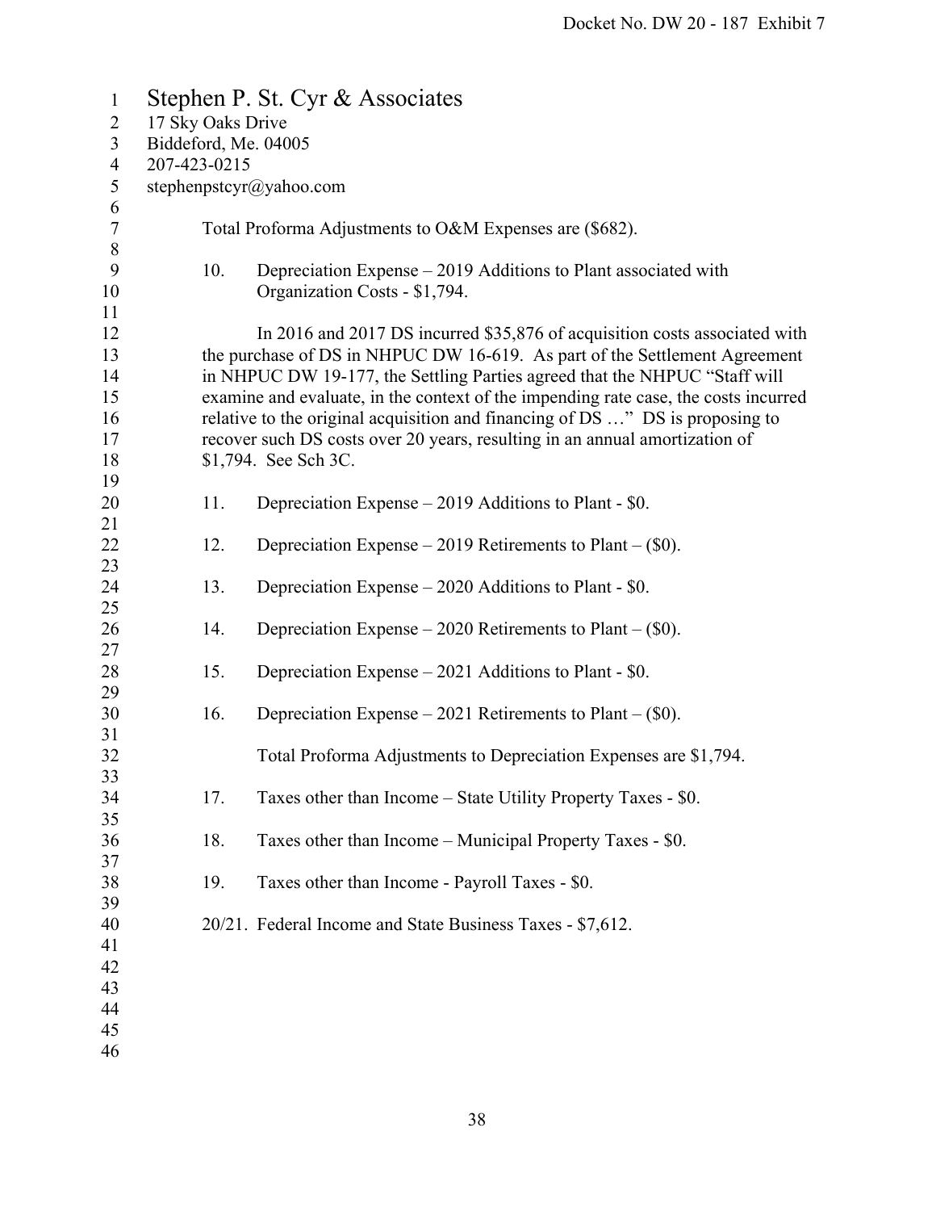Stephen P. St. Cyr & Associates
17 Sky Oaks Drive
Biddeford, Me. 04005
207-423-0215
stephenpstcyr@yahoo.com

Total Proforma Adjustments to O&M Expenses are ($682).

10. Depreciation Expense – 2019 Additions to Plant associated with Organization Costs - $1,794.

In 2016 and 2017 DS incurred $35,876 of acquisition costs associated with the purchase of DS in NHPUC DW 16-619. As part of the Settlement Agreement in NHPUC DW 19-177, the Settling Parties agreed that the NHPUC "Staff will examine and evaluate, in the context of the impending rate case, the costs incurred relative to the original acquisition and financing of DS …" DS is proposing to recover such DS costs over 20 years, resulting in an annual amortization of $1,794. See Sch 3C.

11. Depreciation Expense – 2019 Additions to Plant - $0.

12. Depreciation Expense – 2019 Retirements to Plant – ($0).

13. Depreciation Expense – 2020 Additions to Plant - $0.

14. Depreciation Expense – 2020 Retirements to Plant – ($0).

15. Depreciation Expense – 2021 Additions to Plant - $0.

16. Depreciation Expense – 2021 Retirements to Plant – ($0).

Total Proforma Adjustments to Depreciation Expenses are $1,794.

17. Taxes other than Income – State Utility Property Taxes - $0.

18. Taxes other than Income – Municipal Property Taxes - $0.

19. Taxes other than Income - Payroll Taxes - $0.

20/21. Federal Income and State Business Taxes - $7,612.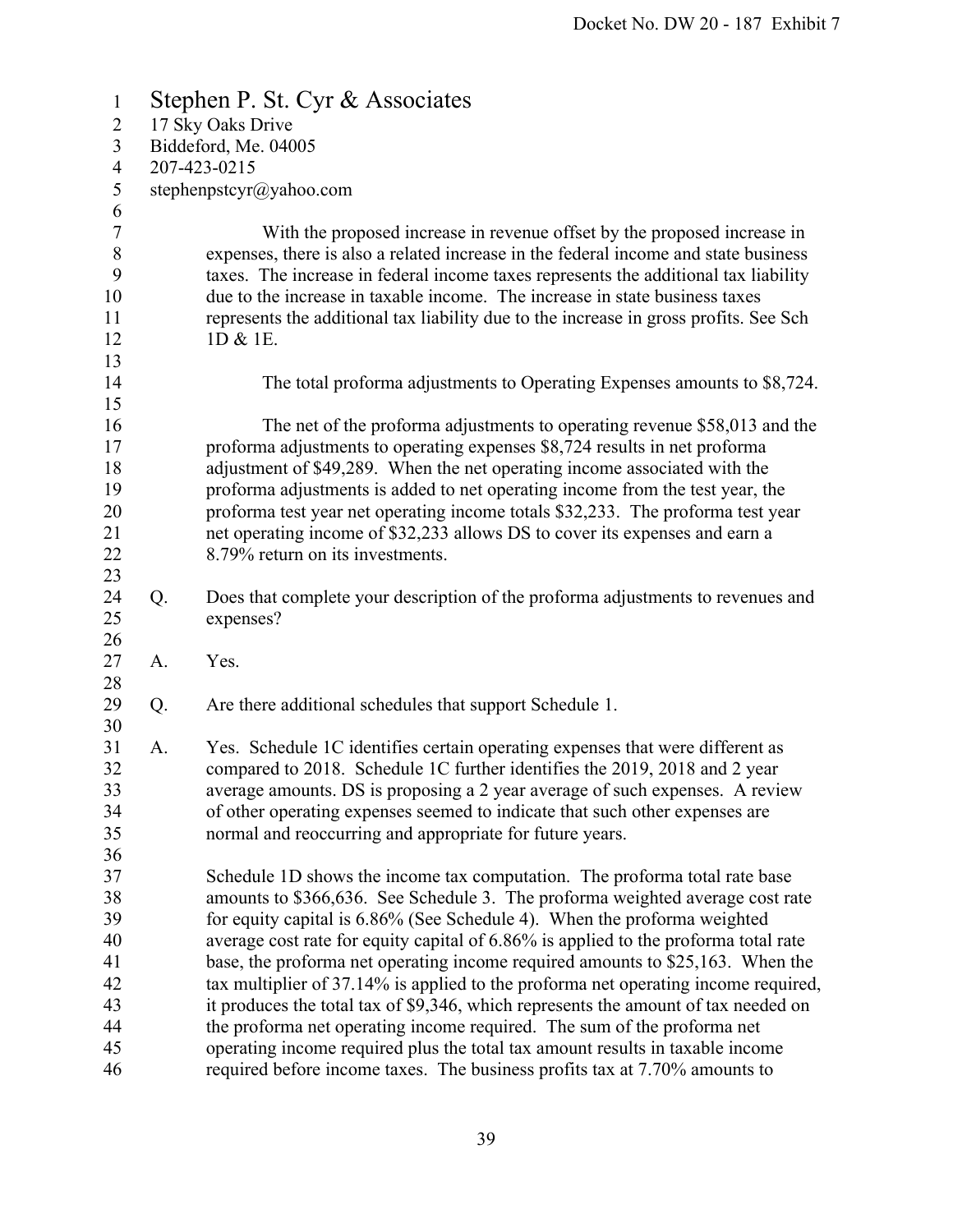Stephen P. St. Cyr & Associates
17 Sky Oaks Drive
Biddeford, Me. 04005
207-423-0215
stephenpstcyr@yahoo.com

With the proposed increase in revenue offset by the proposed increase in expenses, there is also a related increase in the federal income and state business taxes. The increase in federal income taxes represents the additional tax liability due to the increase in taxable income. The increase in state business taxes represents the additional tax liability due to the increase in gross profits. See Sch 1D & 1E.

The total proforma adjustments to Operating Expenses amounts to $8,724.

The net of the proforma adjustments to operating revenue $58,013 and the proforma adjustments to operating expenses $8,724 results in net proforma adjustment of $49,289. When the net operating income associated with the proforma adjustments is added to net operating income from the test year, the proforma test year net operating income totals $32,233. The proforma test year net operating income of $32,233 allows DS to cover its expenses and earn a 8.79% return on its investments.

Q. Does that complete your description of the proforma adjustments to revenues and expenses?

A. Yes.

Q. Are there additional schedules that support Schedule 1.

A. Yes. Schedule 1C identifies certain operating expenses that were different as compared to 2018. Schedule 1C further identifies the 2019, 2018 and 2 year average amounts. DS is proposing a 2 year average of such expenses. A review of other operating expenses seemed to indicate that such other expenses are normal and reoccurring and appropriate for future years.

Schedule 1D shows the income tax computation. The proforma total rate base amounts to $366,636. See Schedule 3. The proforma weighted average cost rate for equity capital is 6.86% (See Schedule 4). When the proforma weighted average cost rate for equity capital of 6.86% is applied to the proforma total rate base, the proforma net operating income required amounts to $25,163. When the tax multiplier of 37.14% is applied to the proforma net operating income required, it produces the total tax of $9,346, which represents the amount of tax needed on the proforma net operating income required. The sum of the proforma net operating income required plus the total tax amount results in taxable income required before income taxes. The business profits tax at 7.70% amounts to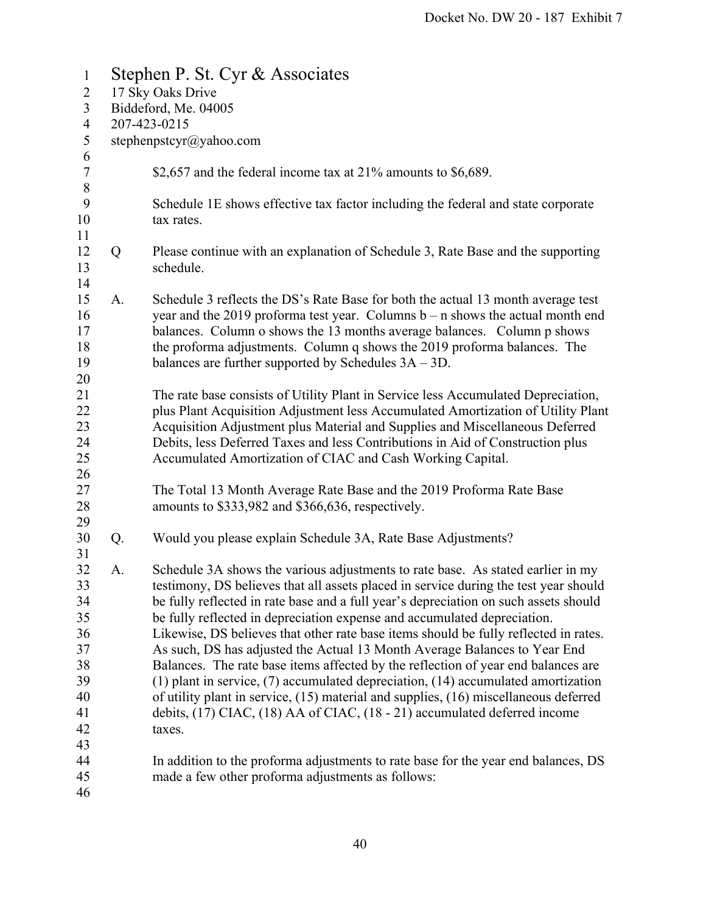Stephen P. St. Cyr & Associates
17 Sky Oaks Drive
Biddeford, Me. 04005
207-423-0215
stephenpstcyr@yahoo.com

$2,657 and the federal income tax at 21% amounts to $6,689.

Schedule 1E shows effective tax factor including the federal and state corporate tax rates.

Q Please continue with an explanation of Schedule 3, Rate Base and the supporting schedule.

A. Schedule 3 reflects the DS's Rate Base for both the actual 13 month average test year and the 2019 proforma test year. Columns b – n shows the actual month end balances. Column o shows the 13 months average balances. Column p shows the proforma adjustments. Column q shows the 2019 proforma balances. The balances are further supported by Schedules 3A – 3D.

The rate base consists of Utility Plant in Service less Accumulated Depreciation, plus Plant Acquisition Adjustment less Accumulated Amortization of Utility Plant Acquisition Adjustment plus Material and Supplies and Miscellaneous Deferred Debits, less Deferred Taxes and less Contributions in Aid of Construction plus Accumulated Amortization of CIAC and Cash Working Capital.

The Total 13 Month Average Rate Base and the 2019 Proforma Rate Base amounts to $333,982 and $366,636, respectively.

Q. Would you please explain Schedule 3A, Rate Base Adjustments?

A. Schedule 3A shows the various adjustments to rate base. As stated earlier in my testimony, DS believes that all assets placed in service during the test year should be fully reflected in rate base and a full year's depreciation on such assets should be fully reflected in depreciation expense and accumulated depreciation. Likewise, DS believes that other rate base items should be fully reflected in rates. As such, DS has adjusted the Actual 13 Month Average Balances to Year End Balances. The rate base items affected by the reflection of year end balances are (1) plant in service, (7) accumulated depreciation, (14) accumulated amortization of utility plant in service, (15) material and supplies, (16) miscellaneous deferred debits, (17) CIAC, (18) AA of CIAC, (18 - 21) accumulated deferred income taxes.

In addition to the proforma adjustments to rate base for the year end balances, DS made a few other proforma adjustments as follows: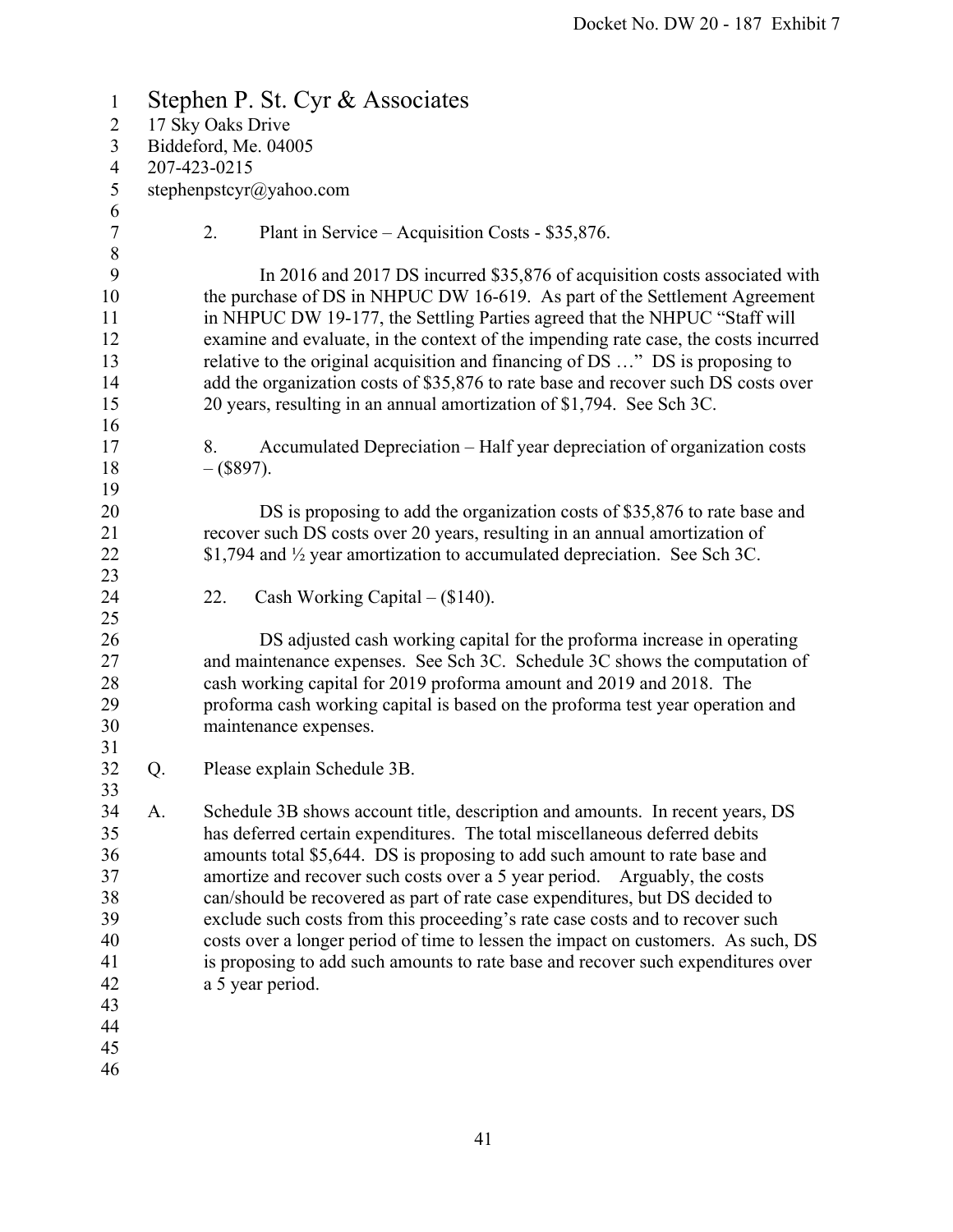Stephen P. St. Cyr & Associates
17 Sky Oaks Drive
Biddeford, Me. 04005
207-423-0215
stephenpstcyr@yahoo.com

2. Plant in Service – Acquisition Costs - $35,876.

In 2016 and 2017 DS incurred $35,876 of acquisition costs associated with the purchase of DS in NHPUC DW 16-619. As part of the Settlement Agreement in NHPUC DW 19-177, the Settling Parties agreed that the NHPUC "Staff will examine and evaluate, in the context of the impending rate case, the costs incurred relative to the original acquisition and financing of DS …" DS is proposing to add the organization costs of $35,876 to rate base and recover such DS costs over 20 years, resulting in an annual amortization of $1,794. See Sch 3C.

8. Accumulated Depreciation – Half year depreciation of organization costs – ($897).

DS is proposing to add the organization costs of $35,876 to rate base and recover such DS costs over 20 years, resulting in an annual amortization of $1,794 and ½ year amortization to accumulated depreciation. See Sch 3C.

22. Cash Working Capital – ($140).

DS adjusted cash working capital for the proforma increase in operating and maintenance expenses. See Sch 3C. Schedule 3C shows the computation of cash working capital for 2019 proforma amount and 2019 and 2018. The proforma cash working capital is based on the proforma test year operation and maintenance expenses.

Q. Please explain Schedule 3B.

A. Schedule 3B shows account title, description and amounts. In recent years, DS has deferred certain expenditures. The total miscellaneous deferred debits amounts total $5,644. DS is proposing to add such amount to rate base and amortize and recover such costs over a 5 year period. Arguably, the costs can/should be recovered as part of rate case expenditures, but DS decided to exclude such costs from this proceeding's rate case costs and to recover such costs over a longer period of time to lessen the impact on customers. As such, DS is proposing to add such amounts to rate base and recover such expenditures over a 5 year period.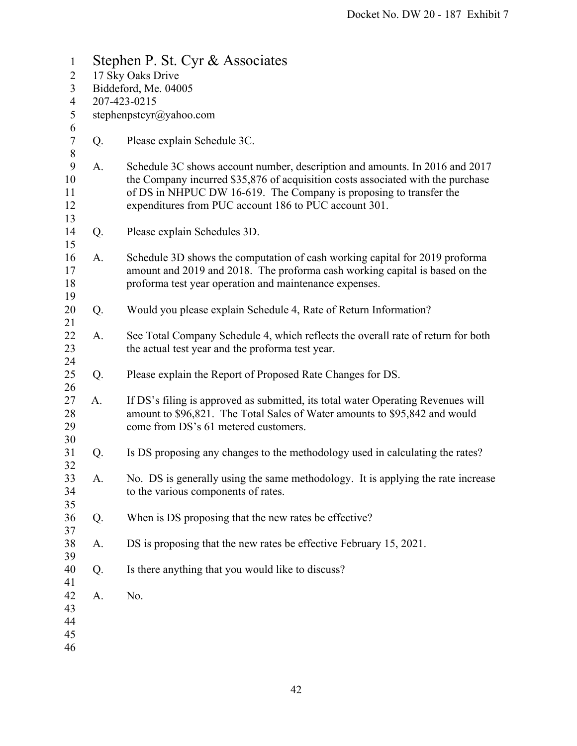Stephen P. St. Cyr & Associates
17 Sky Oaks Drive
Biddeford, Me. 04005
207-423-0215
stephenpstcyr@yahoo.com

Q. Please explain Schedule 3C.

A. Schedule 3C shows account number, description and amounts. In 2016 and 2017 the Company incurred $35,876 of acquisition costs associated with the purchase of DS in NHPUC DW 16-619. The Company is proposing to transfer the expenditures from PUC account 186 to PUC account 301.

Q. Please explain Schedules 3D.

A. Schedule 3D shows the computation of cash working capital for 2019 proforma amount and 2019 and 2018. The proforma cash working capital is based on the proforma test year operation and maintenance expenses.

Q. Would you please explain Schedule 4, Rate of Return Information?

A. See Total Company Schedule 4, which reflects the overall rate of return for both the actual test year and the proforma test year.

Q. Please explain the Report of Proposed Rate Changes for DS.

A. If DS's filing is approved as submitted, its total water Operating Revenues will amount to $96,821. The Total Sales of Water amounts to $95,842 and would come from DS's 61 metered customers.

Q. Is DS proposing any changes to the methodology used in calculating the rates?

A. No. DS is generally using the same methodology. It is applying the rate increase to the various components of rates.

Q. When is DS proposing that the new rates be effective?

A. DS is proposing that the new rates be effective February 15, 2021.

Q. Is there anything that you would like to discuss?

A. No.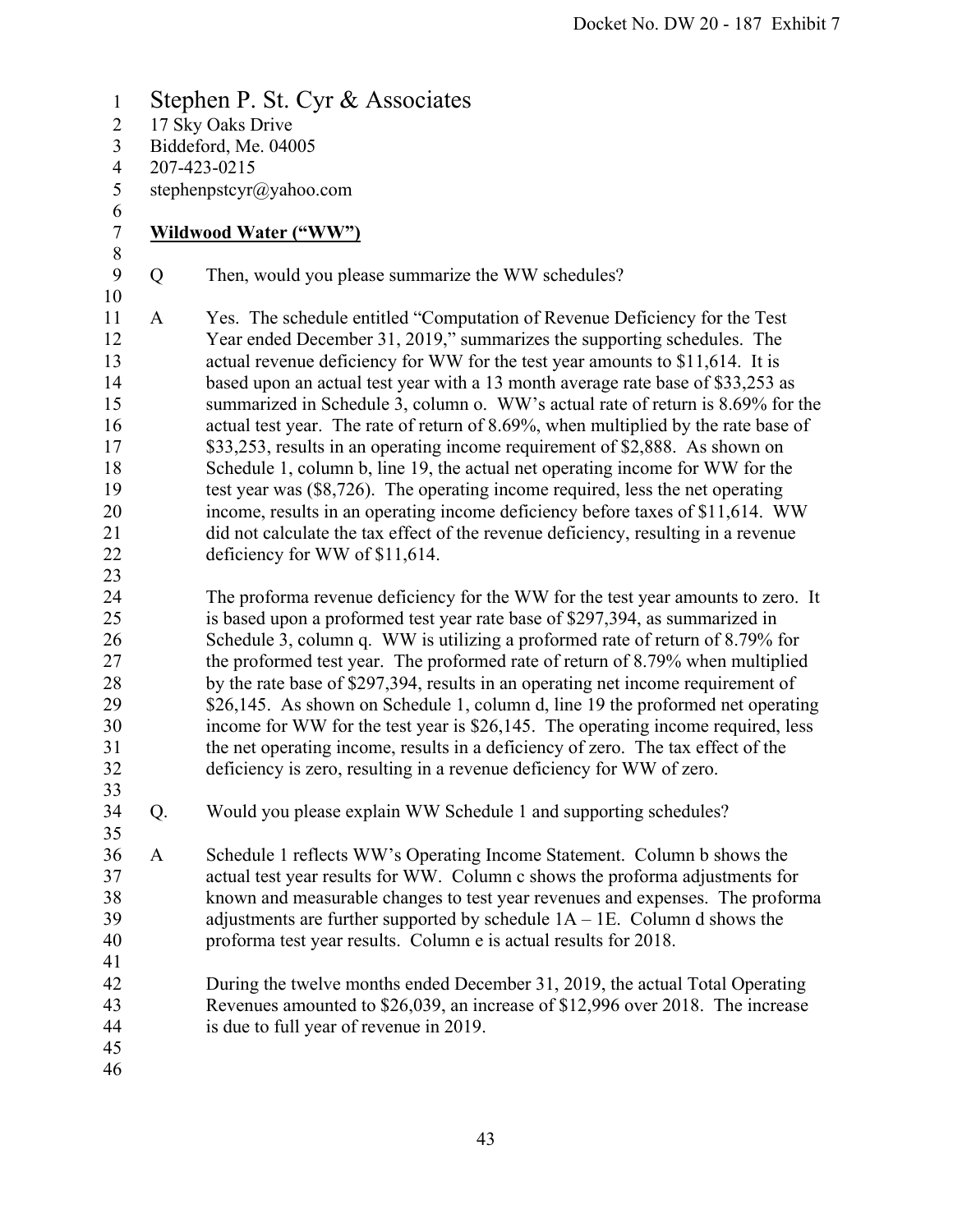Stephen P. St. Cyr & Associates
17 Sky Oaks Drive
Biddeford, Me. 04005
207-423-0215
stephenpstcyr@yahoo.com

**Wildwood Water ("WW")**

Q Then, would you please summarize the WW schedules?

A Yes. The schedule entitled "Computation of Revenue Deficiency for the Test Year ended December 31, 2019," summarizes the supporting schedules. The actual revenue deficiency for WW for the test year amounts to $11,614. It is based upon an actual test year with a 13 month average rate base of $33,253 as summarized in Schedule 3, column o. WW's actual rate of return is 8.69% for the actual test year. The rate of return of 8.69%, when multiplied by the rate base of $33,253, results in an operating income requirement of $2,888. As shown on Schedule 1, column b, line 19, the actual net operating income for WW for the test year was ($8,726). The operating income required, less the net operating income, results in an operating income deficiency before taxes of $11,614. WW did not calculate the tax effect of the revenue deficiency, resulting in a revenue deficiency for WW of $11,614.

The proforma revenue deficiency for the WW for the test year amounts to zero. It is based upon a proformed test year rate base of $297,394, as summarized in Schedule 3, column q. WW is utilizing a proformed rate of return of 8.79% for the proformed test year. The proformed rate of return of 8.79% when multiplied by the rate base of $297,394, results in an operating net income requirement of $26,145. As shown on Schedule 1, column d, line 19 the proformed net operating income for WW for the test year is $26,145. The operating income required, less the net operating income, results in a deficiency of zero. The tax effect of the deficiency is zero, resulting in a revenue deficiency for WW of zero.

Q. Would you please explain WW Schedule 1 and supporting schedules?

A Schedule 1 reflects WW's Operating Income Statement. Column b shows the actual test year results for WW. Column c shows the proforma adjustments for known and measurable changes to test year revenues and expenses. The proforma adjustments are further supported by schedule 1A – 1E. Column d shows the proforma test year results. Column e is actual results for 2018.

During the twelve months ended December 31, 2019, the actual Total Operating Revenues amounted to $26,039, an increase of $12,996 over 2018. The increase is due to full year of revenue in 2019.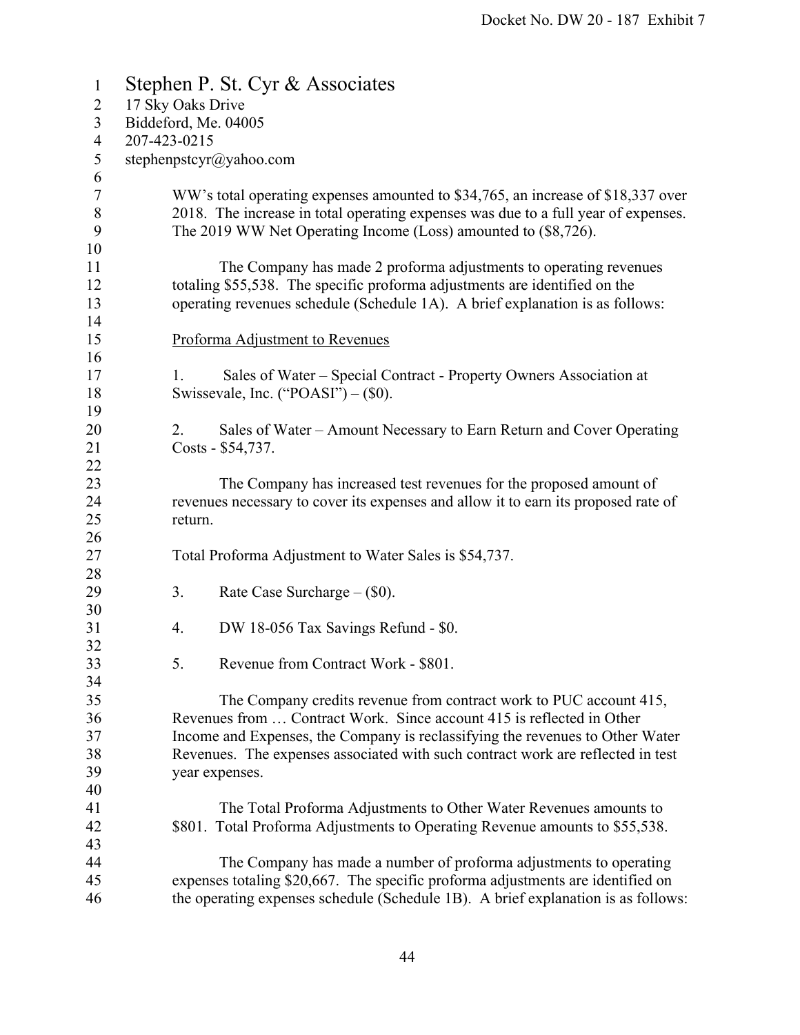Stephen P. St. Cyr & Associates
17 Sky Oaks Drive
Biddeford, Me. 04005
207-423-0215
stephenpstcyr@yahoo.com

WW's total operating expenses amounted to $34,765, an increase of $18,337 over 2018. The increase in total operating expenses was due to a full year of expenses. The 2019 WW Net Operating Income (Loss) amounted to ($8,726).

The Company has made 2 proforma adjustments to operating revenues totaling $55,538. The specific proforma adjustments are identified on the operating revenues schedule (Schedule 1A). A brief explanation is as follows:

Proforma Adjustment to Revenues

1. Sales of Water – Special Contract - Property Owners Association at Swissevale, Inc. ("POASI") – ($0).

2. Sales of Water – Amount Necessary to Earn Return and Cover Operating Costs - $54,737.

The Company has increased test revenues for the proposed amount of revenues necessary to cover its expenses and allow it to earn its proposed rate of return.

Total Proforma Adjustment to Water Sales is $54,737.

3. Rate Case Surcharge – ($0).

4. DW 18-056 Tax Savings Refund - $0.

5. Revenue from Contract Work - $801.

The Company credits revenue from contract work to PUC account 415, Revenues from … Contract Work. Since account 415 is reflected in Other Income and Expenses, the Company is reclassifying the revenues to Other Water Revenues. The expenses associated with such contract work are reflected in test year expenses.

The Total Proforma Adjustments to Other Water Revenues amounts to $801. Total Proforma Adjustments to Operating Revenue amounts to $55,538.

The Company has made a number of proforma adjustments to operating expenses totaling $20,667. The specific proforma adjustments are identified on the operating expenses schedule (Schedule 1B). A brief explanation is as follows: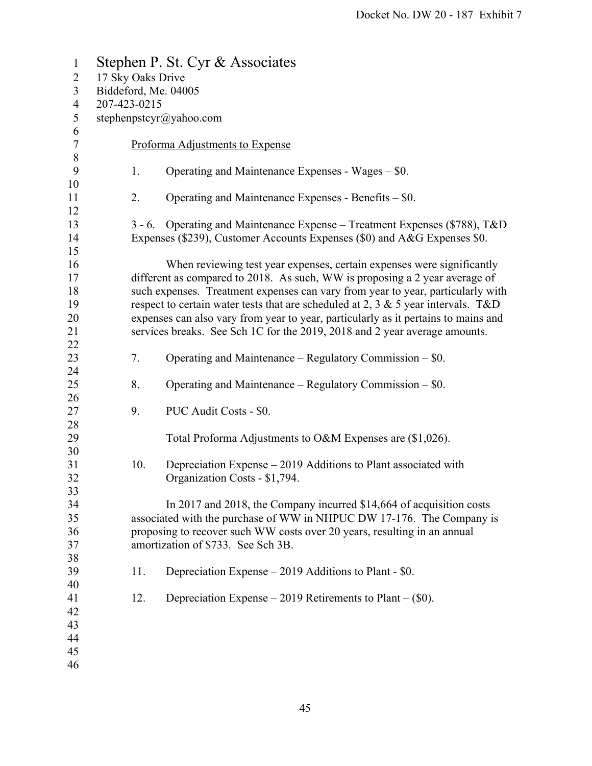Stephen P. St. Cyr & Associates
17 Sky Oaks Drive
Biddeford, Me. 04005
207-423-0215
stephenpstcyr@yahoo.com

Proforma Adjustments to Expense

1. Operating and Maintenance Expenses - Wages – $0.

2. Operating and Maintenance Expenses - Benefits – $0.

3 - 6. Operating and Maintenance Expense – Treatment Expenses ($788), T&D Expenses ($239), Customer Accounts Expenses ($0) and A&G Expenses $0.

When reviewing test year expenses, certain expenses were significantly different as compared to 2018. As such, WW is proposing a 2 year average of such expenses. Treatment expenses can vary from year to year, particularly with respect to certain water tests that are scheduled at 2, 3 & 5 year intervals. T&D expenses can also vary from year to year, particularly as it pertains to mains and services breaks. See Sch 1C for the 2019, 2018 and 2 year average amounts.

7. Operating and Maintenance – Regulatory Commission – $0.

8. Operating and Maintenance – Regulatory Commission – $0.

9. PUC Audit Costs - $0.

Total Proforma Adjustments to O&M Expenses are ($1,026).

10. Depreciation Expense – 2019 Additions to Plant associated with Organization Costs - $1,794.

In 2017 and 2018, the Company incurred $14,664 of acquisition costs associated with the purchase of WW in NHPUC DW 17-176. The Company is proposing to recover such WW costs over 20 years, resulting in an annual amortization of $733. See Sch 3B.

11. Depreciation Expense – 2019 Additions to Plant - $0.

12. Depreciation Expense – 2019 Retirements to Plant – ($0).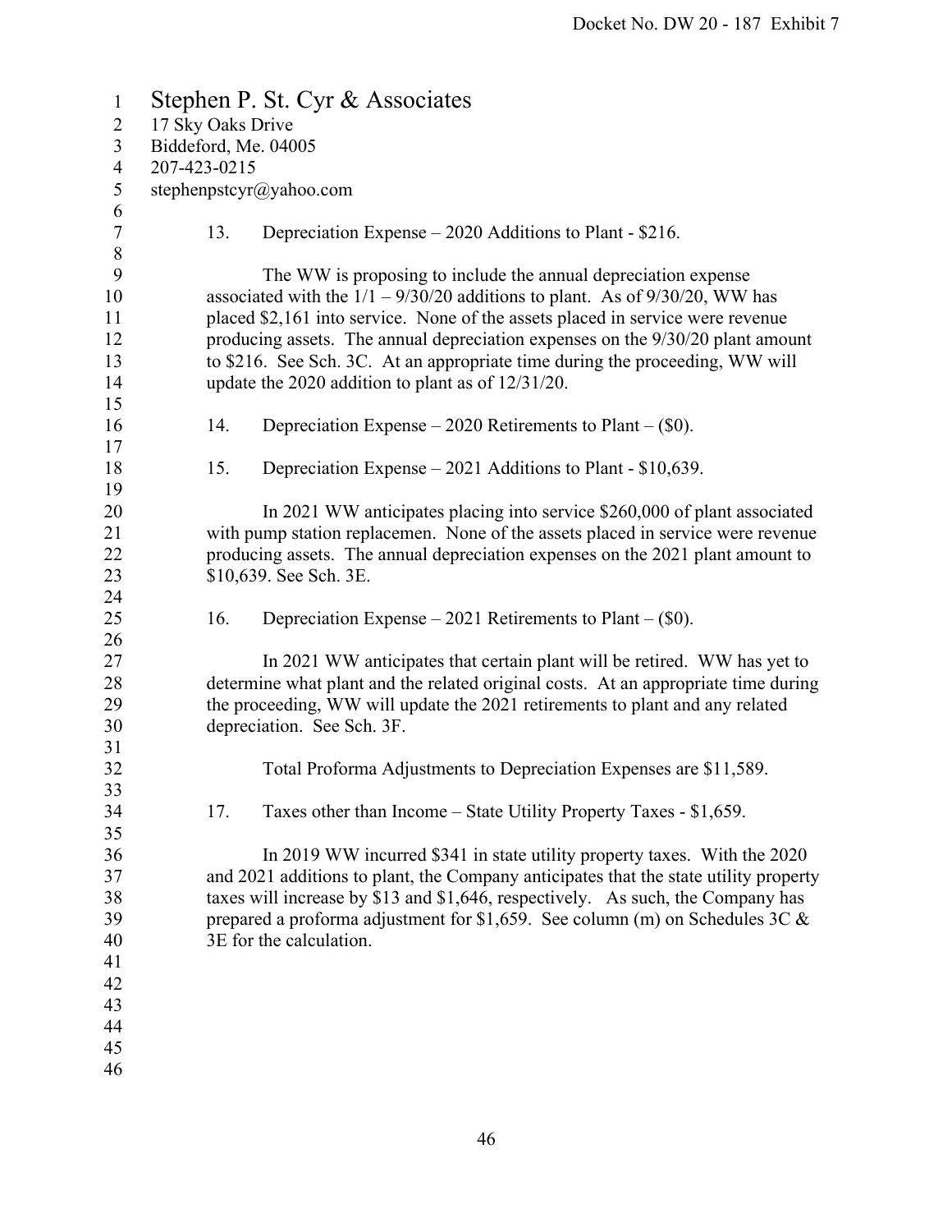Stephen P. St. Cyr & Associates
17 Sky Oaks Drive
Biddeford, Me. 04005
207-423-0215
stephenpstcyr@yahoo.com

13. Depreciation Expense – 2020 Additions to Plant - $216.

The WW is proposing to include the annual depreciation expense associated with the 1/1 – 9/30/20 additions to plant. As of 9/30/20, WW has placed $2,161 into service. None of the assets placed in service were revenue producing assets. The annual depreciation expenses on the 9/30/20 plant amount to $216. See Sch. 3C. At an appropriate time during the proceeding, WW will update the 2020 addition to plant as of 12/31/20.

14. Depreciation Expense – 2020 Retirements to Plant – ($0).

15. Depreciation Expense – 2021 Additions to Plant - $10,639.

In 2021 WW anticipates placing into service $260,000 of plant associated with pump station replacemen. None of the assets placed in service were revenue producing assets. The annual depreciation expenses on the 2021 plant amount to $10,639. See Sch. 3E.

16. Depreciation Expense – 2021 Retirements to Plant – ($0).

In 2021 WW anticipates that certain plant will be retired. WW has yet to determine what plant and the related original costs. At an appropriate time during the proceeding, WW will update the 2021 retirements to plant and any related depreciation. See Sch. 3F.

Total Proforma Adjustments to Depreciation Expenses are $11,589.

17. Taxes other than Income – State Utility Property Taxes - $1,659.

In 2019 WW incurred $341 in state utility property taxes. With the 2020 and 2021 additions to plant, the Company anticipates that the state utility property taxes will increase by $13 and $1,646, respectively. As such, the Company has prepared a proforma adjustment for $1,659. See column (m) on Schedules 3C & 3E for the calculation.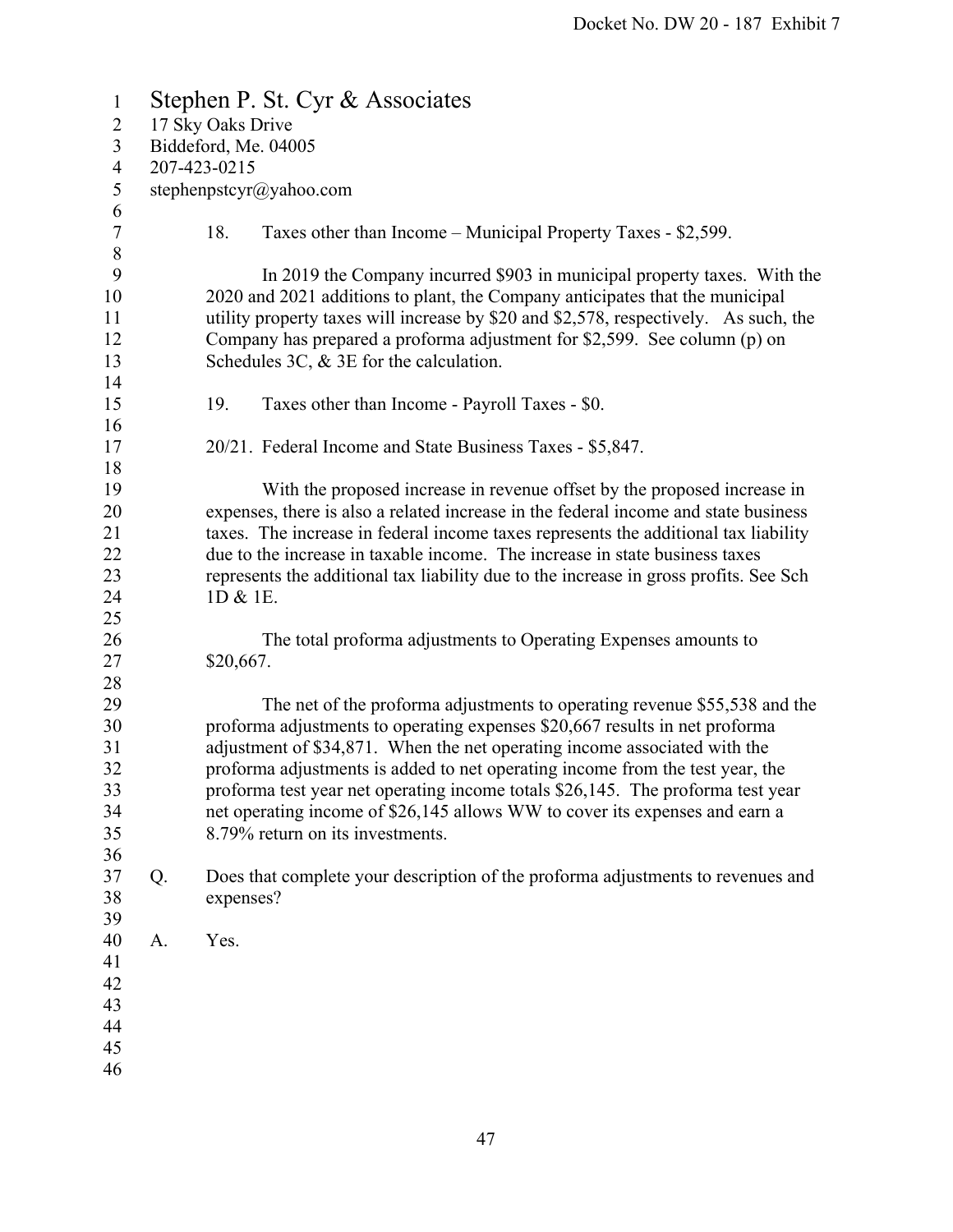Stephen P. St. Cyr & Associates
17 Sky Oaks Drive
Biddeford, Me. 04005
207-423-0215
stephenpstcyr@yahoo.com

18. Taxes other than Income – Municipal Property Taxes - $2,599.

In 2019 the Company incurred $903 in municipal property taxes. With the 2020 and 2021 additions to plant, the Company anticipates that the municipal utility property taxes will increase by $20 and $2,578, respectively. As such, the Company has prepared a proforma adjustment for $2,599. See column (p) on Schedules 3C, & 3E for the calculation.

19. Taxes other than Income - Payroll Taxes - $0.

20/21. Federal Income and State Business Taxes - $5,847.

With the proposed increase in revenue offset by the proposed increase in expenses, there is also a related increase in the federal income and state business taxes. The increase in federal income taxes represents the additional tax liability due to the increase in taxable income. The increase in state business taxes represents the additional tax liability due to the increase in gross profits. See Sch 1D & 1E.

The total proforma adjustments to Operating Expenses amounts to $20,667.

The net of the proforma adjustments to operating revenue $55,538 and the proforma adjustments to operating expenses $20,667 results in net proforma adjustment of $34,871. When the net operating income associated with the proforma adjustments is added to net operating income from the test year, the proforma test year net operating income totals $26,145. The proforma test year net operating income of $26,145 allows WW to cover its expenses and earn a 8.79% return on its investments.

Q. Does that complete your description of the proforma adjustments to revenues and expenses?

A. Yes.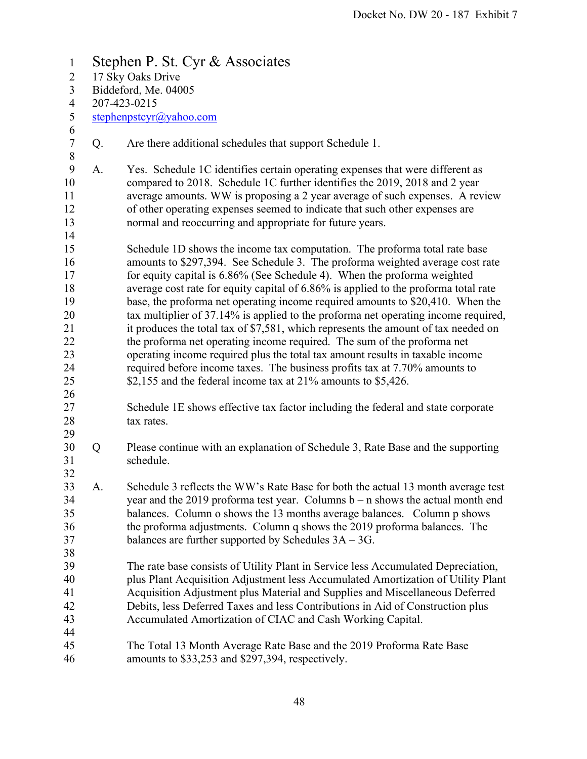Stephen P. St. Cyr & Associates
17 Sky Oaks Drive
Biddeford, Me. 04005
207-423-0215
stephenpstcyr@yahoo.com

Q. Are there additional schedules that support Schedule 1.

A. Yes. Schedule 1C identifies certain operating expenses that were different as compared to 2018. Schedule 1C further identifies the 2019, 2018 and 2 year average amounts. WW is proposing a 2 year average of such expenses. A review of other operating expenses seemed to indicate that such other expenses are normal and reoccurring and appropriate for future years.

Schedule 1D shows the income tax computation. The proforma total rate base amounts to $297,394. See Schedule 3. The proforma weighted average cost rate for equity capital is 6.86% (See Schedule 4). When the proforma weighted average cost rate for equity capital of 6.86% is applied to the proforma total rate base, the proforma net operating income required amounts to $20,410. When the tax multiplier of 37.14% is applied to the proforma net operating income required, it produces the total tax of $7,581, which represents the amount of tax needed on the proforma net operating income required. The sum of the proforma net operating income required plus the total tax amount results in taxable income required before income taxes. The business profits tax at 7.70% amounts to $2,155 and the federal income tax at 21% amounts to $5,426.

Schedule 1E shows effective tax factor including the federal and state corporate tax rates.

Q Please continue with an explanation of Schedule 3, Rate Base and the supporting schedule.

A. Schedule 3 reflects the WW's Rate Base for both the actual 13 month average test year and the 2019 proforma test year. Columns b – n shows the actual month end balances. Column o shows the 13 months average balances. Column p shows the proforma adjustments. Column q shows the 2019 proforma balances. The balances are further supported by Schedules 3A – 3G.

The rate base consists of Utility Plant in Service less Accumulated Depreciation, plus Plant Acquisition Adjustment less Accumulated Amortization of Utility Plant Acquisition Adjustment plus Material and Supplies and Miscellaneous Deferred Debits, less Deferred Taxes and less Contributions in Aid of Construction plus Accumulated Amortization of CIAC and Cash Working Capital.

The Total 13 Month Average Rate Base and the 2019 Proforma Rate Base amounts to $33,253 and $297,394, respectively.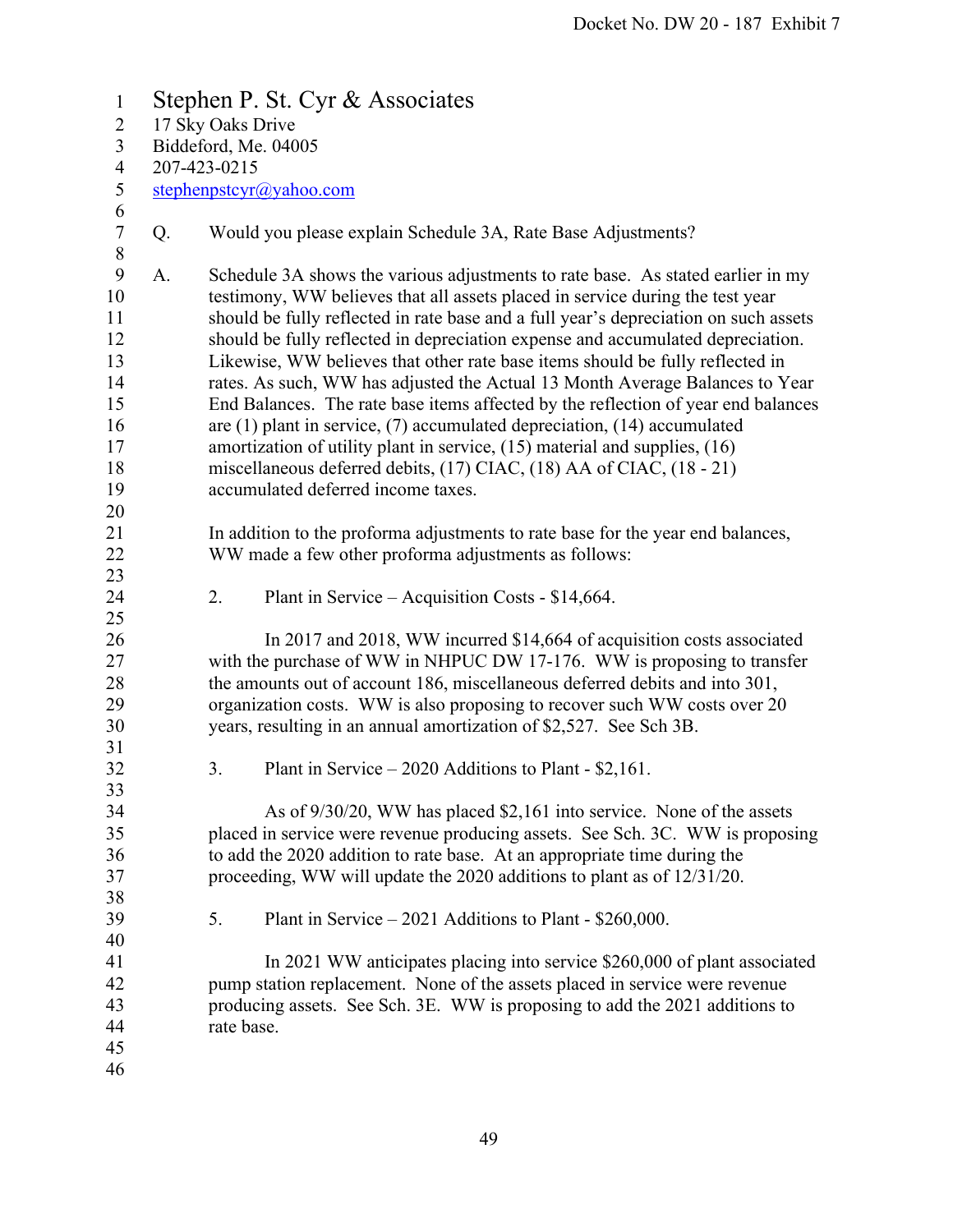Stephen P. St. Cyr & Associates
17 Sky Oaks Drive
Biddeford, Me. 04005
207-423-0215
stephenpstcyr@yahoo.com

Q. Would you please explain Schedule 3A, Rate Base Adjustments?

A. Schedule 3A shows the various adjustments to rate base. As stated earlier in my testimony, WW believes that all assets placed in service during the test year should be fully reflected in rate base and a full year's depreciation on such assets should be fully reflected in depreciation expense and accumulated depreciation. Likewise, WW believes that other rate base items should be fully reflected in rates. As such, WW has adjusted the Actual 13 Month Average Balances to Year End Balances. The rate base items affected by the reflection of year end balances are (1) plant in service, (7) accumulated depreciation, (14) accumulated amortization of utility plant in service, (15) material and supplies, (16) miscellaneous deferred debits, (17) CIAC, (18) AA of CIAC, (18 - 21) accumulated deferred income taxes.

In addition to the proforma adjustments to rate base for the year end balances, WW made a few other proforma adjustments as follows:

2. Plant in Service – Acquisition Costs - $14,664.

In 2017 and 2018, WW incurred $14,664 of acquisition costs associated with the purchase of WW in NHPUC DW 17-176. WW is proposing to transfer the amounts out of account 186, miscellaneous deferred debits and into 301, organization costs. WW is also proposing to recover such WW costs over 20 years, resulting in an annual amortization of $2,527. See Sch 3B.

3. Plant in Service – 2020 Additions to Plant - $2,161.

As of 9/30/20, WW has placed $2,161 into service. None of the assets placed in service were revenue producing assets. See Sch. 3C. WW is proposing to add the 2020 addition to rate base. At an appropriate time during the proceeding, WW will update the 2020 additions to plant as of 12/31/20.

5. Plant in Service – 2021 Additions to Plant - $260,000.

In 2021 WW anticipates placing into service $260,000 of plant associated pump station replacement. None of the assets placed in service were revenue producing assets. See Sch. 3E. WW is proposing to add the 2021 additions to rate base.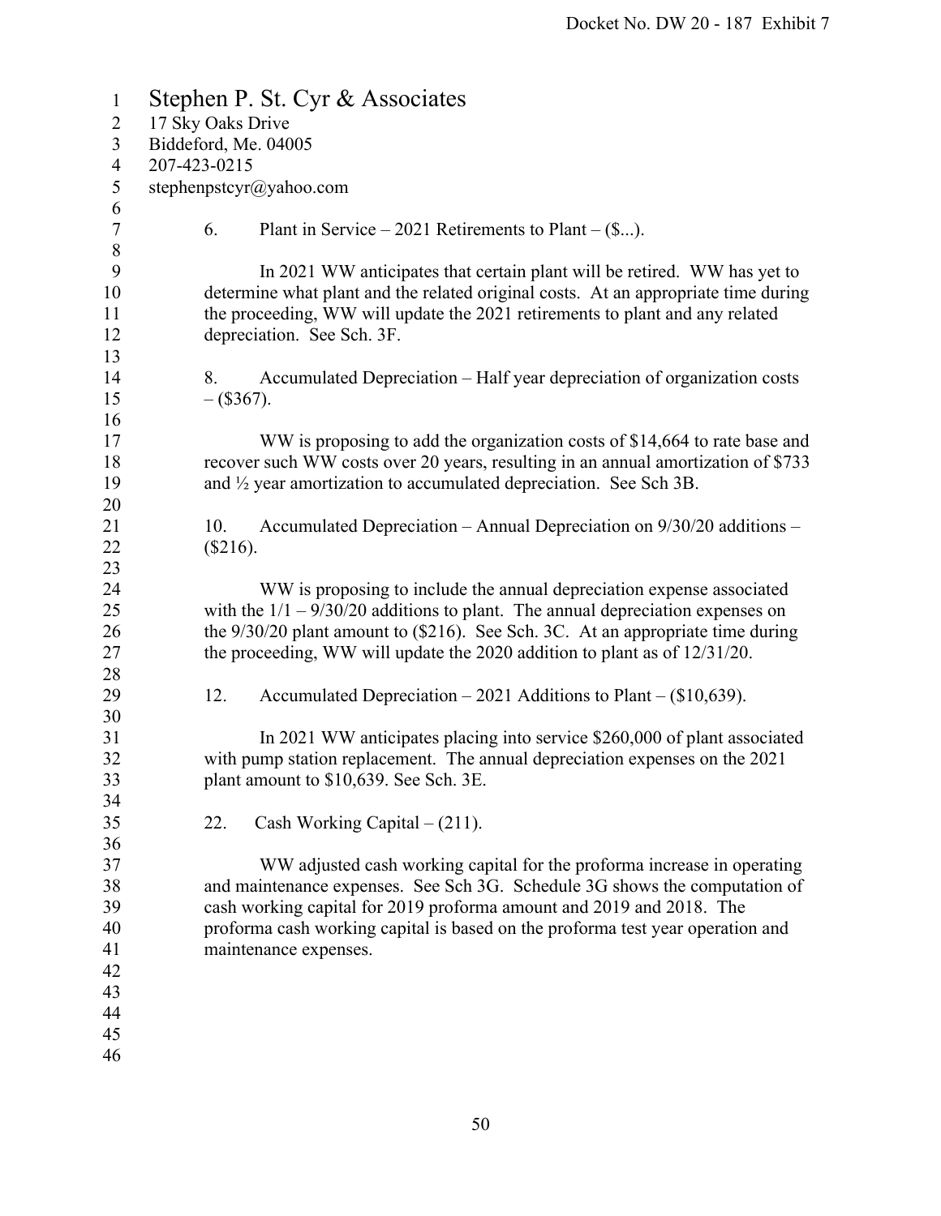Stephen P. St. Cyr & Associates
17 Sky Oaks Drive
Biddeford, Me. 04005
207-423-0215
stephenpstcyr@yahoo.com

6. Plant in Service – 2021 Retirements to Plant – ($...).

In 2021 WW anticipates that certain plant will be retired. WW has yet to determine what plant and the related original costs. At an appropriate time during the proceeding, WW will update the 2021 retirements to plant and any related depreciation. See Sch. 3F.

8. Accumulated Depreciation – Half year depreciation of organization costs – ($367).

WW is proposing to add the organization costs of $14,664 to rate base and recover such WW costs over 20 years, resulting in an annual amortization of $733 and ½ year amortization to accumulated depreciation. See Sch 3B.

10. Accumulated Depreciation – Annual Depreciation on 9/30/20 additions – ($216).

WW is proposing to include the annual depreciation expense associated with the 1/1 – 9/30/20 additions to plant. The annual depreciation expenses on the 9/30/20 plant amount to ($216). See Sch. 3C. At an appropriate time during the proceeding, WW will update the 2020 addition to plant as of 12/31/20.

12. Accumulated Depreciation – 2021 Additions to Plant – ($10,639).

In 2021 WW anticipates placing into service $260,000 of plant associated with pump station replacement. The annual depreciation expenses on the 2021 plant amount to $10,639. See Sch. 3E.

22. Cash Working Capital – (211).

WW adjusted cash working capital for the proforma increase in operating and maintenance expenses. See Sch 3G. Schedule 3G shows the computation of cash working capital for 2019 proforma amount and 2019 and 2018. The proforma cash working capital is based on the proforma test year operation and maintenance expenses.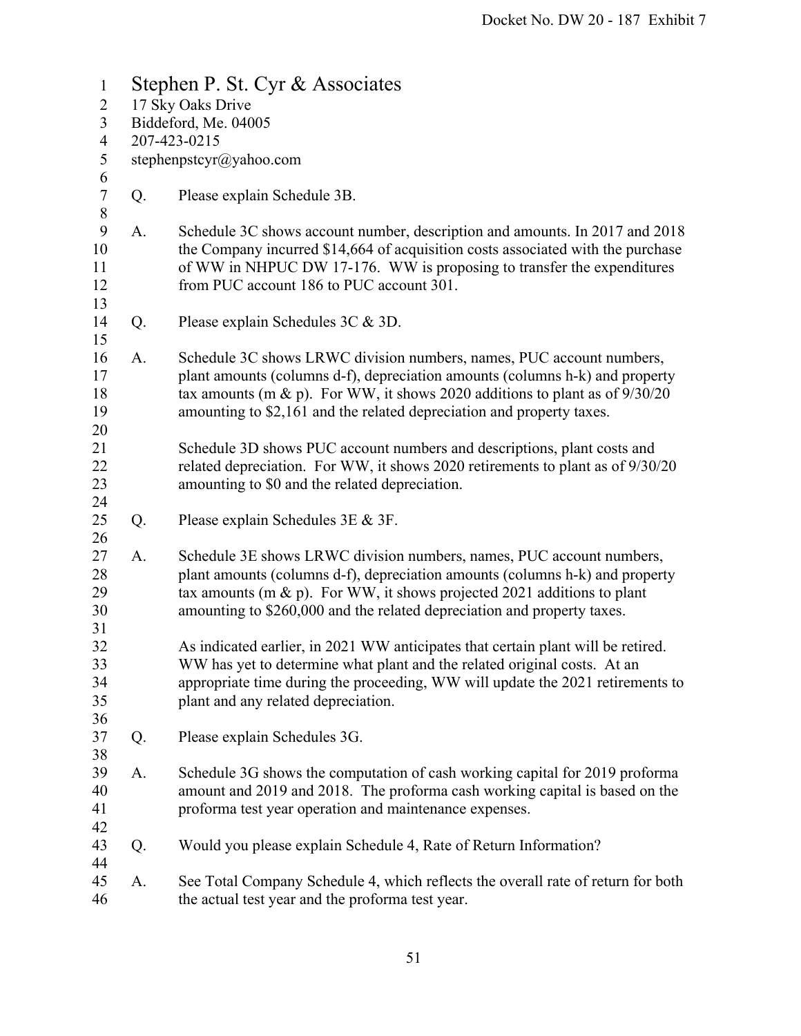Stephen P. St. Cyr & Associates
17 Sky Oaks Drive
Biddeford, Me. 04005
207-423-0215
stephenpstcyr@yahoo.com

Q. Please explain Schedule 3B.

A. Schedule 3C shows account number, description and amounts. In 2017 and 2018 the Company incurred $14,664 of acquisition costs associated with the purchase of WW in NHPUC DW 17-176. WW is proposing to transfer the expenditures from PUC account 186 to PUC account 301.

Q. Please explain Schedules 3C & 3D.

A. Schedule 3C shows LRWC division numbers, names, PUC account numbers, plant amounts (columns d-f), depreciation amounts (columns h-k) and property tax amounts (m & p). For WW, it shows 2020 additions to plant as of 9/30/20 amounting to $2,161 and the related depreciation and property taxes.

Schedule 3D shows PUC account numbers and descriptions, plant costs and related depreciation. For WW, it shows 2020 retirements to plant as of 9/30/20 amounting to $0 and the related depreciation.

Q. Please explain Schedules 3E & 3F.

A. Schedule 3E shows LRWC division numbers, names, PUC account numbers, plant amounts (columns d-f), depreciation amounts (columns h-k) and property tax amounts (m & p). For WW, it shows projected 2021 additions to plant amounting to $260,000 and the related depreciation and property taxes.

As indicated earlier, in 2021 WW anticipates that certain plant will be retired. WW has yet to determine what plant and the related original costs. At an appropriate time during the proceeding, WW will update the 2021 retirements to plant and any related depreciation.

Q. Please explain Schedules 3G.

A. Schedule 3G shows the computation of cash working capital for 2019 proforma amount and 2019 and 2018. The proforma cash working capital is based on the proforma test year operation and maintenance expenses.

Q. Would you please explain Schedule 4, Rate of Return Information?

A. See Total Company Schedule 4, which reflects the overall rate of return for both the actual test year and the proforma test year.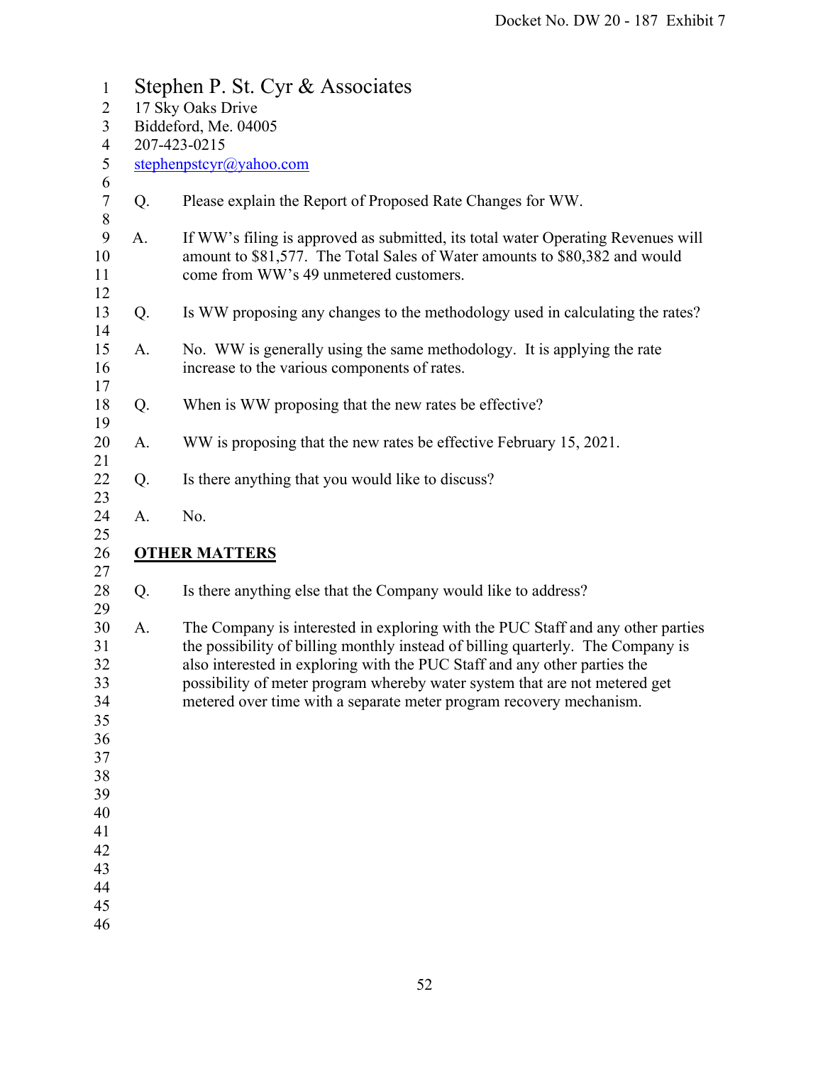Stephen P. St. Cyr & Associates
17 Sky Oaks Drive
Biddeford, Me. 04005
207-423-0215
stephenpstcyr@yahoo.com

Q. Please explain the Report of Proposed Rate Changes for WW.

A. If WW's filing is approved as submitted, its total water Operating Revenues will amount to $81,577. The Total Sales of Water amounts to $80,382 and would come from WW's 49 unmetered customers.

Q. Is WW proposing any changes to the methodology used in calculating the rates?

A. No. WW is generally using the same methodology. It is applying the rate increase to the various components of rates.

Q. When is WW proposing that the new rates be effective?

A. WW is proposing that the new rates be effective February 15, 2021.

Q. Is there anything that you would like to discuss?

A. No.

**OTHER MATTERS**

Q. Is there anything else that the Company would like to address?

A. The Company is interested in exploring with the PUC Staff and any other parties the possibility of billing monthly instead of billing quarterly. The Company is also interested in exploring with the PUC Staff and any other parties the possibility of meter program whereby water system that are not metered get metered over time with a separate meter program recovery mechanism.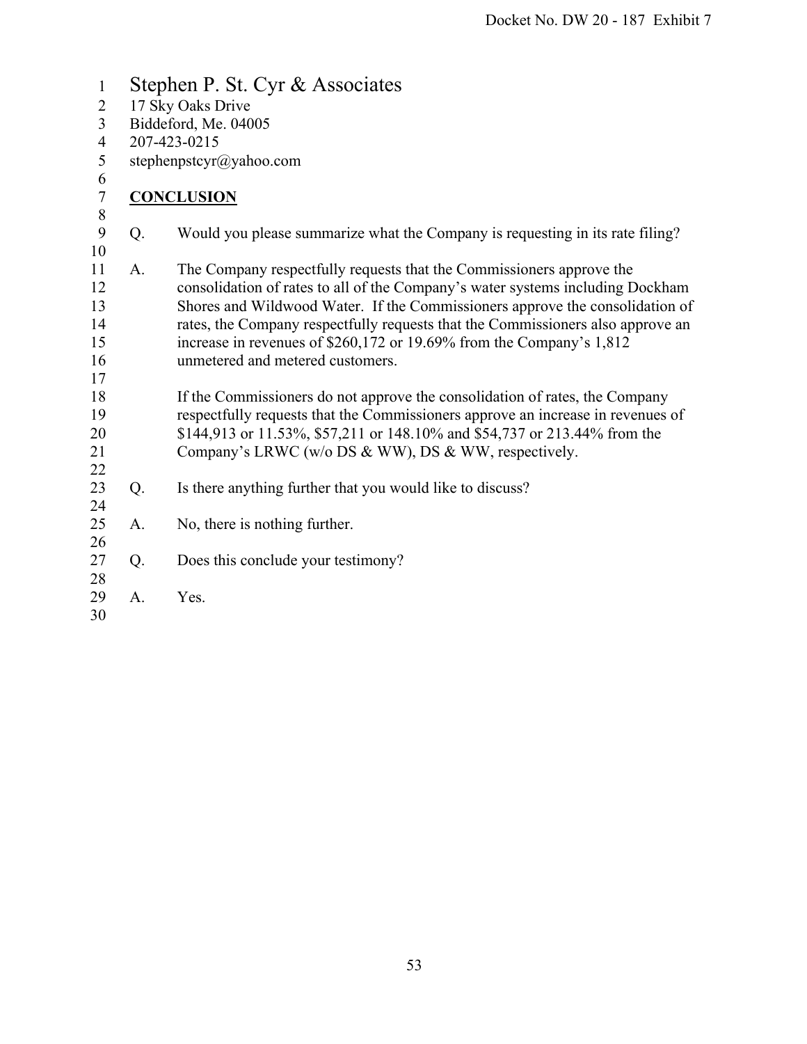Stephen P. St. Cyr & Associates
17 Sky Oaks Drive
Biddeford, Me. 04005
207-423-0215
stephenpstcyr@yahoo.com

**CONCLUSION**

Q. Would you please summarize what the Company is requesting in its rate filing?

A. The Company respectfully requests that the Commissioners approve the consolidation of rates to all of the Company's water systems including Dockham Shores and Wildwood Water. If the Commissioners approve the consolidation of rates, the Company respectfully requests that the Commissioners also approve an increase in revenues of $260,172 or 19.69% from the Company's 1,812 unmetered and metered customers.

If the Commissioners do not approve the consolidation of rates, the Company respectfully requests that the Commissioners approve an increase in revenues of $144,913 or 11.53%, $57,211 or 148.10% and $54,737 or 213.44% from the Company's LRWC (w/o DS & WW), DS & WW, respectively.

Q. Is there anything further that you would like to discuss?

A. No, there is nothing further.

Q. Does this conclude your testimony?

A. Yes.